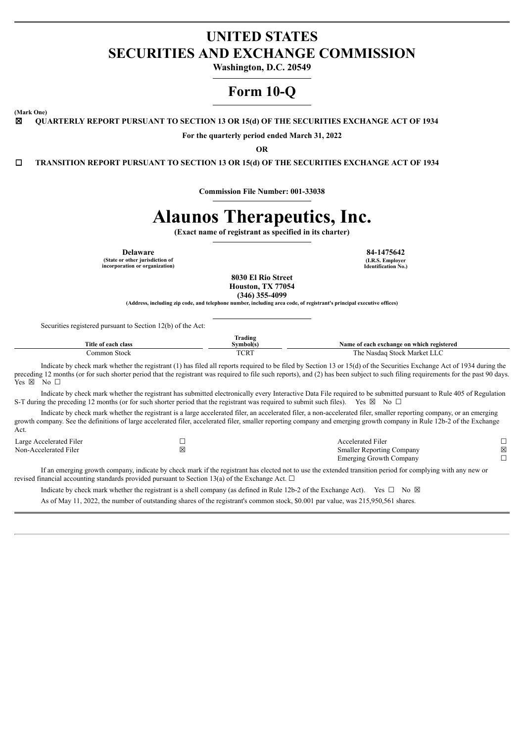# UNITED STATES
# SECURITIES AND EXCHANGE COMMISSION

**Washington, D.C. 20549**

# Form 10-Q

**(Mark One)**

☒ **QUARTERLY REPORT PURSUANT TO SECTION 13 OR 15(d) OF THE SECURITIES EXCHANGE ACT OF 1934**

**For the quarterly period ended March 31, 2022**

**OR**

☐ **TRANSITION REPORT PURSUANT TO SECTION 13 OR 15(d) OF THE SECURITIES EXCHANGE ACT OF 1934**

**Commission File Number: 001-33038**

# Alaunos Therapeutics, Inc.

**(Exact name of registrant as specified in its charter)**

| **Delaware** | **84-1475642** |
|---|---|
| **(State or other jurisdiction of incorporation or organization)** | **(I.R.S. Employer Identification No.)** |

**8030 El Rio Street**
**Houston, TX 77054**
**(346) 355-4099**
**(Address, including zip code, and telephone number, including area code, of registrant's principal executive offices)**

Securities registered pursuant to Section 12(b) of the Act:

| Title of each class | Trading Symbol(s) | Name of each exchange on which registered |
|---|---|---|
| Common Stock | TCRT | The Nasdaq Stock Market LLC |

Indicate by check mark whether the registrant (1) has filed all reports required to be filed by Section 13 or 15(d) of the Securities Exchange Act of 1934 during the preceding 12 months (or for such shorter period that the registrant was required to file such reports), and (2) has been subject to such filing requirements for the past 90 days. Yes ☒ No ☐

Indicate by check mark whether the registrant has submitted electronically every Interactive Data File required to be submitted pursuant to Rule 405 of Regulation S-T during the preceding 12 months (or for such shorter period that the registrant was required to submit such files). Yes ☒ No ☐

Indicate by check mark whether the registrant is a large accelerated filer, an accelerated filer, a non-accelerated filer, smaller reporting company, or an emerging growth company. See the definitions of large accelerated filer, accelerated filer, smaller reporting company and emerging growth company in Rule 12b-2 of the Exchange Act.

| | | | |
|---|---|---|---|
| Large Accelerated Filer | ☐ | Accelerated Filer | ☐ |
| Non-Accelerated Filer | ☒ | Smaller Reporting Company | ☒ |
| | | Emerging Growth Company | ☐ |

If an emerging growth company, indicate by check mark if the registrant has elected not to use the extended transition period for complying with any new or revised financial accounting standards provided pursuant to Section 13(a) of the Exchange Act. ☐

Indicate by check mark whether the registrant is a shell company (as defined in Rule 12b-2 of the Exchange Act). Yes ☐ No ☒

As of May 11, 2022, the number of outstanding shares of the registrant's common stock, $0.001 par value, was 215,950,561 shares.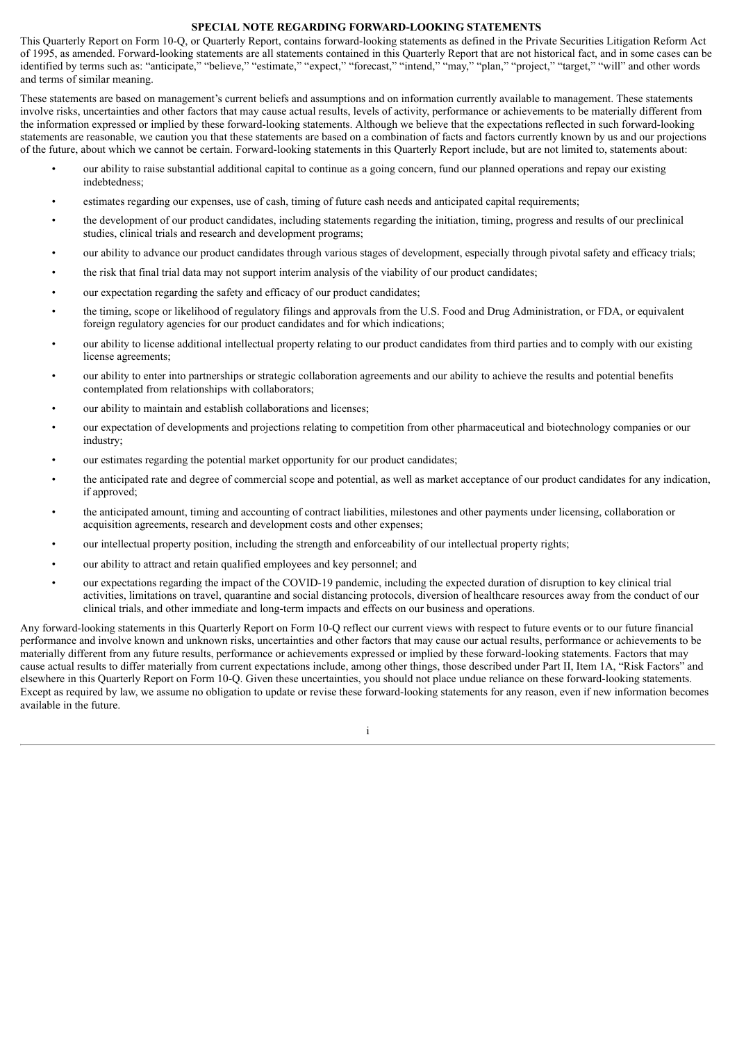## SPECIAL NOTE REGARDING FORWARD-LOOKING STATEMENTS

This Quarterly Report on Form 10-Q, or Quarterly Report, contains forward-looking statements as defined in the Private Securities Litigation Reform Act of 1995, as amended. Forward-looking statements are all statements contained in this Quarterly Report that are not historical fact, and in some cases can be identified by terms such as: "anticipate," "believe," "estimate," "expect," "forecast," "intend," "may," "plan," "project," "target," "will" and other words and terms of similar meaning.

These statements are based on management's current beliefs and assumptions and on information currently available to management. These statements involve risks, uncertainties and other factors that may cause actual results, levels of activity, performance or achievements to be materially different from the information expressed or implied by these forward-looking statements. Although we believe that the expectations reflected in such forward-looking statements are reasonable, we caution you that these statements are based on a combination of facts and factors currently known by us and our projections of the future, about which we cannot be certain. Forward-looking statements in this Quarterly Report include, but are not limited to, statements about:

- our ability to raise substantial additional capital to continue as a going concern, fund our planned operations and repay our existing indebtedness;
- estimates regarding our expenses, use of cash, timing of future cash needs and anticipated capital requirements;
- the development of our product candidates, including statements regarding the initiation, timing, progress and results of our preclinical studies, clinical trials and research and development programs;
- our ability to advance our product candidates through various stages of development, especially through pivotal safety and efficacy trials;
- the risk that final trial data may not support interim analysis of the viability of our product candidates;
- our expectation regarding the safety and efficacy of our product candidates;
- the timing, scope or likelihood of regulatory filings and approvals from the U.S. Food and Drug Administration, or FDA, or equivalent foreign regulatory agencies for our product candidates and for which indications;
- our ability to license additional intellectual property relating to our product candidates from third parties and to comply with our existing license agreements;
- our ability to enter into partnerships or strategic collaboration agreements and our ability to achieve the results and potential benefits contemplated from relationships with collaborators;
- our ability to maintain and establish collaborations and licenses;
- our expectation of developments and projections relating to competition from other pharmaceutical and biotechnology companies or our industry;
- our estimates regarding the potential market opportunity for our product candidates;
- the anticipated rate and degree of commercial scope and potential, as well as market acceptance of our product candidates for any indication, if approved;
- the anticipated amount, timing and accounting of contract liabilities, milestones and other payments under licensing, collaboration or acquisition agreements, research and development costs and other expenses;
- our intellectual property position, including the strength and enforceability of our intellectual property rights;
- our ability to attract and retain qualified employees and key personnel; and
- our expectations regarding the impact of the COVID-19 pandemic, including the expected duration of disruption to key clinical trial activities, limitations on travel, quarantine and social distancing protocols, diversion of healthcare resources away from the conduct of our clinical trials, and other immediate and long-term impacts and effects on our business and operations.

Any forward-looking statements in this Quarterly Report on Form 10-Q reflect our current views with respect to future events or to our future financial performance and involve known and unknown risks, uncertainties and other factors that may cause our actual results, performance or achievements to be materially different from any future results, performance or achievements expressed or implied by these forward-looking statements. Factors that may cause actual results to differ materially from current expectations include, among other things, those described under Part II, Item 1A, "Risk Factors" and elsewhere in this Quarterly Report on Form 10-Q. Given these uncertainties, you should not place undue reliance on these forward-looking statements. Except as required by law, we assume no obligation to update or revise these forward-looking statements for any reason, even if new information becomes available in the future.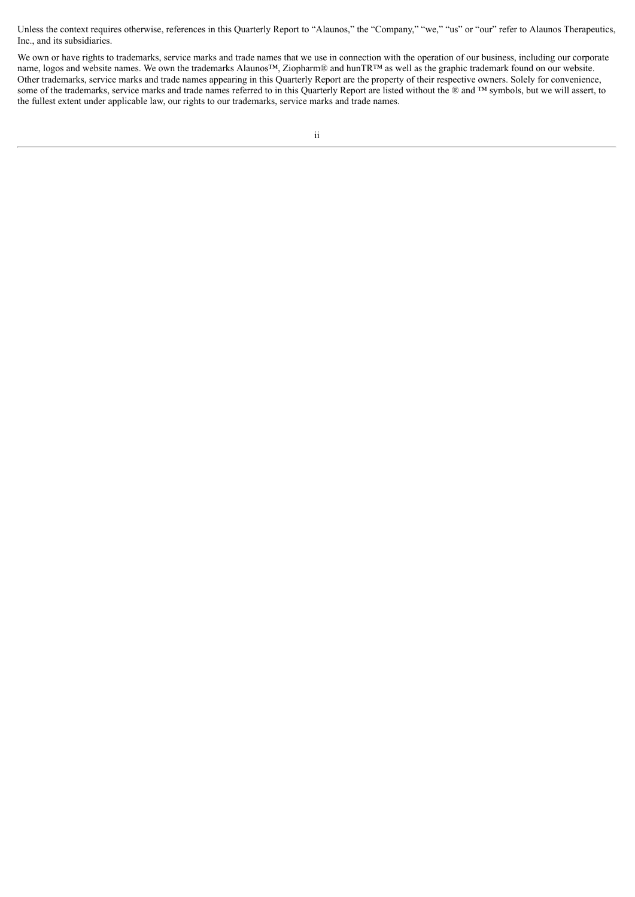Unless the context requires otherwise, references in this Quarterly Report to "Alaunos," the "Company," "we," "us" or "our" refer to Alaunos Therapeutics, Inc., and its subsidiaries.

We own or have rights to trademarks, service marks and trade names that we use in connection with the operation of our business, including our corporate name, logos and website names. We own the trademarks Alaunos™, Ziopharm® and hunTR™ as well as the graphic trademark found on our website. Other trademarks, service marks and trade names appearing in this Quarterly Report are the property of their respective owners. Solely for convenience, some of the trademarks, service marks and trade names referred to in this Quarterly Report are listed without the ® and ™ symbols, but we will assert, to the fullest extent under applicable law, our rights to our trademarks, service marks and trade names.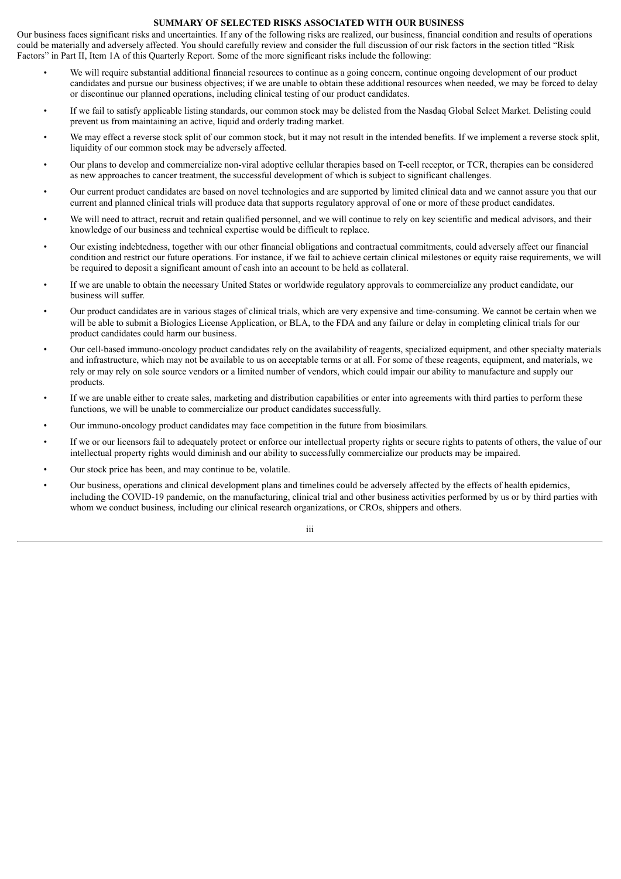## SUMMARY OF SELECTED RISKS ASSOCIATED WITH OUR BUSINESS

Our business faces significant risks and uncertainties. If any of the following risks are realized, our business, financial condition and results of operations could be materially and adversely affected. You should carefully review and consider the full discussion of our risk factors in the section titled "Risk Factors" in Part II, Item 1A of this Quarterly Report. Some of the more significant risks include the following:

- We will require substantial additional financial resources to continue as a going concern, continue ongoing development of our product candidates and pursue our business objectives; if we are unable to obtain these additional resources when needed, we may be forced to delay or discontinue our planned operations, including clinical testing of our product candidates.
- If we fail to satisfy applicable listing standards, our common stock may be delisted from the Nasdaq Global Select Market. Delisting could prevent us from maintaining an active, liquid and orderly trading market.
- We may effect a reverse stock split of our common stock, but it may not result in the intended benefits. If we implement a reverse stock split, liquidity of our common stock may be adversely affected.
- Our plans to develop and commercialize non-viral adoptive cellular therapies based on T-cell receptor, or TCR, therapies can be considered as new approaches to cancer treatment, the successful development of which is subject to significant challenges.
- Our current product candidates are based on novel technologies and are supported by limited clinical data and we cannot assure you that our current and planned clinical trials will produce data that supports regulatory approval of one or more of these product candidates.
- We will need to attract, recruit and retain qualified personnel, and we will continue to rely on key scientific and medical advisors, and their knowledge of our business and technical expertise would be difficult to replace.
- Our existing indebtedness, together with our other financial obligations and contractual commitments, could adversely affect our financial condition and restrict our future operations. For instance, if we fail to achieve certain clinical milestones or equity raise requirements, we will be required to deposit a significant amount of cash into an account to be held as collateral.
- If we are unable to obtain the necessary United States or worldwide regulatory approvals to commercialize any product candidate, our business will suffer.
- Our product candidates are in various stages of clinical trials, which are very expensive and time-consuming. We cannot be certain when we will be able to submit a Biologics License Application, or BLA, to the FDA and any failure or delay in completing clinical trials for our product candidates could harm our business.
- Our cell-based immuno-oncology product candidates rely on the availability of reagents, specialized equipment, and other specialty materials and infrastructure, which may not be available to us on acceptable terms or at all. For some of these reagents, equipment, and materials, we rely or may rely on sole source vendors or a limited number of vendors, which could impair our ability to manufacture and supply our products.
- If we are unable either to create sales, marketing and distribution capabilities or enter into agreements with third parties to perform these functions, we will be unable to commercialize our product candidates successfully.
- Our immuno-oncology product candidates may face competition in the future from biosimilars.
- If we or our licensors fail to adequately protect or enforce our intellectual property rights or secure rights to patents of others, the value of our intellectual property rights would diminish and our ability to successfully commercialize our products may be impaired.
- Our stock price has been, and may continue to be, volatile.
- Our business, operations and clinical development plans and timelines could be adversely affected by the effects of health epidemics, including the COVID-19 pandemic, on the manufacturing, clinical trial and other business activities performed by us or by third parties with whom we conduct business, including our clinical research organizations, or CROs, shippers and others.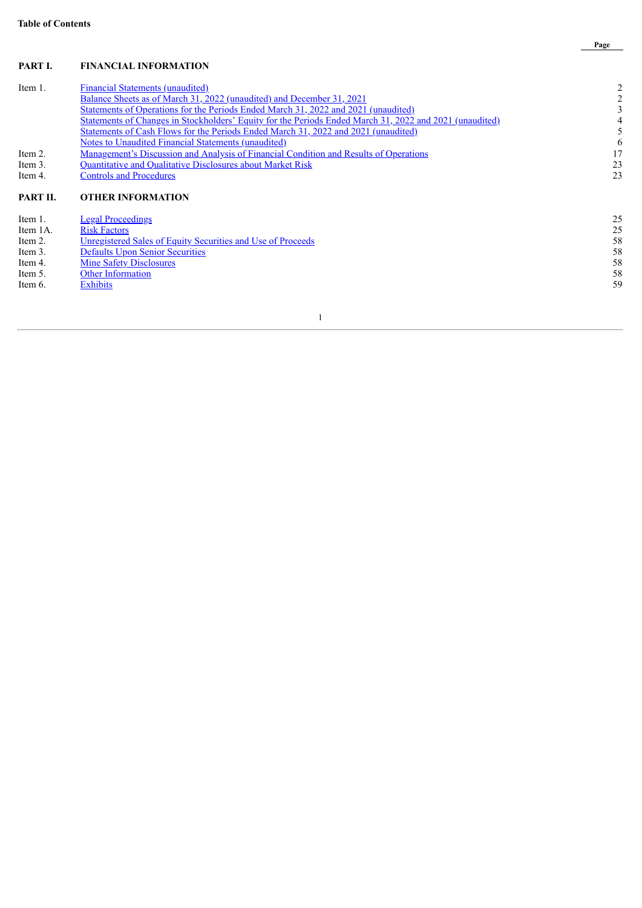**Table of Contents**

| | | Page |
|---|---|---|
| **PART I.** | **FINANCIAL INFORMATION** | |
| Item 1. | Financial Statements (unaudited) | 2 |
| | Balance Sheets as of March 31, 2022 (unaudited) and December 31, 2021 | 2 |
| | Statements of Operations for the Periods Ended March 31, 2022 and 2021 (unaudited) | 3 |
| | Statements of Changes in Stockholders’ Equity for the Periods Ended March 31, 2022 and 2021 (unaudited) | 4 |
| | Statements of Cash Flows for the Periods Ended March 31, 2022 and 2021 (unaudited) | 5 |
| | Notes to Unaudited Financial Statements (unaudited) | 6 |
| Item 2. | Management’s Discussion and Analysis of Financial Condition and Results of Operations | 17 |
| Item 3. | Quantitative and Qualitative Disclosures about Market Risk | 23 |
| Item 4. | Controls and Procedures | 23 |
| **PART II.** | **OTHER INFORMATION** | |
| Item 1. | Legal Proceedings | 25 |
| Item 1A. | Risk Factors | 25 |
| Item 2. | Unregistered Sales of Equity Securities and Use of Proceeds | 58 |
| Item 3. | Defaults Upon Senior Securities | 58 |
| Item 4. | Mine Safety Disclosures | 58 |
| Item 5. | Other Information | 58 |
| Item 6. | Exhibits | 59 |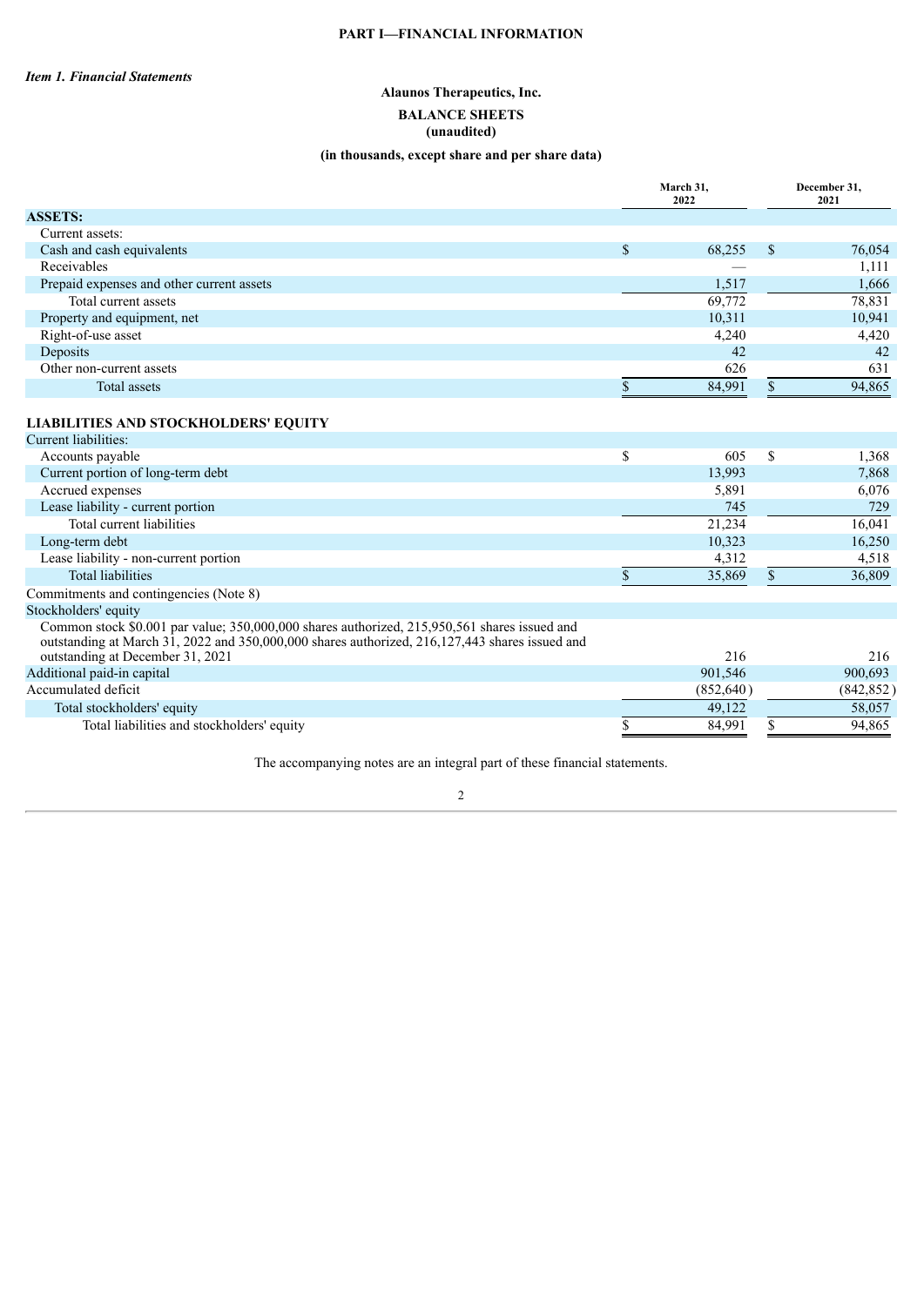# PART I—FINANCIAL INFORMATION

***Item 1. Financial Statements***

**Alaunos Therapeutics, Inc.**

**BALANCE SHEETS**
**(unaudited)**

**(in thousands, except share and per share data)**

| | March 31, 2022 | December 31, 2021 |
|---|---|---|
| **ASSETS:** | | |
| Current assets: | | |
| Cash and cash equivalents | $ 68,255 | $ 76,054 |
| Receivables | — | 1,111 |
| Prepaid expenses and other current assets | 1,517 | 1,666 |
| Total current assets | 69,772 | 78,831 |
| Property and equipment, net | 10,311 | 10,941 |
| Right-of-use asset | 4,240 | 4,420 |
| Deposits | 42 | 42 |
| Other non-current assets | 626 | 631 |
| Total assets | $ 84,991 | $ 94,865 |
| | | |
| **LIABILITIES AND STOCKHOLDERS' EQUITY** | | |
| Current liabilities: | | |
| Accounts payable | $ 605 | $ 1,368 |
| Current portion of long-term debt | 13,993 | 7,868 |
| Accrued expenses | 5,891 | 6,076 |
| Lease liability - current portion | 745 | 729 |
| Total current liabilities | 21,234 | 16,041 |
| Long-term debt | 10,323 | 16,250 |
| Lease liability - non-current portion | 4,312 | 4,518 |
| Total liabilities | $ 35,869 | $ 36,809 |
| Commitments and contingencies (Note 8) | | |
| Stockholders' equity | | |
| Common stock $0.001 par value; 350,000,000 shares authorized, 215,950,561 shares issued and outstanding at March 31, 2022 and 350,000,000 shares authorized, 216,127,443 shares issued and outstanding at December 31, 2021 | 216 | 216 |
| Additional paid-in capital | 901,546 | 900,693 |
| Accumulated deficit | (852,640) | (842,852) |
| Total stockholders' equity | 49,122 | 58,057 |
| Total liabilities and stockholders' equity | $ 84,991 | $ 94,865 |

The accompanying notes are an integral part of these financial statements.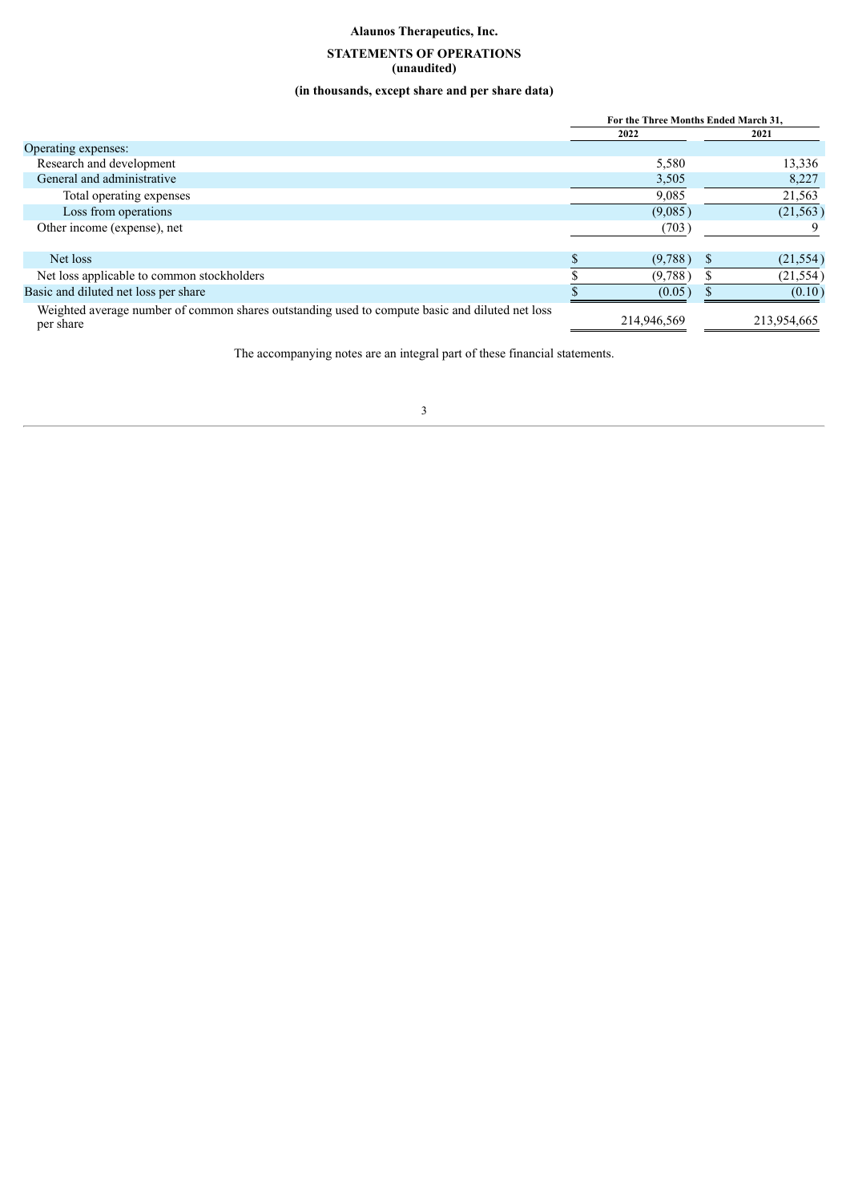**Alaunos Therapeutics, Inc.**

**STATEMENTS OF OPERATIONS**
**(unaudited)**

**(in thousands, except share and per share data)**

| | For the Three Months Ended March 31, | |
|---|---|---|
| | 2022 | 2021 |
| Operating expenses: | | |
| Research and development | 5,580 | 13,336 |
| General and administrative | 3,505 | 8,227 |
| Total operating expenses | 9,085 | 21,563 |
| Loss from operations | (9,085) | (21,563) |
| Other income (expense), net | (703) | 9 |
| Net loss | $ (9,788) | $ (21,554) |
| Net loss applicable to common stockholders | $ (9,788) | $ (21,554) |
| Basic and diluted net loss per share | $ (0.05) | $ (0.10) |
| Weighted average number of common shares outstanding used to compute basic and diluted net loss per share | 214,946,569 | 213,954,665 |

The accompanying notes are an integral part of these financial statements.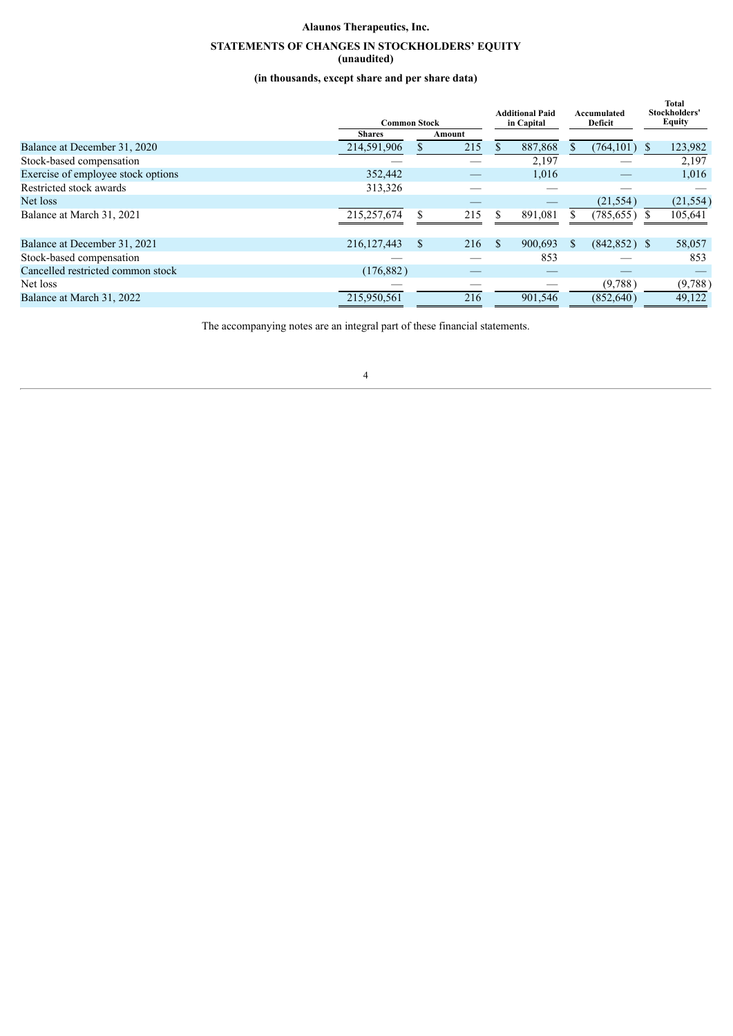**Alaunos Therapeutics, Inc.**

**STATEMENTS OF CHANGES IN STOCKHOLDERS' EQUITY**
**(unaudited)**

**(in thousands, except share and per share data)**

| | Common Stock | | Additional Paid in Capital | Accumulated Deficit | Total Stockholders' Equity |
|---|---|---|---|---|---|
| | Shares | Amount | | | |
| Balance at December 31, 2020 | 214,591,906 | $ 215 | $ 887,868 | $ (764,101) | $ 123,982 |
| Stock-based compensation | — | — | 2,197 | — | 2,197 |
| Exercise of employee stock options | 352,442 | — | 1,016 | — | 1,016 |
| Restricted stock awards | 313,326 | — | — | — | — |
| Net loss | | — | — | (21,554) | (21,554) |
| Balance at March 31, 2021 | 215,257,674 | $ 215 | $ 891,081 | $ (785,655) | $ 105,641 |
| | | | | | |
| Balance at December 31, 2021 | 216,127,443 | $ 216 | $ 900,693 | $ (842,852) | $ 58,057 |
| Stock-based compensation | — | — | 853 | — | 853 |
| Cancelled restricted common stock | (176,882) | — | — | — | — |
| Net loss | — | — | — | (9,788) | (9,788) |
| Balance at March 31, 2022 | 215,950,561 | 216 | 901,546 | (852,640) | 49,122 |

The accompanying notes are an integral part of these financial statements.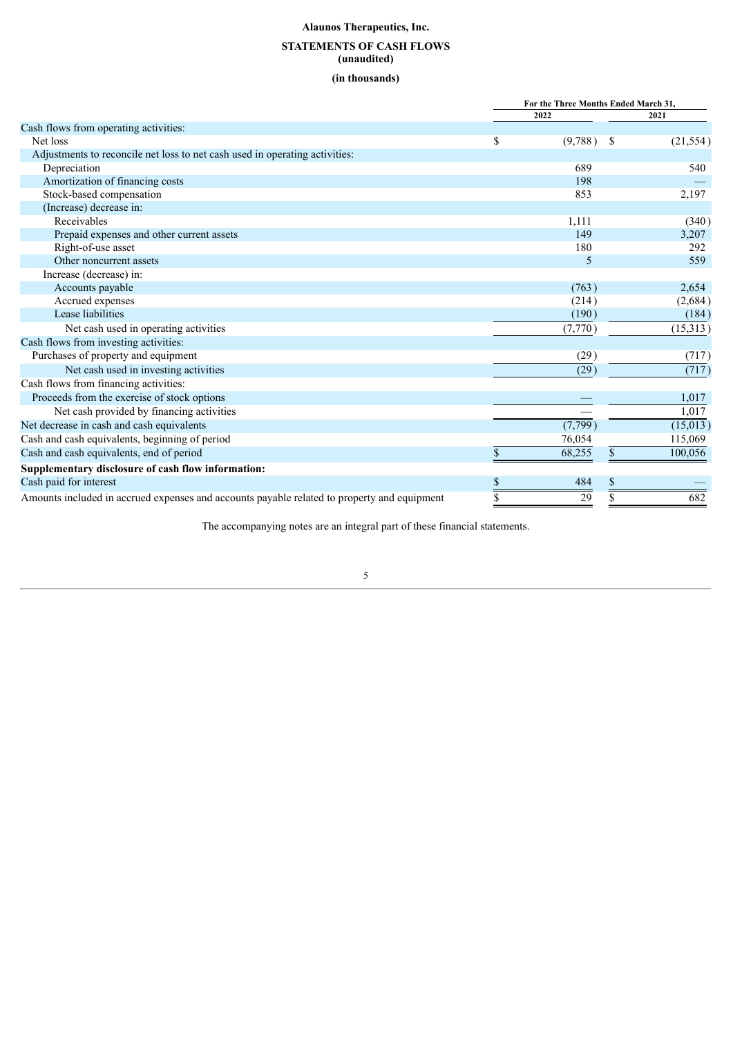**Alaunos Therapeutics, Inc.**

**STATEMENTS OF CASH FLOWS**
**(unaudited)**

**(in thousands)**

| | For the Three Months Ended March 31, | |
|---|---|---|
| | 2022 | 2021 |
| Cash flows from operating activities: | | |
| Net loss | $ (9,788) | $ (21,554) |
| Adjustments to reconcile net loss to net cash used in operating activities: | | |
| Depreciation | 689 | 540 |
| Amortization of financing costs | 198 | — |
| Stock-based compensation | 853 | 2,197 |
| (Increase) decrease in: | | |
| Receivables | 1,111 | (340) |
| Prepaid expenses and other current assets | 149 | 3,207 |
| Right-of-use asset | 180 | 292 |
| Other noncurrent assets | 5 | 559 |
| Increase (decrease) in: | | |
| Accounts payable | (763) | 2,654 |
| Accrued expenses | (214) | (2,684) |
| Lease liabilities | (190) | (184) |
| Net cash used in operating activities | (7,770) | (15,313) |
| Cash flows from investing activities: | | |
| Purchases of property and equipment | (29) | (717) |
| Net cash used in investing activities | (29) | (717) |
| Cash flows from financing activities: | | |
| Proceeds from the exercise of stock options | — | 1,017 |
| Net cash provided by financing activities | — | 1,017 |
| Net decrease in cash and cash equivalents | (7,799) | (15,013) |
| Cash and cash equivalents, beginning of period | 76,054 | 115,069 |
| Cash and cash equivalents, end of period | $ 68,255 | $ 100,056 |
| **Supplementary disclosure of cash flow information:** | | |
| Cash paid for interest | $ 484 | $ — |
| Amounts included in accrued expenses and accounts payable related to property and equipment | $ 29 | $ 682 |

The accompanying notes are an integral part of these financial statements.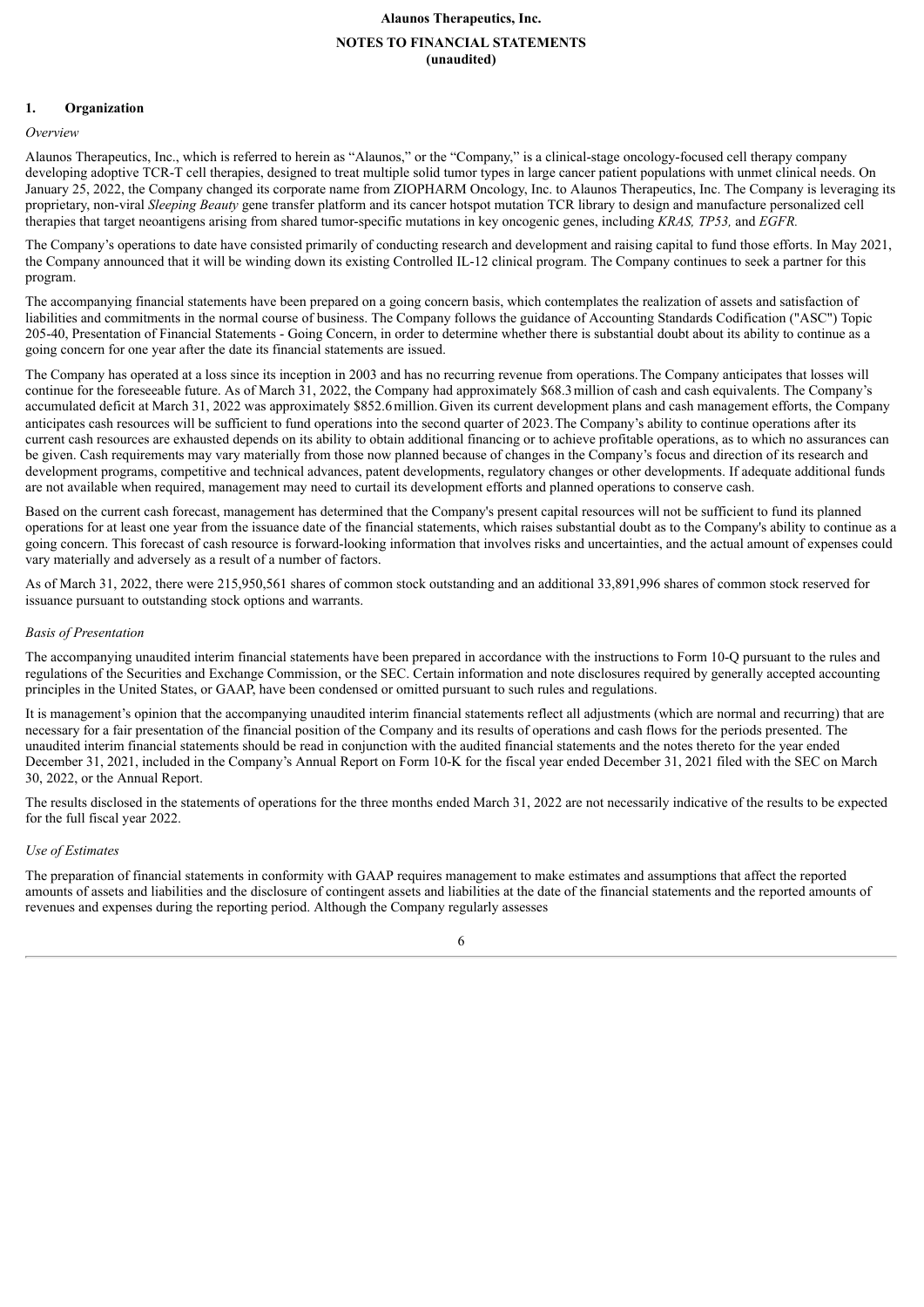**Alaunos Therapeutics, Inc.**

**NOTES TO FINANCIAL STATEMENTS**
**(unaudited)**

## 1. Organization

*Overview*

Alaunos Therapeutics, Inc., which is referred to herein as "Alaunos," or the "Company," is a clinical-stage oncology-focused cell therapy company developing adoptive TCR-T cell therapies, designed to treat multiple solid tumor types in large cancer patient populations with unmet clinical needs. On January 25, 2022, the Company changed its corporate name from ZIOPHARM Oncology, Inc. to Alaunos Therapeutics, Inc. The Company is leveraging its proprietary, non-viral *Sleeping Beauty* gene transfer platform and its cancer hotspot mutation TCR library to design and manufacture personalized cell therapies that target neoantigens arising from shared tumor-specific mutations in key oncogenic genes, including *KRAS, TP53,* and *EGFR.*

The Company's operations to date have consisted primarily of conducting research and development and raising capital to fund those efforts. In May 2021, the Company announced that it will be winding down its existing Controlled IL-12 clinical program. The Company continues to seek a partner for this program.

The accompanying financial statements have been prepared on a going concern basis, which contemplates the realization of assets and satisfaction of liabilities and commitments in the normal course of business. The Company follows the guidance of Accounting Standards Codification ("ASC") Topic 205-40, Presentation of Financial Statements - Going Concern, in order to determine whether there is substantial doubt about its ability to continue as a going concern for one year after the date its financial statements are issued.

The Company has operated at a loss since its inception in 2003 and has no recurring revenue from operations. The Company anticipates that losses will continue for the foreseeable future. As of March 31, 2022, the Company had approximately $68.3 million of cash and cash equivalents. The Company's accumulated deficit at March 31, 2022 was approximately $852.6 million. Given its current development plans and cash management efforts, the Company anticipates cash resources will be sufficient to fund operations into the second quarter of 2023. The Company's ability to continue operations after its current cash resources are exhausted depends on its ability to obtain additional financing or to achieve profitable operations, as to which no assurances can be given. Cash requirements may vary materially from those now planned because of changes in the Company's focus and direction of its research and development programs, competitive and technical advances, patent developments, regulatory changes or other developments. If adequate additional funds are not available when required, management may need to curtail its development efforts and planned operations to conserve cash.

Based on the current cash forecast, management has determined that the Company's present capital resources will not be sufficient to fund its planned operations for at least one year from the issuance date of the financial statements, which raises substantial doubt as to the Company's ability to continue as a going concern. This forecast of cash resource is forward-looking information that involves risks and uncertainties, and the actual amount of expenses could vary materially and adversely as a result of a number of factors.

As of March 31, 2022, there were 215,950,561 shares of common stock outstanding and an additional 33,891,996 shares of common stock reserved for issuance pursuant to outstanding stock options and warrants.

*Basis of Presentation*

The accompanying unaudited interim financial statements have been prepared in accordance with the instructions to Form 10-Q pursuant to the rules and regulations of the Securities and Exchange Commission, or the SEC. Certain information and note disclosures required by generally accepted accounting principles in the United States, or GAAP, have been condensed or omitted pursuant to such rules and regulations.

It is management's opinion that the accompanying unaudited interim financial statements reflect all adjustments (which are normal and recurring) that are necessary for a fair presentation of the financial position of the Company and its results of operations and cash flows for the periods presented. The unaudited interim financial statements should be read in conjunction with the audited financial statements and the notes thereto for the year ended December 31, 2021, included in the Company's Annual Report on Form 10-K for the fiscal year ended December 31, 2021 filed with the SEC on March 30, 2022, or the Annual Report.

The results disclosed in the statements of operations for the three months ended March 31, 2022 are not necessarily indicative of the results to be expected for the full fiscal year 2022.

*Use of Estimates*

The preparation of financial statements in conformity with GAAP requires management to make estimates and assumptions that affect the reported amounts of assets and liabilities and the disclosure of contingent assets and liabilities at the date of the financial statements and the reported amounts of revenues and expenses during the reporting period. Although the Company regularly assesses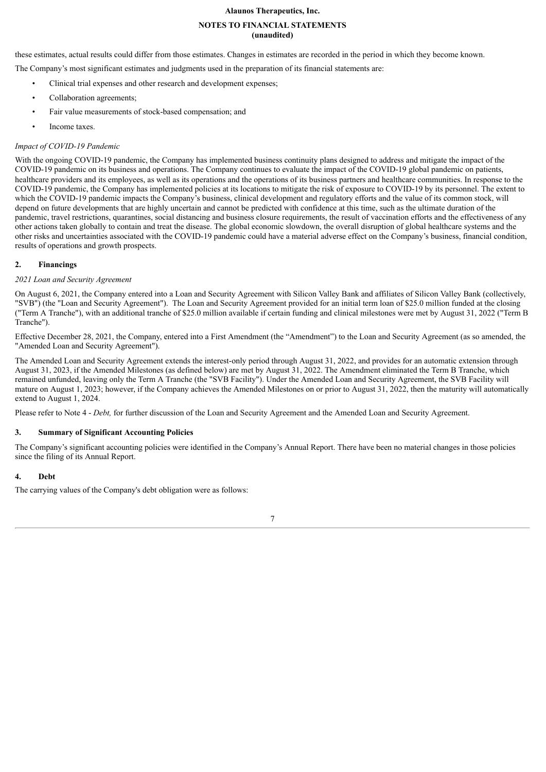these estimates, actual results could differ from those estimates. Changes in estimates are recorded in the period in which they become known.

The Company's most significant estimates and judgments used in the preparation of its financial statements are:

- Clinical trial expenses and other research and development expenses;
- Collaboration agreements;
- Fair value measurements of stock-based compensation; and
- Income taxes.

*Impact of COVID-19 Pandemic*

With the ongoing COVID-19 pandemic, the Company has implemented business continuity plans designed to address and mitigate the impact of the COVID-19 pandemic on its business and operations. The Company continues to evaluate the impact of the COVID-19 global pandemic on patients, healthcare providers and its employees, as well as its operations and the operations of its business partners and healthcare communities. In response to the COVID-19 pandemic, the Company has implemented policies at its locations to mitigate the risk of exposure to COVID-19 by its personnel. The extent to which the COVID-19 pandemic impacts the Company's business, clinical development and regulatory efforts and the value of its common stock, will depend on future developments that are highly uncertain and cannot be predicted with confidence at this time, such as the ultimate duration of the pandemic, travel restrictions, quarantines, social distancing and business closure requirements, the result of vaccination efforts and the effectiveness of any other actions taken globally to contain and treat the disease. The global economic slowdown, the overall disruption of global healthcare systems and the other risks and uncertainties associated with the COVID-19 pandemic could have a material adverse effect on the Company's business, financial condition, results of operations and growth prospects.

## 2. Financings

*2021 Loan and Security Agreement*

On August 6, 2021, the Company entered into a Loan and Security Agreement with Silicon Valley Bank and affiliates of Silicon Valley Bank (collectively, "SVB") (the "Loan and Security Agreement"). The Loan and Security Agreement provided for an initial term loan of $25.0 million funded at the closing ("Term A Tranche"), with an additional tranche of $25.0 million available if certain funding and clinical milestones were met by August 31, 2022 ("Term B Tranche").

Effective December 28, 2021, the Company, entered into a First Amendment (the "Amendment") to the Loan and Security Agreement (as so amended, the "Amended Loan and Security Agreement").

The Amended Loan and Security Agreement extends the interest-only period through August 31, 2022, and provides for an automatic extension through August 31, 2023, if the Amended Milestones (as defined below) are met by August 31, 2022. The Amendment eliminated the Term B Tranche, which remained unfunded, leaving only the Term A Tranche (the "SVB Facility"). Under the Amended Loan and Security Agreement, the SVB Facility will mature on August 1, 2023; however, if the Company achieves the Amended Milestones on or prior to August 31, 2022, then the maturity will automatically extend to August 1, 2024.

Please refer to Note 4 - *Debt,* for further discussion of the Loan and Security Agreement and the Amended Loan and Security Agreement.

## 3. Summary of Significant Accounting Policies

The Company's significant accounting policies were identified in the Company's Annual Report. There have been no material changes in those policies since the filing of its Annual Report.

## 4. Debt

The carrying values of the Company's debt obligation were as follows: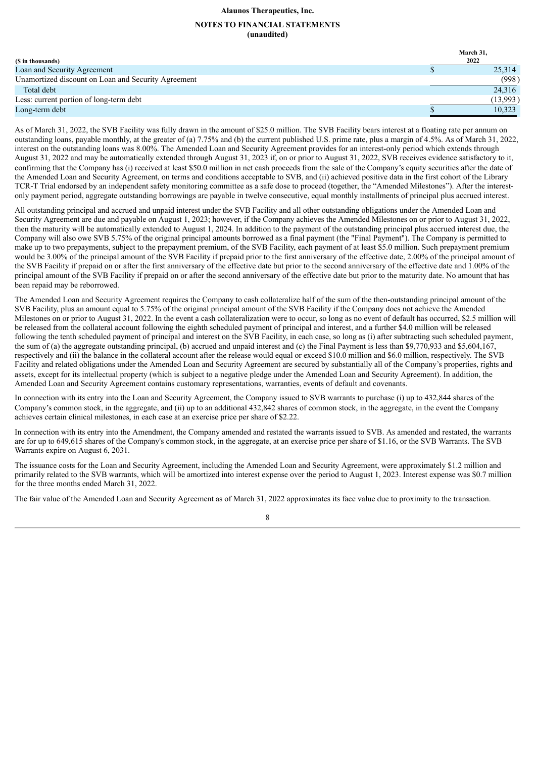**Alaunos Therapeutics, Inc.**

**NOTES TO FINANCIAL STATEMENTS**
**(unaudited)**

| ($ in thousands) | March 31, 2022 |
|---|---|
| Loan and Security Agreement | $ 25,314 |
| Unamortized discount on Loan and Security Agreement | (998) |
| Total debt | 24,316 |
| Less: current portion of long-term debt | (13,993) |
| Long-term debt | $ 10,323 |

As of March 31, 2022, the SVB Facility was fully drawn in the amount of $25.0 million. The SVB Facility bears interest at a floating rate per annum on outstanding loans, payable monthly, at the greater of (a) 7.75% and (b) the current published U.S. prime rate, plus a margin of 4.5%. As of March 31, 2022, interest on the outstanding loans was 8.00%. The Amended Loan and Security Agreement provides for an interest-only period which extends through August 31, 2022 and may be automatically extended through August 31, 2023 if, on or prior to August 31, 2022, SVB receives evidence satisfactory to it, confirming that the Company has (i) received at least $50.0 million in net cash proceeds from the sale of the Company's equity securities after the date of the Amended Loan and Security Agreement, on terms and conditions acceptable to SVB, and (ii) achieved positive data in the first cohort of the Library TCR-T Trial endorsed by an independent safety monitoring committee as a safe dose to proceed (together, the "Amended Milestones"). After the interest-only payment period, aggregate outstanding borrowings are payable in twelve consecutive, equal monthly installments of principal plus accrued interest.

All outstanding principal and accrued and unpaid interest under the SVB Facility and all other outstanding obligations under the Amended Loan and Security Agreement are due and payable on August 1, 2023; however, if the Company achieves the Amended Milestones on or prior to August 31, 2022, then the maturity will be automatically extended to August 1, 2024. In addition to the payment of the outstanding principal plus accrued interest due, the Company will also owe SVB 5.75% of the original principal amounts borrowed as a final payment (the "Final Payment"). The Company is permitted to make up to two prepayments, subject to the prepayment premium, of the SVB Facility, each payment of at least $5.0 million. Such prepayment premium would be 3.00% of the principal amount of the SVB Facility if prepaid prior to the first anniversary of the effective date, 2.00% of the principal amount of the SVB Facility if prepaid on or after the first anniversary of the effective date but prior to the second anniversary of the effective date and 1.00% of the principal amount of the SVB Facility if prepaid on or after the second anniversary of the effective date but prior to the maturity date. No amount that has been repaid may be reborrowed.

The Amended Loan and Security Agreement requires the Company to cash collateralize half of the sum of the then-outstanding principal amount of the SVB Facility, plus an amount equal to 5.75% of the original principal amount of the SVB Facility if the Company does not achieve the Amended Milestones on or prior to August 31, 2022. In the event a cash collateralization were to occur, so long as no event of default has occurred, $2.5 million will be released from the collateral account following the eighth scheduled payment of principal and interest, and a further $4.0 million will be released following the tenth scheduled payment of principal and interest on the SVB Facility, in each case, so long as (i) after subtracting such scheduled payment, the sum of (a) the aggregate outstanding principal, (b) accrued and unpaid interest and (c) the Final Payment is less than $9,770,933 and $5,604,167, respectively and (ii) the balance in the collateral account after the release would equal or exceed $10.0 million and $6.0 million, respectively. The SVB Facility and related obligations under the Amended Loan and Security Agreement are secured by substantially all of the Company's properties, rights and assets, except for its intellectual property (which is subject to a negative pledge under the Amended Loan and Security Agreement). In addition, the Amended Loan and Security Agreement contains customary representations, warranties, events of default and covenants.

In connection with its entry into the Loan and Security Agreement, the Company issued to SVB warrants to purchase (i) up to 432,844 shares of the Company's common stock, in the aggregate, and (ii) up to an additional 432,842 shares of common stock, in the aggregate, in the event the Company achieves certain clinical milestones, in each case at an exercise price per share of $2.22.

In connection with its entry into the Amendment, the Company amended and restated the warrants issued to SVB. As amended and restated, the warrants are for up to 649,615 shares of the Company's common stock, in the aggregate, at an exercise price per share of $1.16, or the SVB Warrants. The SVB Warrants expire on August 6, 2031.

The issuance costs for the Loan and Security Agreement, including the Amended Loan and Security Agreement, were approximately $1.2 million and primarily related to the SVB warrants, which will be amortized into interest expense over the period to August 1, 2023. Interest expense was $0.7 million for the three months ended March 31, 2022.

The fair value of the Amended Loan and Security Agreement as of March 31, 2022 approximates its face value due to proximity to the transaction.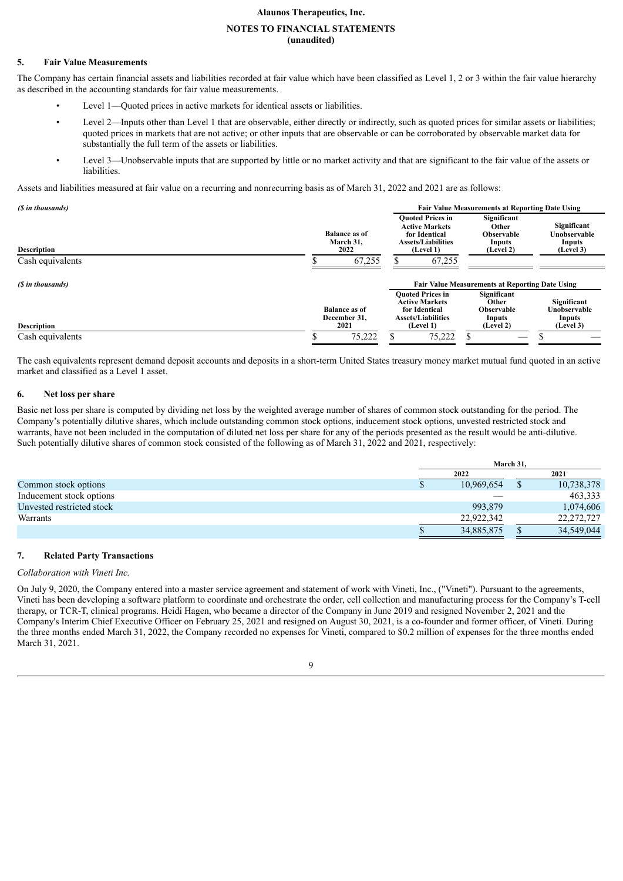Alaunos Therapeutics, Inc.

NOTES TO FINANCIAL STATEMENTS
(unaudited)

## 5. Fair Value Measurements

The Company has certain financial assets and liabilities recorded at fair value which have been classified as Level 1, 2 or 3 within the fair value hierarchy as described in the accounting standards for fair value measurements.

- Level 1—Quoted prices in active markets for identical assets or liabilities.
- Level 2—Inputs other than Level 1 that are observable, either directly or indirectly, such as quoted prices for similar assets or liabilities; quoted prices in markets that are not active; or other inputs that are observable or can be corroborated by observable market data for substantially the full term of the assets or liabilities.
- Level 3—Unobservable inputs that are supported by little or no market activity and that are significant to the fair value of the assets or liabilities.

Assets and liabilities measured at fair value on a recurring and nonrecurring basis as of March 31, 2022 and 2021 are as follows:

| *($ in thousands)* | | Fair Value Measurements at Reporting Date Using | | |
|---|---|---|---|---|
| **Description** | **Balance as of March 31, 2022** | **Quoted Prices in Active Markets for Identical Assets/Liabilities (Level 1)** | **Significant Other Observable Inputs (Level 2)** | **Significant Unobservable Inputs (Level 3)** |
| Cash equivalents | $ 67,255 | $ 67,255 | | |

| *($ in thousands)* | | Fair Value Measurements at Reporting Date Using | | |
|---|---|---|---|---|
| **Description** | **Balance as of December 31, 2021** | **Quoted Prices in Active Markets for Identical Assets/Liabilities (Level 1)** | **Significant Other Observable Inputs (Level 2)** | **Significant Unobservable Inputs (Level 3)** |
| Cash equivalents | $ 75,222 | $ 75,222 | $ — | $ — |

The cash equivalents represent demand deposit accounts and deposits in a short-term United States treasury money market mutual fund quoted in an active market and classified as a Level 1 asset.

## 6. Net loss per share

Basic net loss per share is computed by dividing net loss by the weighted average number of shares of common stock outstanding for the period. The Company's potentially dilutive shares, which include outstanding common stock options, inducement stock options, unvested restricted stock and warrants, have not been included in the computation of diluted net loss per share for any of the periods presented as the result would be anti-dilutive. Such potentially dilutive shares of common stock consisted of the following as of March 31, 2022 and 2021, respectively:

| | March 31, | |
|---|---|---|
| | **2022** | **2021** |
| Common stock options | $ 10,969,654 | $ 10,738,378 |
| Inducement stock options | — | 463,333 |
| Unvested restricted stock | 993,879 | 1,074,606 |
| Warrants | 22,922,342 | 22,272,727 |
| | $ 34,885,875 | $ 34,549,044 |

## 7. Related Party Transactions

*Collaboration with Vineti Inc.*

On July 9, 2020, the Company entered into a master service agreement and statement of work with Vineti, Inc., ("Vineti"). Pursuant to the agreements, Vineti has been developing a software platform to coordinate and orchestrate the order, cell collection and manufacturing process for the Company's T-cell therapy, or TCR-T, clinical programs. Heidi Hagen, who became a director of the Company in June 2019 and resigned November 2, 2021 and the Company's Interim Chief Executive Officer on February 25, 2021 and resigned on August 30, 2021, is a co-founder and former officer, of Vineti. During the three months ended March 31, 2022, the Company recorded no expenses for Vineti, compared to $0.2 million of expenses for the three months ended March 31, 2021.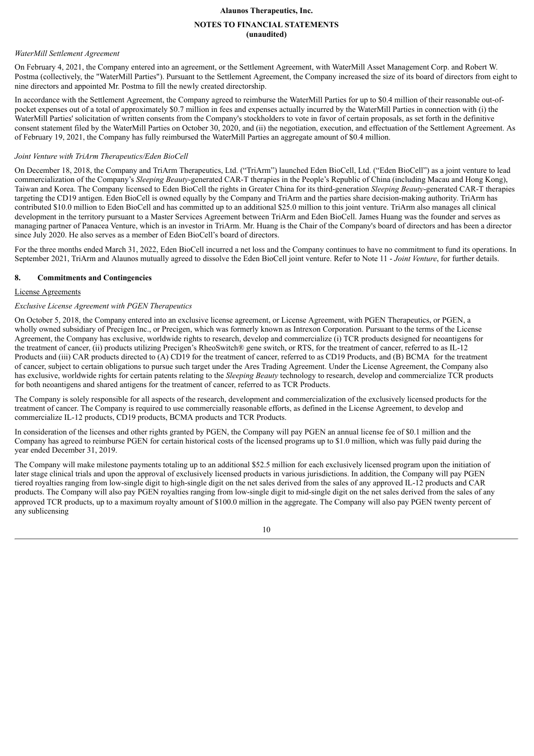*WaterMill Settlement Agreement*

On February 4, 2021, the Company entered into an agreement, or the Settlement Agreement, with WaterMill Asset Management Corp. and Robert W. Postma (collectively, the "WaterMill Parties"). Pursuant to the Settlement Agreement, the Company increased the size of its board of directors from eight to nine directors and appointed Mr. Postma to fill the newly created directorship.

In accordance with the Settlement Agreement, the Company agreed to reimburse the WaterMill Parties for up to $0.4 million of their reasonable out-of-pocket expenses out of a total of approximately $0.7 million in fees and expenses actually incurred by the WaterMill Parties in connection with (i) the WaterMill Parties' solicitation of written consents from the Company's stockholders to vote in favor of certain proposals, as set forth in the definitive consent statement filed by the WaterMill Parties on October 30, 2020, and (ii) the negotiation, execution, and effectuation of the Settlement Agreement. As of February 19, 2021, the Company has fully reimbursed the WaterMill Parties an aggregate amount of $0.4 million.

*Joint Venture with TriArm Therapeutics/Eden BioCell*

On December 18, 2018, the Company and TriArm Therapeutics, Ltd. ("TriArm") launched Eden BioCell, Ltd. ("Eden BioCell") as a joint venture to lead commercialization of the Company's *Sleeping Beauty*-generated CAR-T therapies in the People's Republic of China (including Macau and Hong Kong), Taiwan and Korea. The Company licensed to Eden BioCell the rights in Greater China for its third-generation *Sleeping Beauty*-generated CAR-T therapies targeting the CD19 antigen. Eden BioCell is owned equally by the Company and TriArm and the parties share decision-making authority. TriArm has contributed $10.0 million to Eden BioCell and has committed up to an additional $25.0 million to this joint venture. TriArm also manages all clinical development in the territory pursuant to a Master Services Agreement between TriArm and Eden BioCell. James Huang was the founder and serves as managing partner of Panacea Venture, which is an investor in TriArm. Mr. Huang is the Chair of the Company's board of directors and has been a director since July 2020. He also serves as a member of Eden BioCell's board of directors.

For the three months ended March 31, 2022, Eden BioCell incurred a net loss and the Company continues to have no commitment to fund its operations. In September 2021, TriArm and Alaunos mutually agreed to dissolve the Eden BioCell joint venture. Refer to Note 11 - *Joint Venture*, for further details.

## 8. Commitments and Contingencies

License Agreements

*Exclusive License Agreement with PGEN Therapeutics*

On October 5, 2018, the Company entered into an exclusive license agreement, or License Agreement, with PGEN Therapeutics, or PGEN, a wholly owned subsidiary of Precigen Inc., or Precigen, which was formerly known as Intrexon Corporation. Pursuant to the terms of the License Agreement, the Company has exclusive, worldwide rights to research, develop and commercialize (i) TCR products designed for neoantigens for the treatment of cancer, (ii) products utilizing Precigen's RheoSwitch® gene switch, or RTS, for the treatment of cancer, referred to as IL-12 Products and (iii) CAR products directed to (A) CD19 for the treatment of cancer, referred to as CD19 Products, and (B) BCMA for the treatment of cancer, subject to certain obligations to pursue such target under the Ares Trading Agreement. Under the License Agreement, the Company also has exclusive, worldwide rights for certain patents relating to the *Sleeping Beauty* technology to research, develop and commercialize TCR products for both neoantigens and shared antigens for the treatment of cancer, referred to as TCR Products.

The Company is solely responsible for all aspects of the research, development and commercialization of the exclusively licensed products for the treatment of cancer. The Company is required to use commercially reasonable efforts, as defined in the License Agreement, to develop and commercialize IL-12 products, CD19 products, BCMA products and TCR Products.

In consideration of the licenses and other rights granted by PGEN, the Company will pay PGEN an annual license fee of $0.1 million and the Company has agreed to reimburse PGEN for certain historical costs of the licensed programs up to $1.0 million, which was fully paid during the year ended December 31, 2019.

The Company will make milestone payments totaling up to an additional $52.5 million for each exclusively licensed program upon the initiation of later stage clinical trials and upon the approval of exclusively licensed products in various jurisdictions. In addition, the Company will pay PGEN tiered royalties ranging from low-single digit to high-single digit on the net sales derived from the sales of any approved IL-12 products and CAR products. The Company will also pay PGEN royalties ranging from low-single digit to mid-single digit on the net sales derived from the sales of any approved TCR products, up to a maximum royalty amount of $100.0 million in the aggregate. The Company will also pay PGEN twenty percent of any sublicensing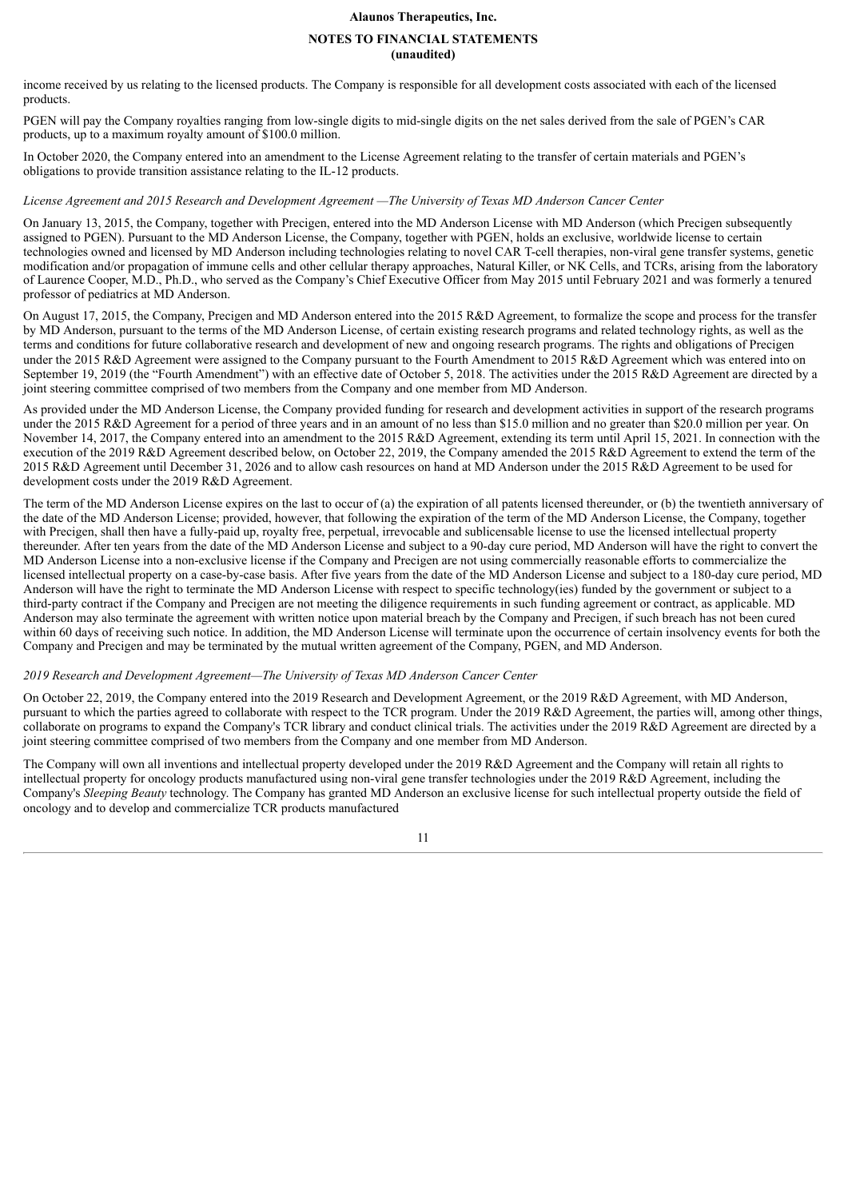income received by us relating to the licensed products. The Company is responsible for all development costs associated with each of the licensed products.

PGEN will pay the Company royalties ranging from low-single digits to mid-single digits on the net sales derived from the sale of PGEN's CAR products, up to a maximum royalty amount of $100.0 million.

In October 2020, the Company entered into an amendment to the License Agreement relating to the transfer of certain materials and PGEN's obligations to provide transition assistance relating to the IL-12 products.

*License Agreement and 2015 Research and Development Agreement —The University of Texas MD Anderson Cancer Center*

On January 13, 2015, the Company, together with Precigen, entered into the MD Anderson License with MD Anderson (which Precigen subsequently assigned to PGEN). Pursuant to the MD Anderson License, the Company, together with PGEN, holds an exclusive, worldwide license to certain technologies owned and licensed by MD Anderson including technologies relating to novel CAR T-cell therapies, non-viral gene transfer systems, genetic modification and/or propagation of immune cells and other cellular therapy approaches, Natural Killer, or NK Cells, and TCRs, arising from the laboratory of Laurence Cooper, M.D., Ph.D., who served as the Company's Chief Executive Officer from May 2015 until February 2021 and was formerly a tenured professor of pediatrics at MD Anderson.

On August 17, 2015, the Company, Precigen and MD Anderson entered into the 2015 R&D Agreement, to formalize the scope and process for the transfer by MD Anderson, pursuant to the terms of the MD Anderson License, of certain existing research programs and related technology rights, as well as the terms and conditions for future collaborative research and development of new and ongoing research programs. The rights and obligations of Precigen under the 2015 R&D Agreement were assigned to the Company pursuant to the Fourth Amendment to 2015 R&D Agreement which was entered into on September 19, 2019 (the "Fourth Amendment") with an effective date of October 5, 2018. The activities under the 2015 R&D Agreement are directed by a joint steering committee comprised of two members from the Company and one member from MD Anderson.

As provided under the MD Anderson License, the Company provided funding for research and development activities in support of the research programs under the 2015 R&D Agreement for a period of three years and in an amount of no less than $15.0 million and no greater than $20.0 million per year. On November 14, 2017, the Company entered into an amendment to the 2015 R&D Agreement, extending its term until April 15, 2021. In connection with the execution of the 2019 R&D Agreement described below, on October 22, 2019, the Company amended the 2015 R&D Agreement to extend the term of the 2015 R&D Agreement until December 31, 2026 and to allow cash resources on hand at MD Anderson under the 2015 R&D Agreement to be used for development costs under the 2019 R&D Agreement.

The term of the MD Anderson License expires on the last to occur of (a) the expiration of all patents licensed thereunder, or (b) the twentieth anniversary of the date of the MD Anderson License; provided, however, that following the expiration of the term of the MD Anderson License, the Company, together with Precigen, shall then have a fully-paid up, royalty free, perpetual, irrevocable and sublicensable license to use the licensed intellectual property thereunder. After ten years from the date of the MD Anderson License and subject to a 90-day cure period, MD Anderson will have the right to convert the MD Anderson License into a non-exclusive license if the Company and Precigen are not using commercially reasonable efforts to commercialize the licensed intellectual property on a case-by-case basis. After five years from the date of the MD Anderson License and subject to a 180-day cure period, MD Anderson will have the right to terminate the MD Anderson License with respect to specific technology(ies) funded by the government or subject to a third-party contract if the Company and Precigen are not meeting the diligence requirements in such funding agreement or contract, as applicable. MD Anderson may also terminate the agreement with written notice upon material breach by the Company and Precigen, if such breach has not been cured within 60 days of receiving such notice. In addition, the MD Anderson License will terminate upon the occurrence of certain insolvency events for both the Company and Precigen and may be terminated by the mutual written agreement of the Company, PGEN, and MD Anderson.

*2019 Research and Development Agreement—The University of Texas MD Anderson Cancer Center*

On October 22, 2019, the Company entered into the 2019 Research and Development Agreement, or the 2019 R&D Agreement, with MD Anderson, pursuant to which the parties agreed to collaborate with respect to the TCR program. Under the 2019 R&D Agreement, the parties will, among other things, collaborate on programs to expand the Company's TCR library and conduct clinical trials. The activities under the 2019 R&D Agreement are directed by a joint steering committee comprised of two members from the Company and one member from MD Anderson.

The Company will own all inventions and intellectual property developed under the 2019 R&D Agreement and the Company will retain all rights to intellectual property for oncology products manufactured using non-viral gene transfer technologies under the 2019 R&D Agreement, including the Company's *Sleeping Beauty* technology. The Company has granted MD Anderson an exclusive license for such intellectual property outside the field of oncology and to develop and commercialize TCR products manufactured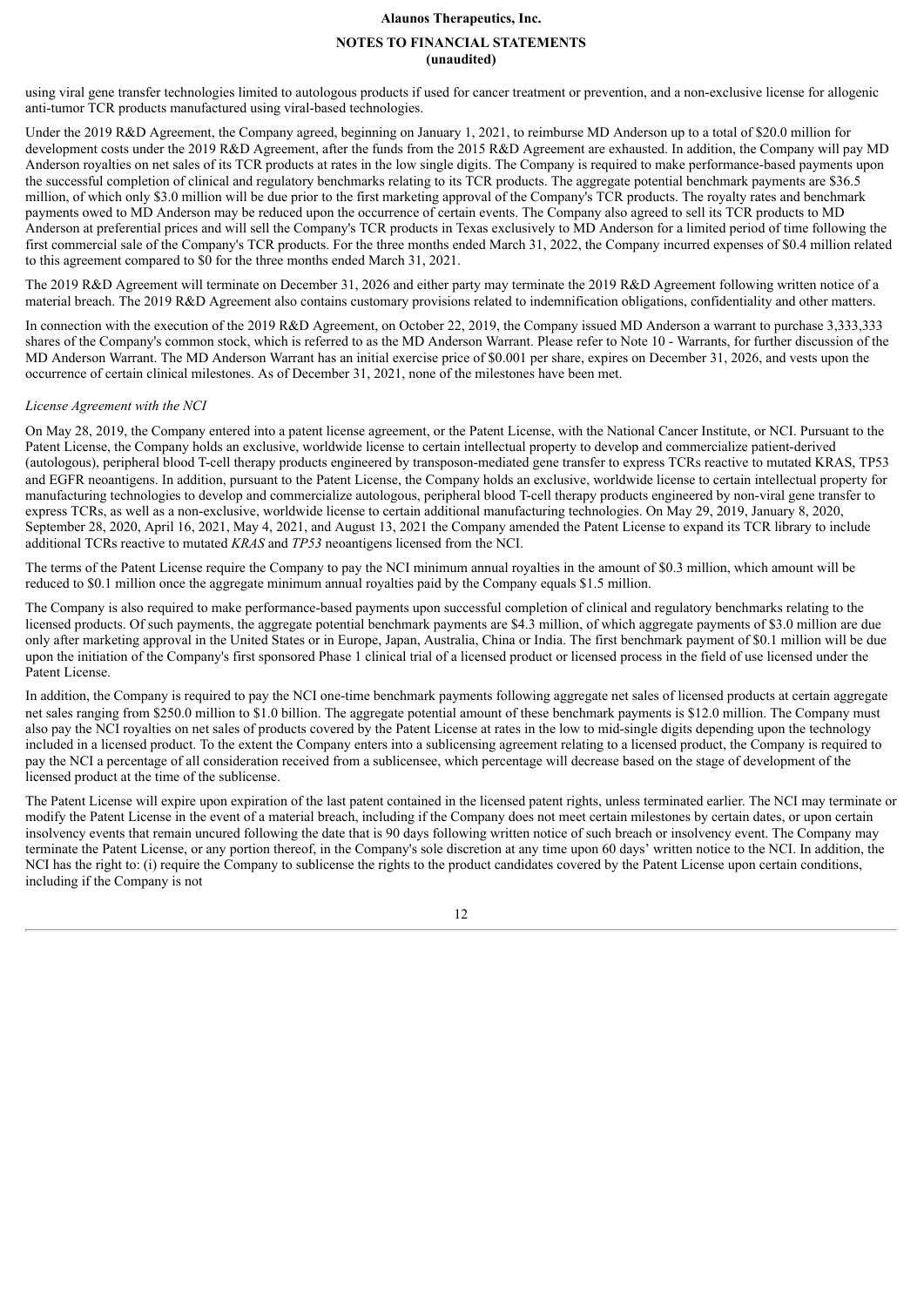using viral gene transfer technologies limited to autologous products if used for cancer treatment or prevention, and a non-exclusive license for allogenic anti-tumor TCR products manufactured using viral-based technologies.

Under the 2019 R&D Agreement, the Company agreed, beginning on January 1, 2021, to reimburse MD Anderson up to a total of $20.0 million for development costs under the 2019 R&D Agreement, after the funds from the 2015 R&D Agreement are exhausted. In addition, the Company will pay MD Anderson royalties on net sales of its TCR products at rates in the low single digits. The Company is required to make performance-based payments upon the successful completion of clinical and regulatory benchmarks relating to its TCR products. The aggregate potential benchmark payments are $36.5 million, of which only $3.0 million will be due prior to the first marketing approval of the Company's TCR products. The royalty rates and benchmark payments owed to MD Anderson may be reduced upon the occurrence of certain events. The Company also agreed to sell its TCR products to MD Anderson at preferential prices and will sell the Company's TCR products in Texas exclusively to MD Anderson for a limited period of time following the first commercial sale of the Company's TCR products. For the three months ended March 31, 2022, the Company incurred expenses of $0.4 million related to this agreement compared to $0 for the three months ended March 31, 2021.

The 2019 R&D Agreement will terminate on December 31, 2026 and either party may terminate the 2019 R&D Agreement following written notice of a material breach. The 2019 R&D Agreement also contains customary provisions related to indemnification obligations, confidentiality and other matters.

In connection with the execution of the 2019 R&D Agreement, on October 22, 2019, the Company issued MD Anderson a warrant to purchase 3,333,333 shares of the Company's common stock, which is referred to as the MD Anderson Warrant. Please refer to Note 10 - Warrants, for further discussion of the MD Anderson Warrant. The MD Anderson Warrant has an initial exercise price of $0.001 per share, expires on December 31, 2026, and vests upon the occurrence of certain clinical milestones. As of December 31, 2021, none of the milestones have been met.

*License Agreement with the NCI*

On May 28, 2019, the Company entered into a patent license agreement, or the Patent License, with the National Cancer Institute, or NCI. Pursuant to the Patent License, the Company holds an exclusive, worldwide license to certain intellectual property to develop and commercialize patient-derived (autologous), peripheral blood T-cell therapy products engineered by transposon-mediated gene transfer to express TCRs reactive to mutated KRAS, TP53 and EGFR neoantigens. In addition, pursuant to the Patent License, the Company holds an exclusive, worldwide license to certain intellectual property for manufacturing technologies to develop and commercialize autologous, peripheral blood T-cell therapy products engineered by non-viral gene transfer to express TCRs, as well as a non-exclusive, worldwide license to certain additional manufacturing technologies. On May 29, 2019, January 8, 2020, September 28, 2020, April 16, 2021, May 4, 2021, and August 13, 2021 the Company amended the Patent License to expand its TCR library to include additional TCRs reactive to mutated *KRAS* and *TP53* neoantigens licensed from the NCI.

The terms of the Patent License require the Company to pay the NCI minimum annual royalties in the amount of $0.3 million, which amount will be reduced to $0.1 million once the aggregate minimum annual royalties paid by the Company equals $1.5 million.

The Company is also required to make performance-based payments upon successful completion of clinical and regulatory benchmarks relating to the licensed products. Of such payments, the aggregate potential benchmark payments are $4.3 million, of which aggregate payments of $3.0 million are due only after marketing approval in the United States or in Europe, Japan, Australia, China or India. The first benchmark payment of $0.1 million will be due upon the initiation of the Company's first sponsored Phase 1 clinical trial of a licensed product or licensed process in the field of use licensed under the Patent License.

In addition, the Company is required to pay the NCI one-time benchmark payments following aggregate net sales of licensed products at certain aggregate net sales ranging from $250.0 million to $1.0 billion. The aggregate potential amount of these benchmark payments is $12.0 million. The Company must also pay the NCI royalties on net sales of products covered by the Patent License at rates in the low to mid-single digits depending upon the technology included in a licensed product. To the extent the Company enters into a sublicensing agreement relating to a licensed product, the Company is required to pay the NCI a percentage of all consideration received from a sublicensee, which percentage will decrease based on the stage of development of the licensed product at the time of the sublicense.

The Patent License will expire upon expiration of the last patent contained in the licensed patent rights, unless terminated earlier. The NCI may terminate or modify the Patent License in the event of a material breach, including if the Company does not meet certain milestones by certain dates, or upon certain insolvency events that remain uncured following the date that is 90 days following written notice of such breach or insolvency event. The Company may terminate the Patent License, or any portion thereof, in the Company's sole discretion at any time upon 60 days' written notice to the NCI. In addition, the NCI has the right to: (i) require the Company to sublicense the rights to the product candidates covered by the Patent License upon certain conditions, including if the Company is not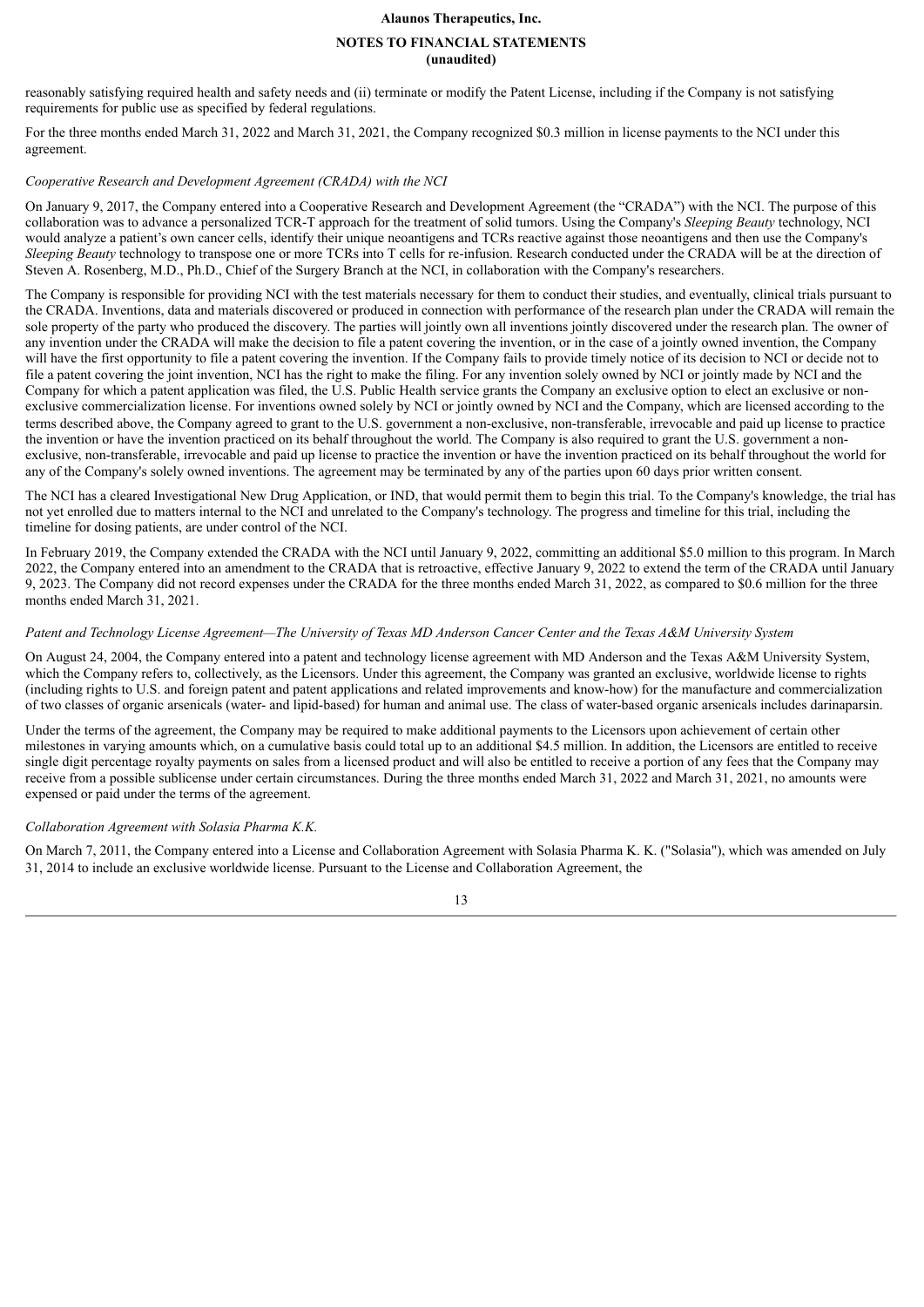reasonably satisfying required health and safety needs and (ii) terminate or modify the Patent License, including if the Company is not satisfying requirements for public use as specified by federal regulations.

For the three months ended March 31, 2022 and March 31, 2021, the Company recognized $0.3 million in license payments to the NCI under this agreement.

*Cooperative Research and Development Agreement (CRADA) with the NCI*

On January 9, 2017, the Company entered into a Cooperative Research and Development Agreement (the "CRADA") with the NCI. The purpose of this collaboration was to advance a personalized TCR-T approach for the treatment of solid tumors. Using the Company's *Sleeping Beauty* technology, NCI would analyze a patient's own cancer cells, identify their unique neoantigens and TCRs reactive against those neoantigens and then use the Company's *Sleeping Beauty* technology to transpose one or more TCRs into T cells for re-infusion. Research conducted under the CRADA will be at the direction of Steven A. Rosenberg, M.D., Ph.D., Chief of the Surgery Branch at the NCI, in collaboration with the Company's researchers.

The Company is responsible for providing NCI with the test materials necessary for them to conduct their studies, and eventually, clinical trials pursuant to the CRADA. Inventions, data and materials discovered or produced in connection with performance of the research plan under the CRADA will remain the sole property of the party who produced the discovery. The parties will jointly own all inventions jointly discovered under the research plan. The owner of any invention under the CRADA will make the decision to file a patent covering the invention, or in the case of a jointly owned invention, the Company will have the first opportunity to file a patent covering the invention. If the Company fails to provide timely notice of its decision to NCI or decide not to file a patent covering the joint invention, NCI has the right to make the filing. For any invention solely owned by NCI or jointly made by NCI and the Company for which a patent application was filed, the U.S. Public Health service grants the Company an exclusive option to elect an exclusive or non-exclusive commercialization license. For inventions owned solely by NCI or jointly owned by NCI and the Company, which are licensed according to the terms described above, the Company agreed to grant to the U.S. government a non-exclusive, non-transferable, irrevocable and paid up license to practice the invention or have the invention practiced on its behalf throughout the world. The Company is also required to grant the U.S. government a non-exclusive, non-transferable, irrevocable and paid up license to practice the invention or have the invention practiced on its behalf throughout the world for any of the Company's solely owned inventions. The agreement may be terminated by any of the parties upon 60 days prior written consent.

The NCI has a cleared Investigational New Drug Application, or IND, that would permit them to begin this trial. To the Company's knowledge, the trial has not yet enrolled due to matters internal to the NCI and unrelated to the Company's technology. The progress and timeline for this trial, including the timeline for dosing patients, are under control of the NCI.

In February 2019, the Company extended the CRADA with the NCI until January 9, 2022, committing an additional $5.0 million to this program. In March 2022, the Company entered into an amendment to the CRADA that is retroactive, effective January 9, 2022 to extend the term of the CRADA until January 9, 2023. The Company did not record expenses under the CRADA for the three months ended March 31, 2022, as compared to $0.6 million for the three months ended March 31, 2021.

*Patent and Technology License Agreement—The University of Texas MD Anderson Cancer Center and the Texas A&M University System*

On August 24, 2004, the Company entered into a patent and technology license agreement with MD Anderson and the Texas A&M University System, which the Company refers to, collectively, as the Licensors. Under this agreement, the Company was granted an exclusive, worldwide license to rights (including rights to U.S. and foreign patent and patent applications and related improvements and know-how) for the manufacture and commercialization of two classes of organic arsenicals (water- and lipid-based) for human and animal use. The class of water-based organic arsenicals includes darinaparsin.

Under the terms of the agreement, the Company may be required to make additional payments to the Licensors upon achievement of certain other milestones in varying amounts which, on a cumulative basis could total up to an additional $4.5 million. In addition, the Licensors are entitled to receive single digit percentage royalty payments on sales from a licensed product and will also be entitled to receive a portion of any fees that the Company may receive from a possible sublicense under certain circumstances. During the three months ended March 31, 2022 and March 31, 2021, no amounts were expensed or paid under the terms of the agreement.

*Collaboration Agreement with Solasia Pharma K.K.*

On March 7, 2011, the Company entered into a License and Collaboration Agreement with Solasia Pharma K. K. ("Solasia"), which was amended on July 31, 2014 to include an exclusive worldwide license. Pursuant to the License and Collaboration Agreement, the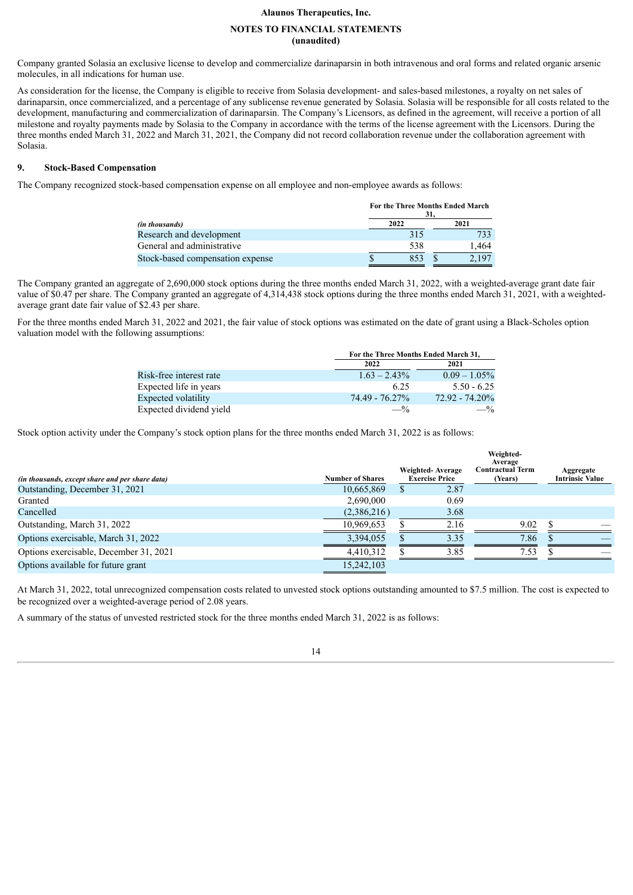Company granted Solasia an exclusive license to develop and commercialize darinaparsin in both intravenous and oral forms and related organic arsenic molecules, in all indications for human use.

As consideration for the license, the Company is eligible to receive from Solasia development- and sales-based milestones, a royalty on net sales of darinaparsin, once commercialized, and a percentage of any sublicense revenue generated by Solasia. Solasia will be responsible for all costs related to the development, manufacturing and commercialization of darinaparsin. The Company's Licensors, as defined in the agreement, will receive a portion of all milestone and royalty payments made by Solasia to the Company in accordance with the terms of the license agreement with the Licensors. During the three months ended March 31, 2022 and March 31, 2021, the Company did not record collaboration revenue under the collaboration agreement with Solasia.

## 9. Stock-Based Compensation

The Company recognized stock-based compensation expense on all employee and non-employee awards as follows:

| | For the Three Months Ended March 31, | |
|---|---|---|
| *(in thousands)* | 2022 | 2021 |
| Research and development | 315 | 733 |
| General and administrative | 538 | 1,464 |
| Stock-based compensation expense | $ 853 | $ 2,197 |

The Company granted an aggregate of 2,690,000 stock options during the three months ended March 31, 2022, with a weighted-average grant date fair value of $0.47 per share. The Company granted an aggregate of 4,314,438 stock options during the three months ended March 31, 2021, with a weighted-average grant date fair value of $2.43 per share.

For the three months ended March 31, 2022 and 2021, the fair value of stock options was estimated on the date of grant using a Black-Scholes option valuation model with the following assumptions:

| | For the Three Months Ended March 31, | |
|---|---|---|
| | 2022 | 2021 |
| Risk-free interest rate | 1.63 – 2.43% | 0.09 – 1.05% |
| Expected life in years | 6.25 | 5.50 - 6.25 |
| Expected volatility | 74.49 - 76.27% | 72.92 - 74.20% |
| Expected dividend yield | —% | —% |

Stock option activity under the Company's stock option plans for the three months ended March 31, 2022 is as follows:

| *(in thousands, except share and per share data)* | Number of Shares | Weighted- Average Exercise Price | Weighted-Average Contractual Term (Years) | Aggregate Intrinsic Value |
|---|---|---|---|---|
| Outstanding, December 31, 2021 | 10,665,869 | $ 2.87 | | |
| Granted | 2,690,000 | 0.69 | | |
| Cancelled | (2,386,216) | 3.68 | | |
| Outstanding, March 31, 2022 | 10,969,653 | $ 2.16 | 9.02 | $ — |
| Options exercisable, March 31, 2022 | 3,394,055 | $ 3.35 | 7.86 | $ — |
| Options exercisable, December 31, 2021 | 4,410,312 | $ 3.85 | 7.53 | $ — |
| Options available for future grant | 15,242,103 | | | |

At March 31, 2022, total unrecognized compensation costs related to unvested stock options outstanding amounted to $7.5 million. The cost is expected to be recognized over a weighted-average period of 2.08 years.

A summary of the status of unvested restricted stock for the three months ended March 31, 2022 is as follows: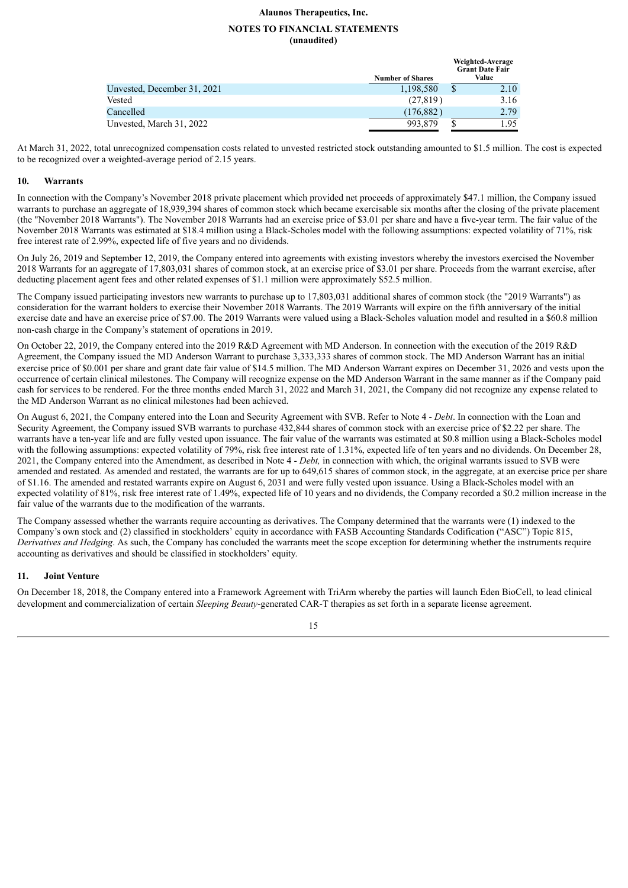|  | Number of Shares | Weighted-Average Grant Date Fair Value |
| --- | --- | --- |
| Unvested, December 31, 2021 | 1,198,580 | $ 2.10 |
| Vested | (27,819) | 3.16 |
| Cancelled | (176,882) | 2.79 |
| Unvested, March 31, 2022 | 993,879 | $ 1.95 |

At March 31, 2022, total unrecognized compensation costs related to unvested restricted stock outstanding amounted to $1.5 million. The cost is expected to be recognized over a weighted-average period of 2.15 years.

## 10. Warrants

In connection with the Company's November 2018 private placement which provided net proceeds of approximately $47.1 million, the Company issued warrants to purchase an aggregate of 18,939,394 shares of common stock which became exercisable six months after the closing of the private placement (the "November 2018 Warrants"). The November 2018 Warrants had an exercise price of $3.01 per share and have a five-year term. The fair value of the November 2018 Warrants was estimated at $18.4 million using a Black-Scholes model with the following assumptions: expected volatility of 71%, risk free interest rate of 2.99%, expected life of five years and no dividends.

On July 26, 2019 and September 12, 2019, the Company entered into agreements with existing investors whereby the investors exercised the November 2018 Warrants for an aggregate of 17,803,031 shares of common stock, at an exercise price of $3.01 per share. Proceeds from the warrant exercise, after deducting placement agent fees and other related expenses of $1.1 million were approximately $52.5 million.

The Company issued participating investors new warrants to purchase up to 17,803,031 additional shares of common stock (the "2019 Warrants") as consideration for the warrant holders to exercise their November 2018 Warrants. The 2019 Warrants will expire on the fifth anniversary of the initial exercise date and have an exercise price of $7.00. The 2019 Warrants were valued using a Black-Scholes valuation model and resulted in a $60.8 million non-cash charge in the Company's statement of operations in 2019.

On October 22, 2019, the Company entered into the 2019 R&D Agreement with MD Anderson. In connection with the execution of the 2019 R&D Agreement, the Company issued the MD Anderson Warrant to purchase 3,333,333 shares of common stock. The MD Anderson Warrant has an initial exercise price of $0.001 per share and grant date fair value of $14.5 million. The MD Anderson Warrant expires on December 31, 2026 and vests upon the occurrence of certain clinical milestones. The Company will recognize expense on the MD Anderson Warrant in the same manner as if the Company paid cash for services to be rendered. For the three months ended March 31, 2022 and March 31, 2021, the Company did not recognize any expense related to the MD Anderson Warrant as no clinical milestones had been achieved.

On August 6, 2021, the Company entered into the Loan and Security Agreement with SVB. Refer to Note 4 - *Debt*. In connection with the Loan and Security Agreement, the Company issued SVB warrants to purchase 432,844 shares of common stock with an exercise price of $2.22 per share. The warrants have a ten-year life and are fully vested upon issuance. The fair value of the warrants was estimated at $0.8 million using a Black-Scholes model with the following assumptions: expected volatility of 79%, risk free interest rate of 1.31%, expected life of ten years and no dividends. On December 28, 2021, the Company entered into the Amendment, as described in Note 4 - *Debt,* in connection with which, the original warrants issued to SVB were amended and restated. As amended and restated, the warrants are for up to 649,615 shares of common stock, in the aggregate, at an exercise price per share of $1.16. The amended and restated warrants expire on August 6, 2031 and were fully vested upon issuance. Using a Black-Scholes model with an expected volatility of 81%, risk free interest rate of 1.49%, expected life of 10 years and no dividends, the Company recorded a $0.2 million increase in the fair value of the warrants due to the modification of the warrants.

The Company assessed whether the warrants require accounting as derivatives. The Company determined that the warrants were (1) indexed to the Company's own stock and (2) classified in stockholders' equity in accordance with FASB Accounting Standards Codification ("ASC") Topic 815, *Derivatives and Hedging*. As such, the Company has concluded the warrants meet the scope exception for determining whether the instruments require accounting as derivatives and should be classified in stockholders' equity.

## 11. Joint Venture

On December 18, 2018, the Company entered into a Framework Agreement with TriArm whereby the parties will launch Eden BioCell, to lead clinical development and commercialization of certain *Sleeping Beauty*-generated CAR-T therapies as set forth in a separate license agreement.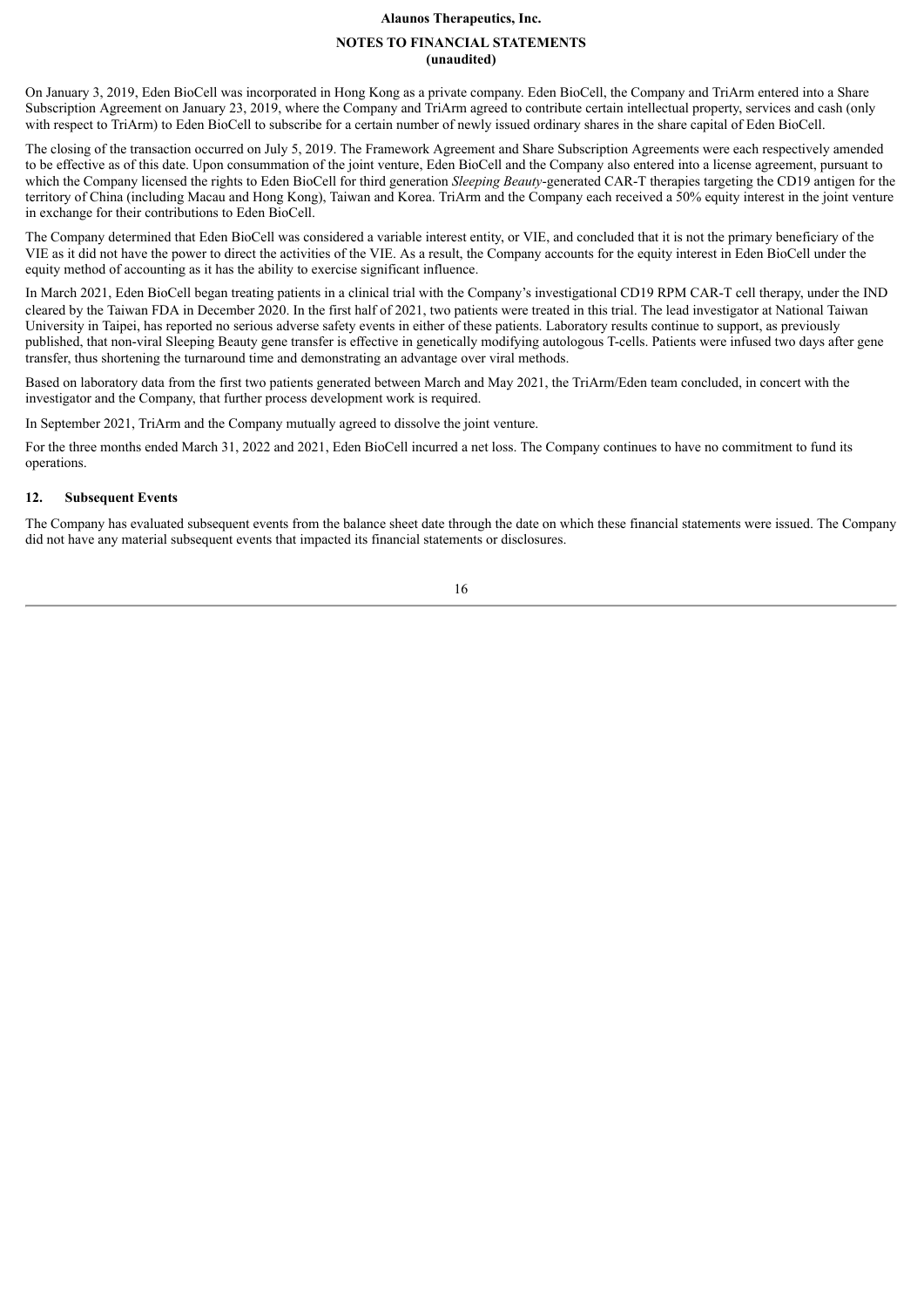On January 3, 2019, Eden BioCell was incorporated in Hong Kong as a private company. Eden BioCell, the Company and TriArm entered into a Share Subscription Agreement on January 23, 2019, where the Company and TriArm agreed to contribute certain intellectual property, services and cash (only with respect to TriArm) to Eden BioCell to subscribe for a certain number of newly issued ordinary shares in the share capital of Eden BioCell.

The closing of the transaction occurred on July 5, 2019. The Framework Agreement and Share Subscription Agreements were each respectively amended to be effective as of this date. Upon consummation of the joint venture, Eden BioCell and the Company also entered into a license agreement, pursuant to which the Company licensed the rights to Eden BioCell for third generation *Sleeping Beauty*-generated CAR-T therapies targeting the CD19 antigen for the territory of China (including Macau and Hong Kong), Taiwan and Korea. TriArm and the Company each received a 50% equity interest in the joint venture in exchange for their contributions to Eden BioCell.

The Company determined that Eden BioCell was considered a variable interest entity, or VIE, and concluded that it is not the primary beneficiary of the VIE as it did not have the power to direct the activities of the VIE. As a result, the Company accounts for the equity interest in Eden BioCell under the equity method of accounting as it has the ability to exercise significant influence.

In March 2021, Eden BioCell began treating patients in a clinical trial with the Company's investigational CD19 RPM CAR-T cell therapy, under the IND cleared by the Taiwan FDA in December 2020. In the first half of 2021, two patients were treated in this trial. The lead investigator at National Taiwan University in Taipei, has reported no serious adverse safety events in either of these patients. Laboratory results continue to support, as previously published, that non-viral Sleeping Beauty gene transfer is effective in genetically modifying autologous T-cells. Patients were infused two days after gene transfer, thus shortening the turnaround time and demonstrating an advantage over viral methods.

Based on laboratory data from the first two patients generated between March and May 2021, the TriArm/Eden team concluded, in concert with the investigator and the Company, that further process development work is required.

In September 2021, TriArm and the Company mutually agreed to dissolve the joint venture.

For the three months ended March 31, 2022 and 2021, Eden BioCell incurred a net loss. The Company continues to have no commitment to fund its operations.

## 12. Subsequent Events

The Company has evaluated subsequent events from the balance sheet date through the date on which these financial statements were issued. The Company did not have any material subsequent events that impacted its financial statements or disclosures.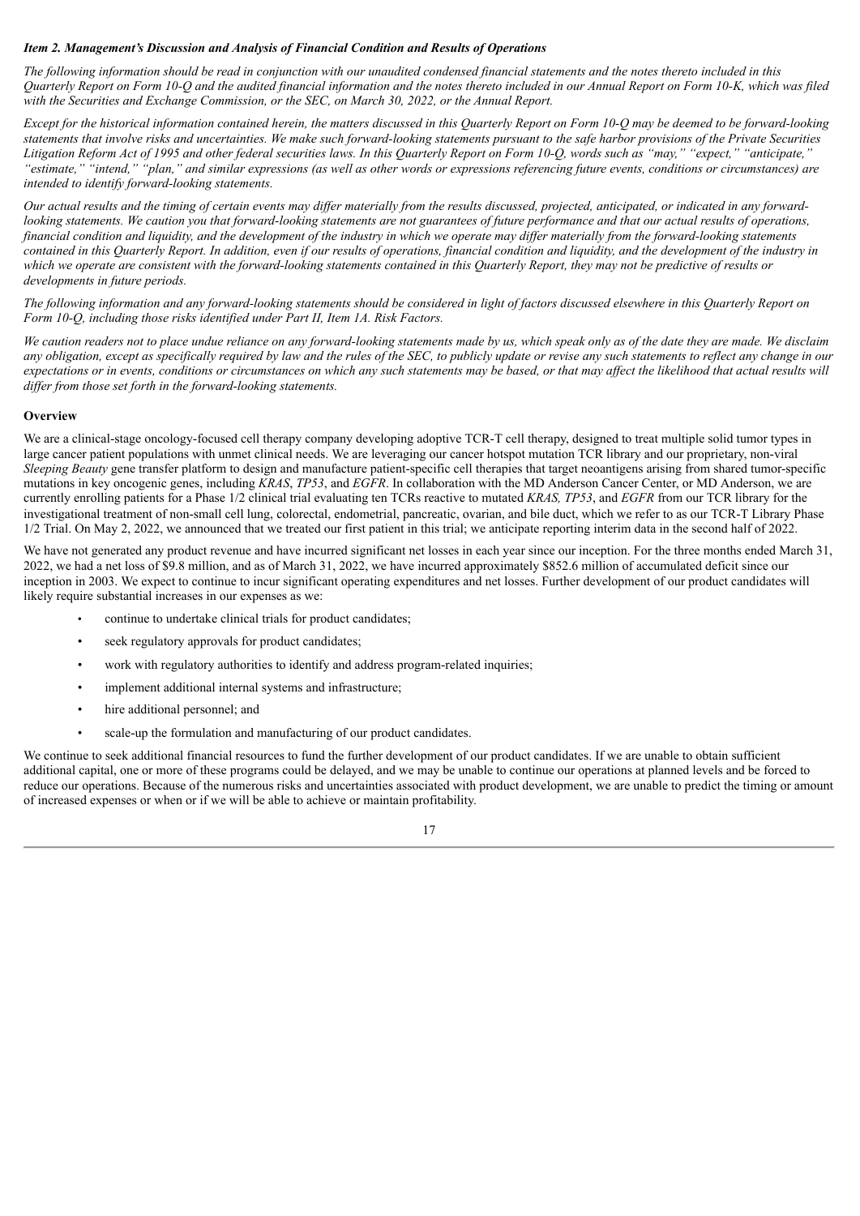### *Item 2. Management's Discussion and Analysis of Financial Condition and Results of Operations*

*The following information should be read in conjunction with our unaudited condensed financial statements and the notes thereto included in this Quarterly Report on Form 10-Q and the audited financial information and the notes thereto included in our Annual Report on Form 10-K, which was filed with the Securities and Exchange Commission, or the SEC, on March 30, 2022, or the Annual Report.*

*Except for the historical information contained herein, the matters discussed in this Quarterly Report on Form 10-Q may be deemed to be forward-looking statements that involve risks and uncertainties. We make such forward-looking statements pursuant to the safe harbor provisions of the Private Securities Litigation Reform Act of 1995 and other federal securities laws. In this Quarterly Report on Form 10-Q, words such as "may," "expect," "anticipate," "estimate," "intend," "plan," and similar expressions (as well as other words or expressions referencing future events, conditions or circumstances) are intended to identify forward-looking statements.*

*Our actual results and the timing of certain events may differ materially from the results discussed, projected, anticipated, or indicated in any forward-looking statements. We caution you that forward-looking statements are not guarantees of future performance and that our actual results of operations, financial condition and liquidity, and the development of the industry in which we operate may differ materially from the forward-looking statements contained in this Quarterly Report. In addition, even if our results of operations, financial condition and liquidity, and the development of the industry in which we operate are consistent with the forward-looking statements contained in this Quarterly Report, they may not be predictive of results or developments in future periods.*

*The following information and any forward-looking statements should be considered in light of factors discussed elsewhere in this Quarterly Report on Form 10-Q, including those risks identified under Part II, Item 1A. Risk Factors.*

*We caution readers not to place undue reliance on any forward-looking statements made by us, which speak only as of the date they are made. We disclaim any obligation, except as specifically required by law and the rules of the SEC, to publicly update or revise any such statements to reflect any change in our expectations or in events, conditions or circumstances on which any such statements may be based, or that may affect the likelihood that actual results will differ from those set forth in the forward-looking statements.*

#### Overview

We are a clinical-stage oncology-focused cell therapy company developing adoptive TCR-T cell therapy, designed to treat multiple solid tumor types in large cancer patient populations with unmet clinical needs. We are leveraging our cancer hotspot mutation TCR library and our proprietary, non-viral *Sleeping Beauty* gene transfer platform to design and manufacture patient-specific cell therapies that target neoantigens arising from shared tumor-specific mutations in key oncogenic genes, including *KRAS*, *TP53*, and *EGFR*. In collaboration with the MD Anderson Cancer Center, or MD Anderson, we are currently enrolling patients for a Phase 1/2 clinical trial evaluating ten TCRs reactive to mutated *KRAS, TP53*, and *EGFR* from our TCR library for the investigational treatment of non-small cell lung, colorectal, endometrial, pancreatic, ovarian, and bile duct, which we refer to as our TCR-T Library Phase 1/2 Trial. On May 2, 2022, we announced that we treated our first patient in this trial; we anticipate reporting interim data in the second half of 2022.

We have not generated any product revenue and have incurred significant net losses in each year since our inception. For the three months ended March 31, 2022, we had a net loss of $9.8 million, and as of March 31, 2022, we have incurred approximately $852.6 million of accumulated deficit since our inception in 2003. We expect to continue to incur significant operating expenditures and net losses. Further development of our product candidates will likely require substantial increases in our expenses as we:

- continue to undertake clinical trials for product candidates;
- seek regulatory approvals for product candidates;
- work with regulatory authorities to identify and address program-related inquiries;
- implement additional internal systems and infrastructure;
- hire additional personnel; and
- scale-up the formulation and manufacturing of our product candidates.

We continue to seek additional financial resources to fund the further development of our product candidates. If we are unable to obtain sufficient additional capital, one or more of these programs could be delayed, and we may be unable to continue our operations at planned levels and be forced to reduce our operations. Because of the numerous risks and uncertainties associated with product development, we are unable to predict the timing or amount of increased expenses or when or if we will be able to achieve or maintain profitability.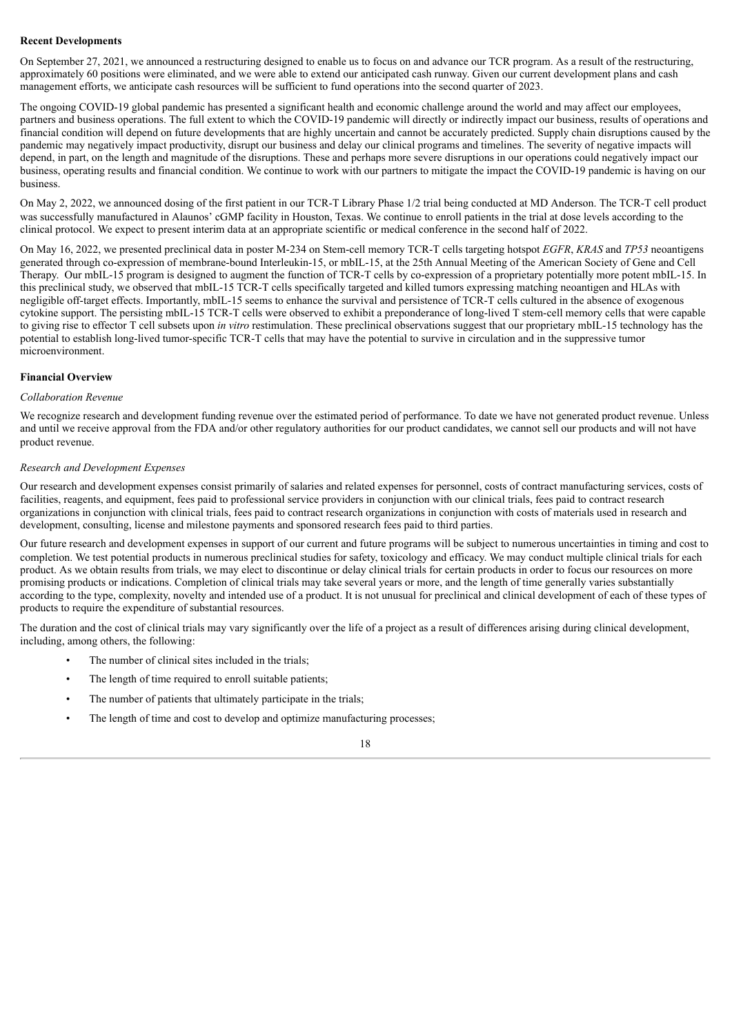**Recent Developments**

On September 27, 2021, we announced a restructuring designed to enable us to focus on and advance our TCR program. As a result of the restructuring, approximately 60 positions were eliminated, and we were able to extend our anticipated cash runway. Given our current development plans and cash management efforts, we anticipate cash resources will be sufficient to fund operations into the second quarter of 2023.

The ongoing COVID-19 global pandemic has presented a significant health and economic challenge around the world and may affect our employees, partners and business operations. The full extent to which the COVID-19 pandemic will directly or indirectly impact our business, results of operations and financial condition will depend on future developments that are highly uncertain and cannot be accurately predicted. Supply chain disruptions caused by the pandemic may negatively impact productivity, disrupt our business and delay our clinical programs and timelines. The severity of negative impacts will depend, in part, on the length and magnitude of the disruptions. These and perhaps more severe disruptions in our operations could negatively impact our business, operating results and financial condition. We continue to work with our partners to mitigate the impact the COVID-19 pandemic is having on our business.

On May 2, 2022, we announced dosing of the first patient in our TCR-T Library Phase 1/2 trial being conducted at MD Anderson. The TCR-T cell product was successfully manufactured in Alaunos' cGMP facility in Houston, Texas. We continue to enroll patients in the trial at dose levels according to the clinical protocol. We expect to present interim data at an appropriate scientific or medical conference in the second half of 2022.

On May 16, 2022, we presented preclinical data in poster M-234 on Stem-cell memory TCR-T cells targeting hotspot *EGFR*, *KRAS* and *TP53* neoantigens generated through co-expression of membrane-bound Interleukin-15, or mbIL-15, at the 25th Annual Meeting of the American Society of Gene and Cell Therapy. Our mbIL-15 program is designed to augment the function of TCR-T cells by co-expression of a proprietary potentially more potent mbIL-15. In this preclinical study, we observed that mbIL-15 TCR-T cells specifically targeted and killed tumors expressing matching neoantigen and HLAs with negligible off-target effects. Importantly, mbIL-15 seems to enhance the survival and persistence of TCR-T cells cultured in the absence of exogenous cytokine support. The persisting mbIL-15 TCR-T cells were observed to exhibit a preponderance of long-lived T stem-cell memory cells that were capable to giving rise to effector T cell subsets upon *in vitro* restimulation. These preclinical observations suggest that our proprietary mbIL-15 technology has the potential to establish long-lived tumor-specific TCR-T cells that may have the potential to survive in circulation and in the suppressive tumor microenvironment.

**Financial Overview**

*Collaboration Revenue*

We recognize research and development funding revenue over the estimated period of performance. To date we have not generated product revenue. Unless and until we receive approval from the FDA and/or other regulatory authorities for our product candidates, we cannot sell our products and will not have product revenue.

*Research and Development Expenses*

Our research and development expenses consist primarily of salaries and related expenses for personnel, costs of contract manufacturing services, costs of facilities, reagents, and equipment, fees paid to professional service providers in conjunction with our clinical trials, fees paid to contract research organizations in conjunction with clinical trials, fees paid to contract research organizations in conjunction with costs of materials used in research and development, consulting, license and milestone payments and sponsored research fees paid to third parties.

Our future research and development expenses in support of our current and future programs will be subject to numerous uncertainties in timing and cost to completion. We test potential products in numerous preclinical studies for safety, toxicology and efficacy. We may conduct multiple clinical trials for each product. As we obtain results from trials, we may elect to discontinue or delay clinical trials for certain products in order to focus our resources on more promising products or indications. Completion of clinical trials may take several years or more, and the length of time generally varies substantially according to the type, complexity, novelty and intended use of a product. It is not unusual for preclinical and clinical development of each of these types of products to require the expenditure of substantial resources.

The duration and the cost of clinical trials may vary significantly over the life of a project as a result of differences arising during clinical development, including, among others, the following:

- The number of clinical sites included in the trials;
- The length of time required to enroll suitable patients;
- The number of patients that ultimately participate in the trials;
- The length of time and cost to develop and optimize manufacturing processes;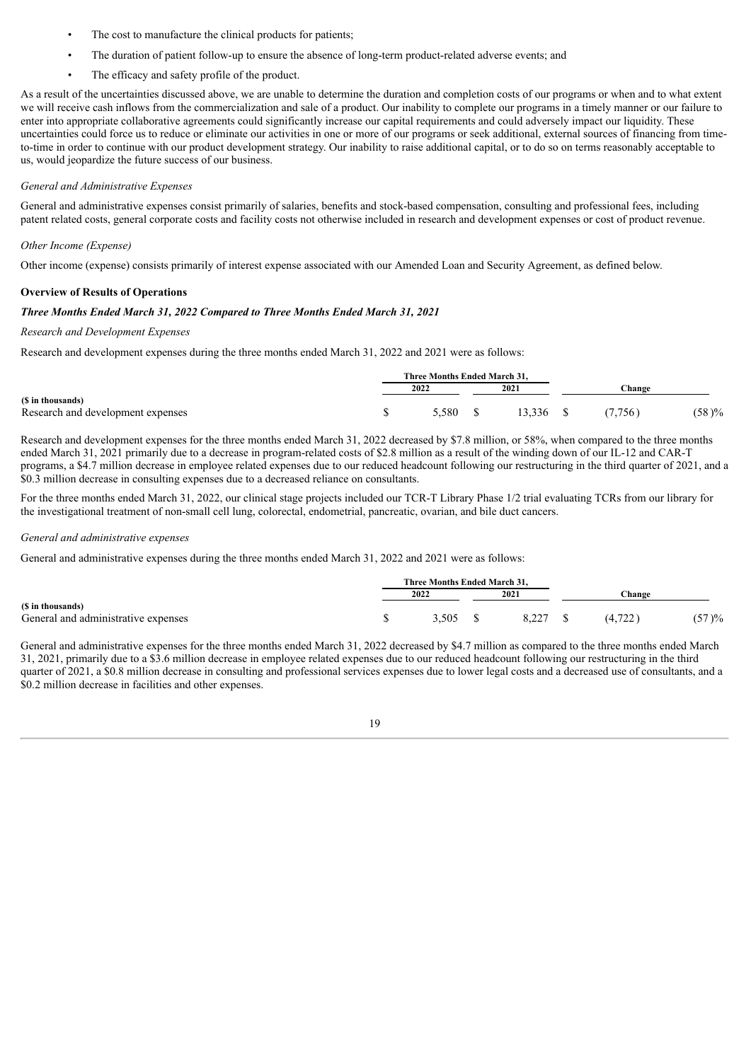- The cost to manufacture the clinical products for patients;
- The duration of patient follow-up to ensure the absence of long-term product-related adverse events; and
- The efficacy and safety profile of the product.

As a result of the uncertainties discussed above, we are unable to determine the duration and completion costs of our programs or when and to what extent we will receive cash inflows from the commercialization and sale of a product. Our inability to complete our programs in a timely manner or our failure to enter into appropriate collaborative agreements could significantly increase our capital requirements and could adversely impact our liquidity. These uncertainties could force us to reduce or eliminate our activities in one or more of our programs or seek additional, external sources of financing from time-to-time in order to continue with our product development strategy. Our inability to raise additional capital, or to do so on terms reasonably acceptable to us, would jeopardize the future success of our business.

*General and Administrative Expenses*

General and administrative expenses consist primarily of salaries, benefits and stock-based compensation, consulting and professional fees, including patent related costs, general corporate costs and facility costs not otherwise included in research and development expenses or cost of product revenue.

*Other Income (Expense)*

Other income (expense) consists primarily of interest expense associated with our Amended Loan and Security Agreement, as defined below.

**Overview of Results of Operations**

***Three Months Ended March 31, 2022 Compared to Three Months Ended March 31, 2021***

*Research and Development Expenses*

Research and development expenses during the three months ended March 31, 2022 and 2021 were as follows:

| | Three Months Ended March 31, | | | |
|---|---|---|---|---|
| | 2022 | 2021 | Change | |
| **($ in thousands)** | | | | |
| Research and development expenses | $ 5,580 | $ 13,336 | $ (7,756) | (58)% |

Research and development expenses for the three months ended March 31, 2022 decreased by $7.8 million, or 58%, when compared to the three months ended March 31, 2021 primarily due to a decrease in program-related costs of $2.8 million as a result of the winding down of our IL-12 and CAR-T programs, a $4.7 million decrease in employee related expenses due to our reduced headcount following our restructuring in the third quarter of 2021, and a $0.3 million decrease in consulting expenses due to a decreased reliance on consultants.

For the three months ended March 31, 2022, our clinical stage projects included our TCR-T Library Phase 1/2 trial evaluating TCRs from our library for the investigational treatment of non-small cell lung, colorectal, endometrial, pancreatic, ovarian, and bile duct cancers.

*General and administrative expenses*

General and administrative expenses during the three months ended March 31, 2022 and 2021 were as follows:

| | Three Months Ended March 31, | | | |
|---|---|---|---|---|
| | 2022 | 2021 | Change | |
| **($ in thousands)** | | | | |
| General and administrative expenses | $ 3,505 | $ 8,227 | $ (4,722) | (57)% |

General and administrative expenses for the three months ended March 31, 2022 decreased by $4.7 million as compared to the three months ended March 31, 2021, primarily due to a $3.6 million decrease in employee related expenses due to our reduced headcount following our restructuring in the third quarter of 2021, a $0.8 million decrease in consulting and professional services expenses due to lower legal costs and a decreased use of consultants, and a $0.2 million decrease in facilities and other expenses.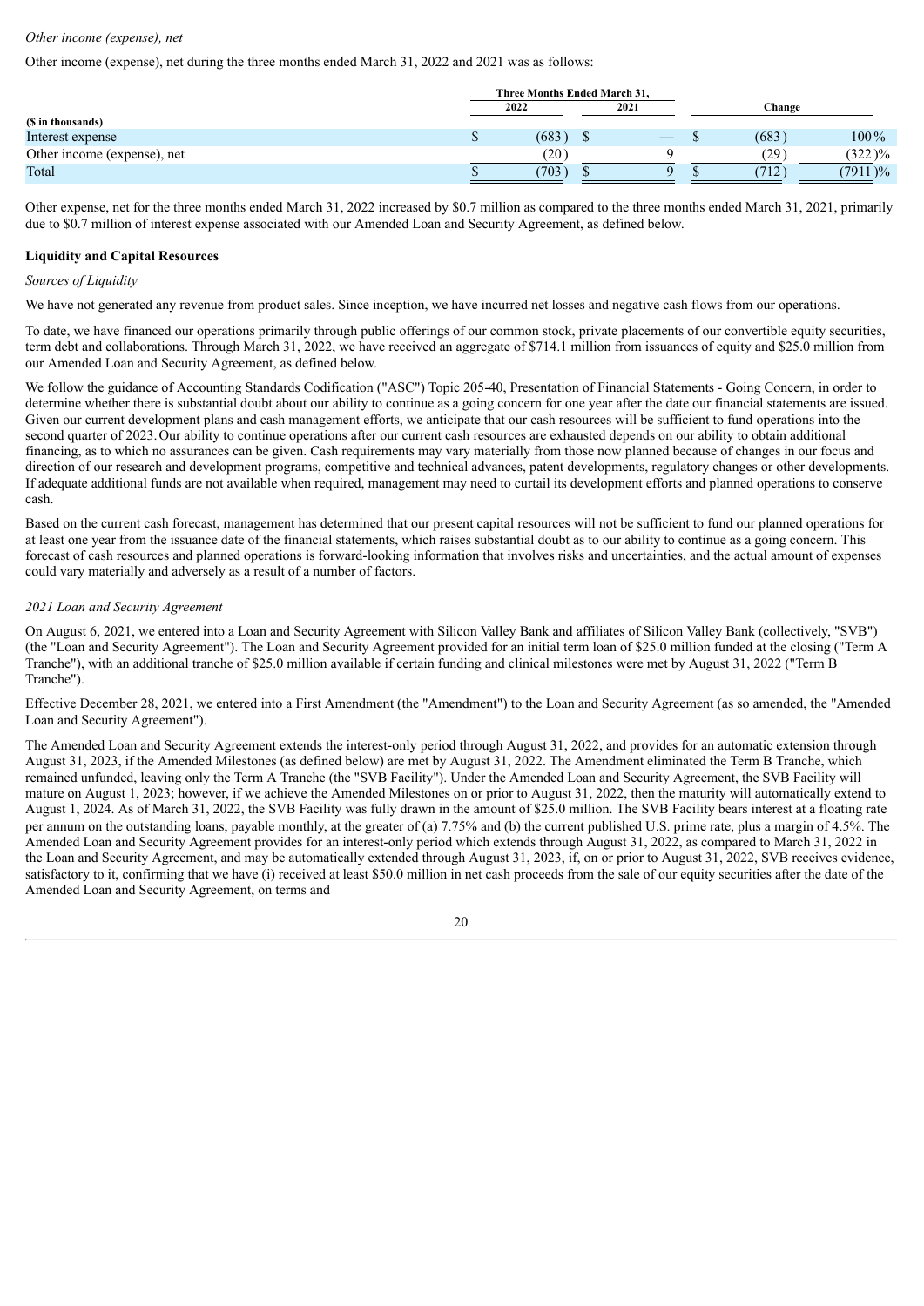*Other income (expense), net*

Other income (expense), net during the three months ended March 31, 2022 and 2021 was as follows:

| ($ in thousands) | Three Months Ended March 31, 2022 | Three Months Ended March 31, 2021 | Change | |
|---|---|---|---|---|
| Interest expense | $ (683) | $ — | $ (683) | 100 % |
| Other income (expense), net | (20) | 9 | (29) | (322)% |
| Total | $ (703) | $ 9 | $ (712) | (7911)% |

Other expense, net for the three months ended March 31, 2022 increased by $0.7 million as compared to the three months ended March 31, 2021, primarily due to $0.7 million of interest expense associated with our Amended Loan and Security Agreement, as defined below.

## Liquidity and Capital Resources

*Sources of Liquidity*

We have not generated any revenue from product sales. Since inception, we have incurred net losses and negative cash flows from our operations.

To date, we have financed our operations primarily through public offerings of our common stock, private placements of our convertible equity securities, term debt and collaborations. Through March 31, 2022, we have received an aggregate of $714.1 million from issuances of equity and $25.0 million from our Amended Loan and Security Agreement, as defined below.

We follow the guidance of Accounting Standards Codification ("ASC") Topic 205-40, Presentation of Financial Statements - Going Concern, in order to determine whether there is substantial doubt about our ability to continue as a going concern for one year after the date our financial statements are issued. Given our current development plans and cash management efforts, we anticipate that our cash resources will be sufficient to fund operations into the second quarter of 2023. Our ability to continue operations after our current cash resources are exhausted depends on our ability to obtain additional financing, as to which no assurances can be given. Cash requirements may vary materially from those now planned because of changes in our focus and direction of our research and development programs, competitive and technical advances, patent developments, regulatory changes or other developments. If adequate additional funds are not available when required, management may need to curtail its development efforts and planned operations to conserve cash.

Based on the current cash forecast, management has determined that our present capital resources will not be sufficient to fund our planned operations for at least one year from the issuance date of the financial statements, which raises substantial doubt as to our ability to continue as a going concern. This forecast of cash resources and planned operations is forward-looking information that involves risks and uncertainties, and the actual amount of expenses could vary materially and adversely as a result of a number of factors.

*2021 Loan and Security Agreement*

On August 6, 2021, we entered into a Loan and Security Agreement with Silicon Valley Bank and affiliates of Silicon Valley Bank (collectively, "SVB") (the "Loan and Security Agreement"). The Loan and Security Agreement provided for an initial term loan of $25.0 million funded at the closing ("Term A Tranche"), with an additional tranche of $25.0 million available if certain funding and clinical milestones were met by August 31, 2022 ("Term B Tranche").

Effective December 28, 2021, we entered into a First Amendment (the "Amendment") to the Loan and Security Agreement (as so amended, the "Amended Loan and Security Agreement").

The Amended Loan and Security Agreement extends the interest-only period through August 31, 2022, and provides for an automatic extension through August 31, 2023, if the Amended Milestones (as defined below) are met by August 31, 2022. The Amendment eliminated the Term B Tranche, which remained unfunded, leaving only the Term A Tranche (the "SVB Facility"). Under the Amended Loan and Security Agreement, the SVB Facility will mature on August 1, 2023; however, if we achieve the Amended Milestones on or prior to August 31, 2022, then the maturity will automatically extend to August 1, 2024. As of March 31, 2022, the SVB Facility was fully drawn in the amount of $25.0 million. The SVB Facility bears interest at a floating rate per annum on the outstanding loans, payable monthly, at the greater of (a) 7.75% and (b) the current published U.S. prime rate, plus a margin of 4.5%. The Amended Loan and Security Agreement provides for an interest-only period which extends through August 31, 2022, as compared to March 31, 2022 in the Loan and Security Agreement, and may be automatically extended through August 31, 2023, if, on or prior to August 31, 2022, SVB receives evidence, satisfactory to it, confirming that we have (i) received at least $50.0 million in net cash proceeds from the sale of our equity securities after the date of the Amended Loan and Security Agreement, on terms and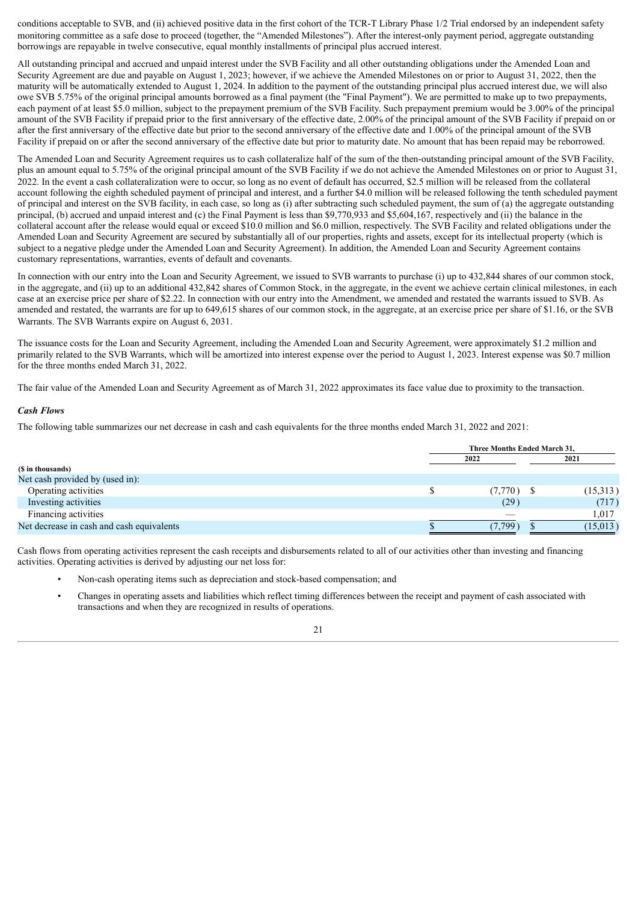conditions acceptable to SVB, and (ii) achieved positive data in the first cohort of the TCR-T Library Phase 1/2 Trial endorsed by an independent safety monitoring committee as a safe dose to proceed (together, the "Amended Milestones"). After the interest-only payment period, aggregate outstanding borrowings are repayable in twelve consecutive, equal monthly installments of principal plus accrued interest.

All outstanding principal and accrued and unpaid interest under the SVB Facility and all other outstanding obligations under the Amended Loan and Security Agreement are due and payable on August 1, 2023; however, if we achieve the Amended Milestones on or prior to August 31, 2022, then the maturity will be automatically extended to August 1, 2024. In addition to the payment of the outstanding principal plus accrued interest due, we will also owe SVB 5.75% of the original principal amounts borrowed as a final payment (the "Final Payment"). We are permitted to make up to two prepayments, each payment of at least $5.0 million, subject to the prepayment premium of the SVB Facility. Such prepayment premium would be 3.00% of the principal amount of the SVB Facility if prepaid prior to the first anniversary of the effective date, 2.00% of the principal amount of the SVB Facility if prepaid on or after the first anniversary of the effective date but prior to the second anniversary of the effective date and 1.00% of the principal amount of the SVB Facility if prepaid on or after the second anniversary of the effective date but prior to maturity date. No amount that has been repaid may be reborrowed.

The Amended Loan and Security Agreement requires us to cash collateralize half of the sum of the then-outstanding principal amount of the SVB Facility, plus an amount equal to 5.75% of the original principal amount of the SVB Facility if we do not achieve the Amended Milestones on or prior to August 31, 2022. In the event a cash collateralization were to occur, so long as no event of default has occurred, $2.5 million will be released from the collateral account following the eighth scheduled payment of principal and interest, and a further $4.0 million will be released following the tenth scheduled payment of principal and interest on the SVB facility, in each case, so long as (i) after subtracting such scheduled payment, the sum of (a) the aggregate outstanding principal, (b) accrued and unpaid interest and (c) the Final Payment is less than $9,770,933 and $5,604,167, respectively and (ii) the balance in the collateral account after the release would equal or exceed $10.0 million and $6.0 million, respectively. The SVB Facility and related obligations under the Amended Loan and Security Agreement are secured by substantially all of our properties, rights and assets, except for its intellectual property (which is subject to a negative pledge under the Amended Loan and Security Agreement). In addition, the Amended Loan and Security Agreement contains customary representations, warranties, events of default and covenants.

In connection with our entry into the Loan and Security Agreement, we issued to SVB warrants to purchase (i) up to 432,844 shares of our common stock, in the aggregate, and (ii) up to an additional 432,842 shares of Common Stock, in the aggregate, in the event we achieve certain clinical milestones, in each case at an exercise price per share of $2.22. In connection with our entry into the Amendment, we amended and restated the warrants issued to SVB. As amended and restated, the warrants are for up to 649,615 shares of our common stock, in the aggregate, at an exercise price per share of $1.16, or the SVB Warrants. The SVB Warrants expire on August 6, 2031.

The issuance costs for the Loan and Security Agreement, including the Amended Loan and Security Agreement, were approximately $1.2 million and primarily related to the SVB Warrants, which will be amortized into interest expense over the period to August 1, 2023. Interest expense was $0.7 million for the three months ended March 31, 2022.

The fair value of the Amended Loan and Security Agreement as of March 31, 2022 approximates its face value due to proximity to the transaction.

***Cash Flows***

The following table summarizes our net decrease in cash and cash equivalents for the three months ended March 31, 2022 and 2021:

| | Three Months Ended March 31, | |
|---|---|---|
| **($ in thousands)** | **2022** | **2021** |
| Net cash provided by (used in): | | |
| Operating activities | $ (7,770) | $ (15,313) |
| Investing activities | (29) | (717) |
| Financing activities | — | 1,017 |
| Net decrease in cash and cash equivalents | $ (7,799) | $ (15,013) |

Cash flows from operating activities represent the cash receipts and disbursements related to all of our activities other than investing and financing activities. Operating activities is derived by adjusting our net loss for:

- Non-cash operating items such as depreciation and stock-based compensation; and
- Changes in operating assets and liabilities which reflect timing differences between the receipt and payment of cash associated with transactions and when they are recognized in results of operations.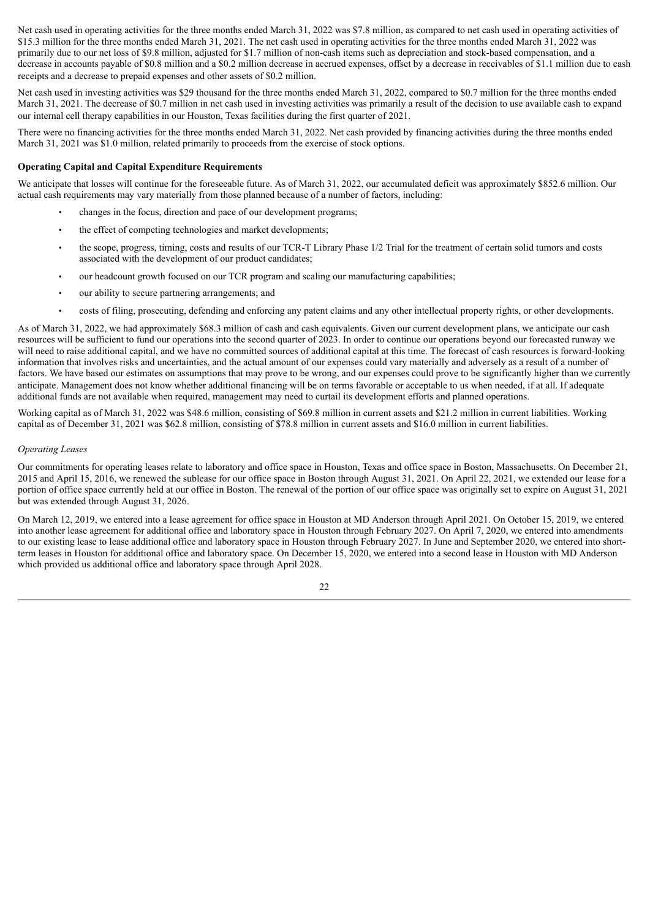Net cash used in operating activities for the three months ended March 31, 2022 was $7.8 million, as compared to net cash used in operating activities of $15.3 million for the three months ended March 31, 2021. The net cash used in operating activities for the three months ended March 31, 2022 was primarily due to our net loss of $9.8 million, adjusted for $1.7 million of non-cash items such as depreciation and stock-based compensation, and a decrease in accounts payable of $0.8 million and a $0.2 million decrease in accrued expenses, offset by a decrease in receivables of $1.1 million due to cash receipts and a decrease to prepaid expenses and other assets of $0.2 million.

Net cash used in investing activities was $29 thousand for the three months ended March 31, 2022, compared to $0.7 million for the three months ended March 31, 2021. The decrease of $0.7 million in net cash used in investing activities was primarily a result of the decision to use available cash to expand our internal cell therapy capabilities in our Houston, Texas facilities during the first quarter of 2021.

There were no financing activities for the three months ended March 31, 2022. Net cash provided by financing activities during the three months ended March 31, 2021 was $1.0 million, related primarily to proceeds from the exercise of stock options.

**Operating Capital and Capital Expenditure Requirements**

We anticipate that losses will continue for the foreseeable future. As of March 31, 2022, our accumulated deficit was approximately $852.6 million. Our actual cash requirements may vary materially from those planned because of a number of factors, including:

- changes in the focus, direction and pace of our development programs;
- the effect of competing technologies and market developments;
- the scope, progress, timing, costs and results of our TCR-T Library Phase 1/2 Trial for the treatment of certain solid tumors and costs associated with the development of our product candidates;
- our headcount growth focused on our TCR program and scaling our manufacturing capabilities;
- our ability to secure partnering arrangements; and
- costs of filing, prosecuting, defending and enforcing any patent claims and any other intellectual property rights, or other developments.

As of March 31, 2022, we had approximately $68.3 million of cash and cash equivalents. Given our current development plans, we anticipate our cash resources will be sufficient to fund our operations into the second quarter of 2023. In order to continue our operations beyond our forecasted runway we will need to raise additional capital, and we have no committed sources of additional capital at this time. The forecast of cash resources is forward-looking information that involves risks and uncertainties, and the actual amount of our expenses could vary materially and adversely as a result of a number of factors. We have based our estimates on assumptions that may prove to be wrong, and our expenses could prove to be significantly higher than we currently anticipate. Management does not know whether additional financing will be on terms favorable or acceptable to us when needed, if at all. If adequate additional funds are not available when required, management may need to curtail its development efforts and planned operations.

Working capital as of March 31, 2022 was $48.6 million, consisting of $69.8 million in current assets and $21.2 million in current liabilities. Working capital as of December 31, 2021 was $62.8 million, consisting of $78.8 million in current assets and $16.0 million in current liabilities.

*Operating Leases*

Our commitments for operating leases relate to laboratory and office space in Houston, Texas and office space in Boston, Massachusetts. On December 21, 2015 and April 15, 2016, we renewed the sublease for our office space in Boston through August 31, 2021. On April 22, 2021, we extended our lease for a portion of office space currently held at our office in Boston. The renewal of the portion of our office space was originally set to expire on August 31, 2021 but was extended through August 31, 2026.

On March 12, 2019, we entered into a lease agreement for office space in Houston at MD Anderson through April 2021. On October 15, 2019, we entered into another lease agreement for additional office and laboratory space in Houston through February 2027. On April 7, 2020, we entered into amendments to our existing lease to lease additional office and laboratory space in Houston through February 2027. In June and September 2020, we entered into short-term leases in Houston for additional office and laboratory space. On December 15, 2020, we entered into a second lease in Houston with MD Anderson which provided us additional office and laboratory space through April 2028.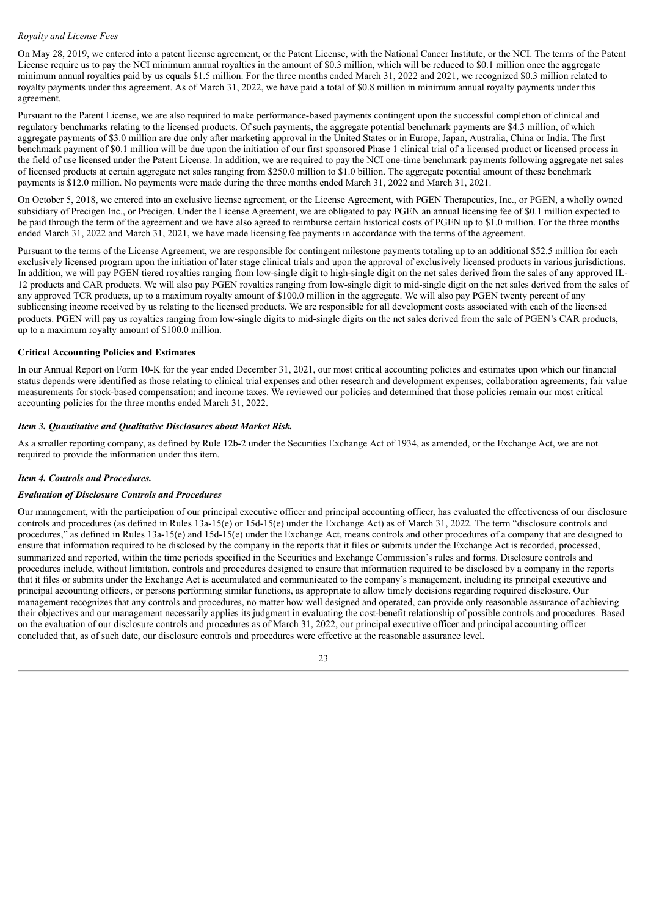*Royalty and License Fees*

On May 28, 2019, we entered into a patent license agreement, or the Patent License, with the National Cancer Institute, or the NCI. The terms of the Patent License require us to pay the NCI minimum annual royalties in the amount of $0.3 million, which will be reduced to $0.1 million once the aggregate minimum annual royalties paid by us equals $1.5 million. For the three months ended March 31, 2022 and 2021, we recognized $0.3 million related to royalty payments under this agreement. As of March 31, 2022, we have paid a total of $0.8 million in minimum annual royalty payments under this agreement.

Pursuant to the Patent License, we are also required to make performance-based payments contingent upon the successful completion of clinical and regulatory benchmarks relating to the licensed products. Of such payments, the aggregate potential benchmark payments are $4.3 million, of which aggregate payments of $3.0 million are due only after marketing approval in the United States or in Europe, Japan, Australia, China or India. The first benchmark payment of $0.1 million will be due upon the initiation of our first sponsored Phase 1 clinical trial of a licensed product or licensed process in the field of use licensed under the Patent License. In addition, we are required to pay the NCI one-time benchmark payments following aggregate net sales of licensed products at certain aggregate net sales ranging from $250.0 million to $1.0 billion. The aggregate potential amount of these benchmark payments is $12.0 million. No payments were made during the three months ended March 31, 2022 and March 31, 2021.

On October 5, 2018, we entered into an exclusive license agreement, or the License Agreement, with PGEN Therapeutics, Inc., or PGEN, a wholly owned subsidiary of Precigen Inc., or Precigen. Under the License Agreement, we are obligated to pay PGEN an annual licensing fee of $0.1 million expected to be paid through the term of the agreement and we have also agreed to reimburse certain historical costs of PGEN up to $1.0 million. For the three months ended March 31, 2022 and March 31, 2021, we have made licensing fee payments in accordance with the terms of the agreement.

Pursuant to the terms of the License Agreement, we are responsible for contingent milestone payments totaling up to an additional $52.5 million for each exclusively licensed program upon the initiation of later stage clinical trials and upon the approval of exclusively licensed products in various jurisdictions. In addition, we will pay PGEN tiered royalties ranging from low-single digit to high-single digit on the net sales derived from the sales of any approved IL-12 products and CAR products. We will also pay PGEN royalties ranging from low-single digit to mid-single digit on the net sales derived from the sales of any approved TCR products, up to a maximum royalty amount of $100.0 million in the aggregate. We will also pay PGEN twenty percent of any sublicensing income received by us relating to the licensed products. We are responsible for all development costs associated with each of the licensed products. PGEN will pay us royalties ranging from low-single digits to mid-single digits on the net sales derived from the sale of PGEN's CAR products, up to a maximum royalty amount of $100.0 million.

**Critical Accounting Policies and Estimates**

In our Annual Report on Form 10-K for the year ended December 31, 2021, our most critical accounting policies and estimates upon which our financial status depends were identified as those relating to clinical trial expenses and other research and development expenses; collaboration agreements; fair value measurements for stock-based compensation; and income taxes. We reviewed our policies and determined that those policies remain our most critical accounting policies for the three months ended March 31, 2022.

### *Item 3. Quantitative and Qualitative Disclosures about Market Risk.*

As a smaller reporting company, as defined by Rule 12b-2 under the Securities Exchange Act of 1934, as amended, or the Exchange Act, we are not required to provide the information under this item.

### *Item 4. Controls and Procedures.*

***Evaluation of Disclosure Controls and Procedures***

Our management, with the participation of our principal executive officer and principal accounting officer, has evaluated the effectiveness of our disclosure controls and procedures (as defined in Rules 13a-15(e) or 15d-15(e) under the Exchange Act) as of March 31, 2022. The term "disclosure controls and procedures," as defined in Rules 13a-15(e) and 15d-15(e) under the Exchange Act, means controls and other procedures of a company that are designed to ensure that information required to be disclosed by the company in the reports that it files or submits under the Exchange Act is recorded, processed, summarized and reported, within the time periods specified in the Securities and Exchange Commission's rules and forms. Disclosure controls and procedures include, without limitation, controls and procedures designed to ensure that information required to be disclosed by a company in the reports that it files or submits under the Exchange Act is accumulated and communicated to the company's management, including its principal executive and principal accounting officers, or persons performing similar functions, as appropriate to allow timely decisions regarding required disclosure. Our management recognizes that any controls and procedures, no matter how well designed and operated, can provide only reasonable assurance of achieving their objectives and our management necessarily applies its judgment in evaluating the cost-benefit relationship of possible controls and procedures. Based on the evaluation of our disclosure controls and procedures as of March 31, 2022, our principal executive officer and principal accounting officer concluded that, as of such date, our disclosure controls and procedures were effective at the reasonable assurance level.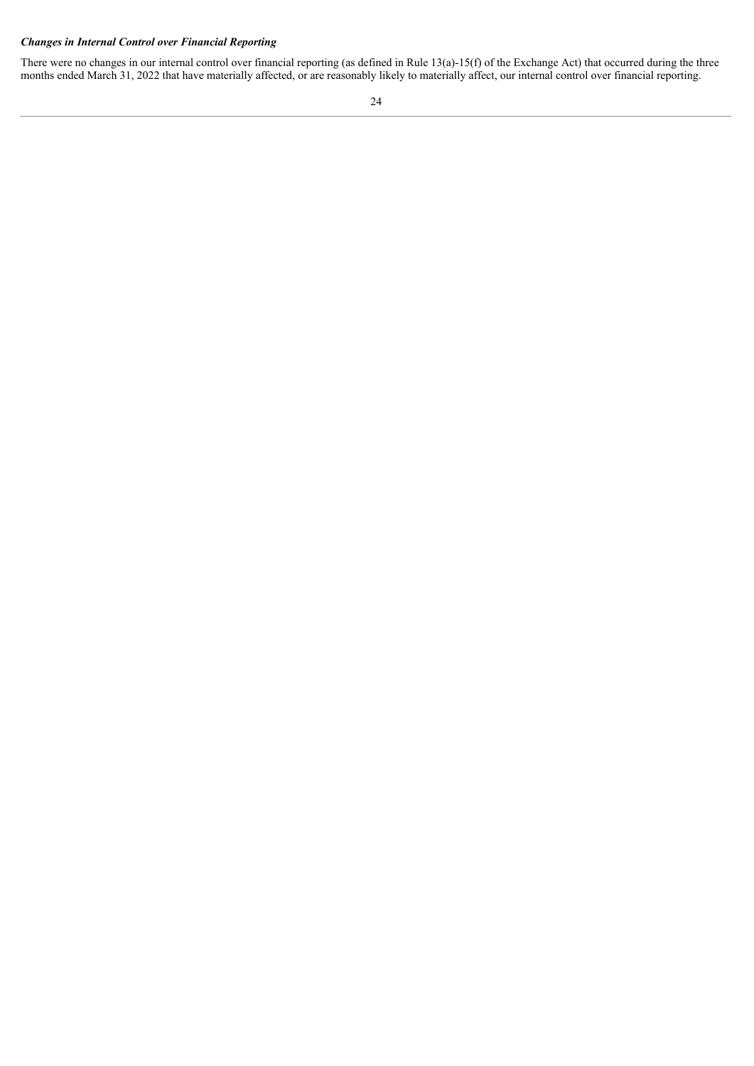### *Changes in Internal Control over Financial Reporting*

There were no changes in our internal control over financial reporting (as defined in Rule 13(a)-15(f) of the Exchange Act) that occurred during the three months ended March 31, 2022 that have materially affected, or are reasonably likely to materially affect, our internal control over financial reporting.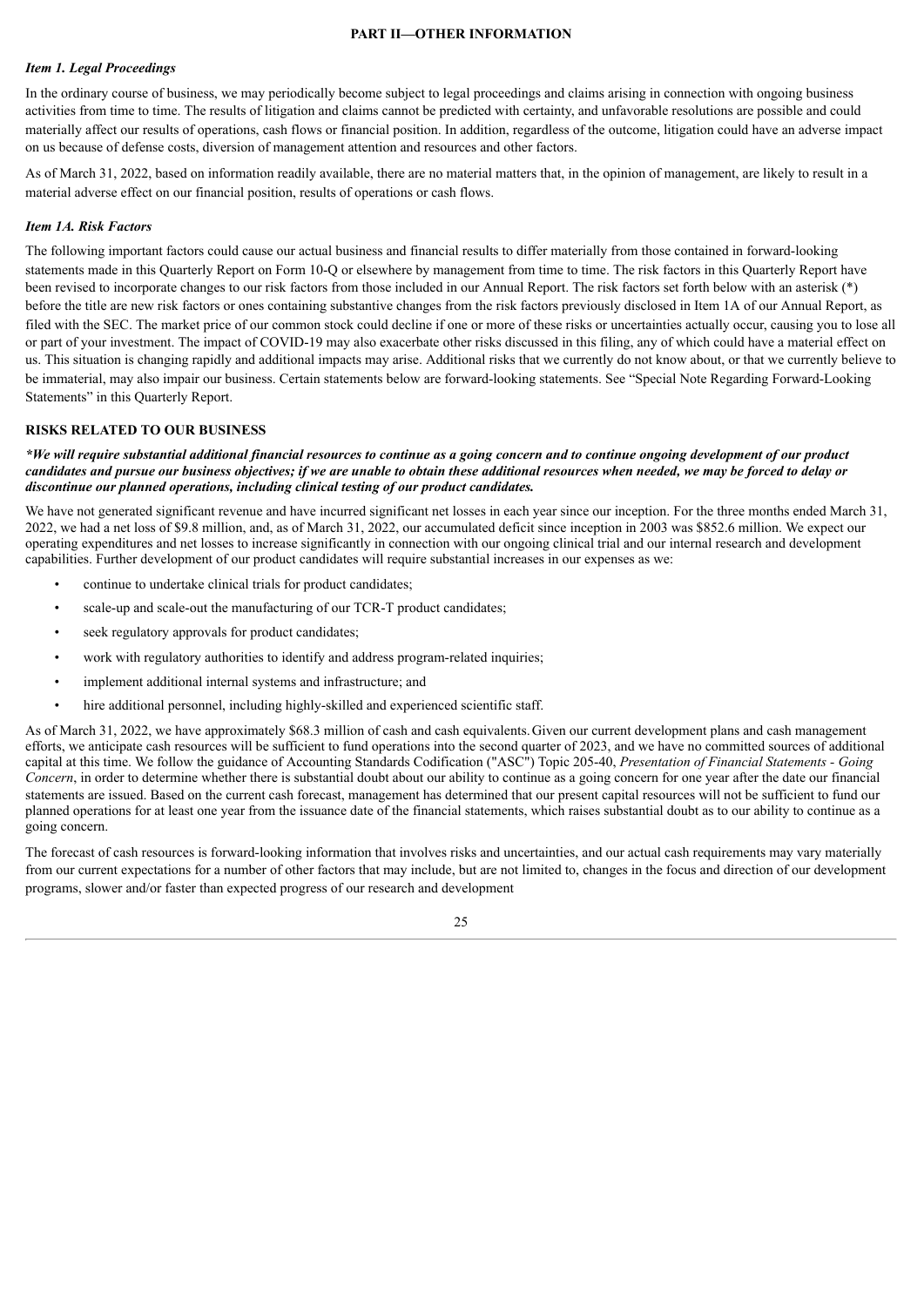## PART II—OTHER INFORMATION

### *Item 1. Legal Proceedings*

In the ordinary course of business, we may periodically become subject to legal proceedings and claims arising in connection with ongoing business activities from time to time. The results of litigation and claims cannot be predicted with certainty, and unfavorable resolutions are possible and could materially affect our results of operations, cash flows or financial position. In addition, regardless of the outcome, litigation could have an adverse impact on us because of defense costs, diversion of management attention and resources and other factors.

As of March 31, 2022, based on information readily available, there are no material matters that, in the opinion of management, are likely to result in a material adverse effect on our financial position, results of operations or cash flows.

### *Item 1A. Risk Factors*

The following important factors could cause our actual business and financial results to differ materially from those contained in forward-looking statements made in this Quarterly Report on Form 10-Q or elsewhere by management from time to time. The risk factors in this Quarterly Report have been revised to incorporate changes to our risk factors from those included in our Annual Report. The risk factors set forth below with an asterisk (*) before the title are new risk factors or ones containing substantive changes from the risk factors previously disclosed in Item 1A of our Annual Report, as filed with the SEC. The market price of our common stock could decline if one or more of these risks or uncertainties actually occur, causing you to lose all or part of your investment. The impact of COVID-19 may also exacerbate other risks discussed in this filing, any of which could have a material effect on us. This situation is changing rapidly and additional impacts may arise. Additional risks that we currently do not know about, or that we currently believe to be immaterial, may also impair our business. Certain statements below are forward-looking statements. See "Special Note Regarding Forward-Looking Statements" in this Quarterly Report.

### RISKS RELATED TO OUR BUSINESS

***\*We will require substantial additional financial resources to continue as a going concern and to continue ongoing development of our product candidates and pursue our business objectives; if we are unable to obtain these additional resources when needed, we may be forced to delay or discontinue our planned operations, including clinical testing of our product candidates.***

We have not generated significant revenue and have incurred significant net losses in each year since our inception. For the three months ended March 31, 2022, we had a net loss of $9.8 million, and, as of March 31, 2022, our accumulated deficit since inception in 2003 was $852.6 million. We expect our operating expenditures and net losses to increase significantly in connection with our ongoing clinical trial and our internal research and development capabilities. Further development of our product candidates will require substantial increases in our expenses as we:

- continue to undertake clinical trials for product candidates;
- scale-up and scale-out the manufacturing of our TCR-T product candidates;
- seek regulatory approvals for product candidates;
- work with regulatory authorities to identify and address program-related inquiries;
- implement additional internal systems and infrastructure; and
- hire additional personnel, including highly-skilled and experienced scientific staff.

As of March 31, 2022, we have approximately $68.3 million of cash and cash equivalents. Given our current development plans and cash management efforts, we anticipate cash resources will be sufficient to fund operations into the second quarter of 2023, and we have no committed sources of additional capital at this time. We follow the guidance of Accounting Standards Codification ("ASC") Topic 205-40, *Presentation of Financial Statements - Going Concern*, in order to determine whether there is substantial doubt about our ability to continue as a going concern for one year after the date our financial statements are issued. Based on the current cash forecast, management has determined that our present capital resources will not be sufficient to fund our planned operations for at least one year from the issuance date of the financial statements, which raises substantial doubt as to our ability to continue as a going concern.

The forecast of cash resources is forward-looking information that involves risks and uncertainties, and our actual cash requirements may vary materially from our current expectations for a number of other factors that may include, but are not limited to, changes in the focus and direction of our development programs, slower and/or faster than expected progress of our research and development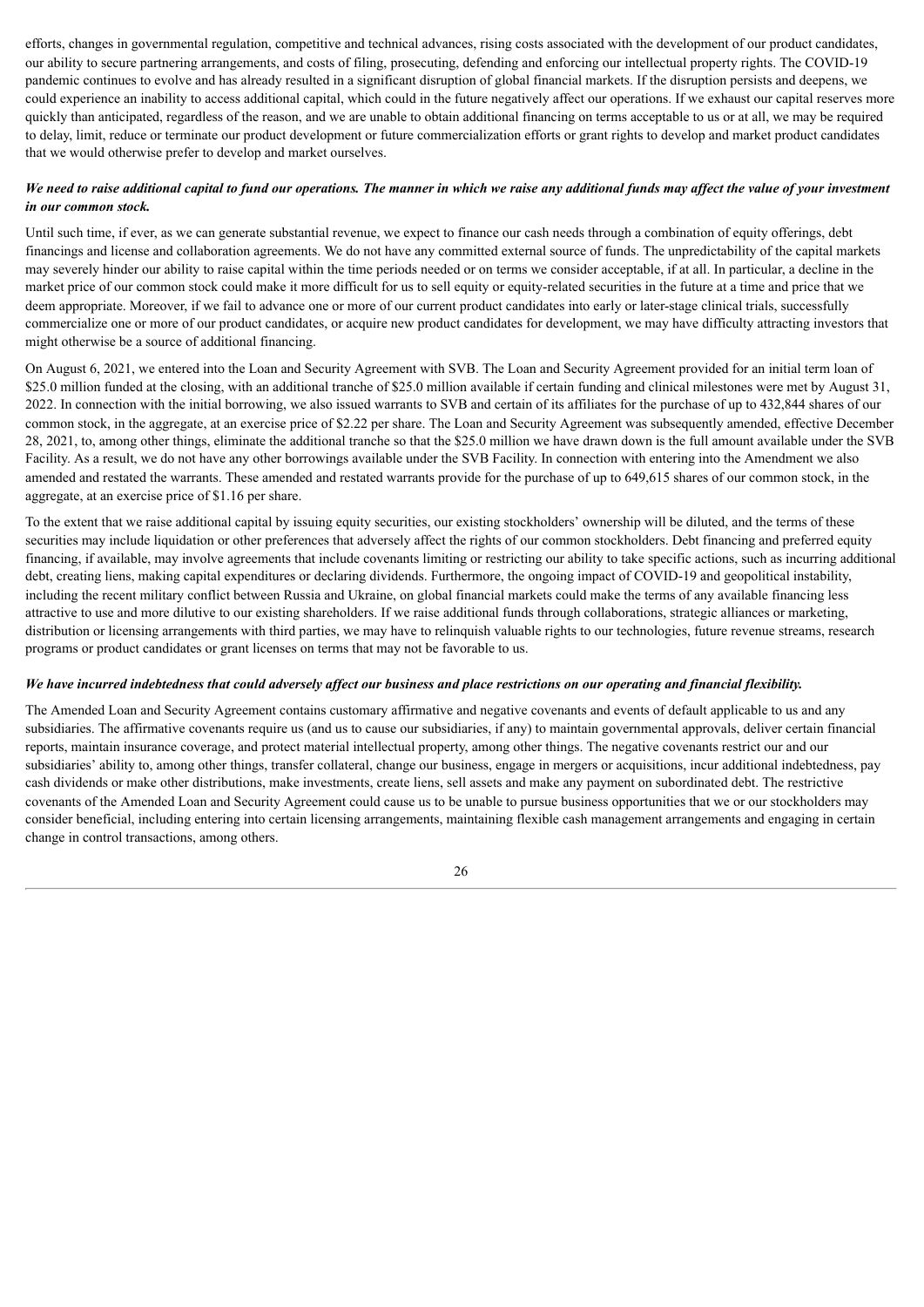efforts, changes in governmental regulation, competitive and technical advances, rising costs associated with the development of our product candidates, our ability to secure partnering arrangements, and costs of filing, prosecuting, defending and enforcing our intellectual property rights. The COVID-19 pandemic continues to evolve and has already resulted in a significant disruption of global financial markets. If the disruption persists and deepens, we could experience an inability to access additional capital, which could in the future negatively affect our operations. If we exhaust our capital reserves more quickly than anticipated, regardless of the reason, and we are unable to obtain additional financing on terms acceptable to us or at all, we may be required to delay, limit, reduce or terminate our product development or future commercialization efforts or grant rights to develop and market product candidates that we would otherwise prefer to develop and market ourselves.

***We need to raise additional capital to fund our operations. The manner in which we raise any additional funds may affect the value of your investment in our common stock.***

Until such time, if ever, as we can generate substantial revenue, we expect to finance our cash needs through a combination of equity offerings, debt financings and license and collaboration agreements. We do not have any committed external source of funds. The unpredictability of the capital markets may severely hinder our ability to raise capital within the time periods needed or on terms we consider acceptable, if at all. In particular, a decline in the market price of our common stock could make it more difficult for us to sell equity or equity-related securities in the future at a time and price that we deem appropriate. Moreover, if we fail to advance one or more of our current product candidates into early or later-stage clinical trials, successfully commercialize one or more of our product candidates, or acquire new product candidates for development, we may have difficulty attracting investors that might otherwise be a source of additional financing.

On August 6, 2021, we entered into the Loan and Security Agreement with SVB. The Loan and Security Agreement provided for an initial term loan of $25.0 million funded at the closing, with an additional tranche of $25.0 million available if certain funding and clinical milestones were met by August 31, 2022. In connection with the initial borrowing, we also issued warrants to SVB and certain of its affiliates for the purchase of up to 432,844 shares of our common stock, in the aggregate, at an exercise price of $2.22 per share. The Loan and Security Agreement was subsequently amended, effective December 28, 2021, to, among other things, eliminate the additional tranche so that the $25.0 million we have drawn down is the full amount available under the SVB Facility. As a result, we do not have any other borrowings available under the SVB Facility. In connection with entering into the Amendment we also amended and restated the warrants. These amended and restated warrants provide for the purchase of up to 649,615 shares of our common stock, in the aggregate, at an exercise price of $1.16 per share.

To the extent that we raise additional capital by issuing equity securities, our existing stockholders' ownership will be diluted, and the terms of these securities may include liquidation or other preferences that adversely affect the rights of our common stockholders. Debt financing and preferred equity financing, if available, may involve agreements that include covenants limiting or restricting our ability to take specific actions, such as incurring additional debt, creating liens, making capital expenditures or declaring dividends. Furthermore, the ongoing impact of COVID-19 and geopolitical instability, including the recent military conflict between Russia and Ukraine, on global financial markets could make the terms of any available financing less attractive to use and more dilutive to our existing shareholders. If we raise additional funds through collaborations, strategic alliances or marketing, distribution or licensing arrangements with third parties, we may have to relinquish valuable rights to our technologies, future revenue streams, research programs or product candidates or grant licenses on terms that may not be favorable to us.

***We have incurred indebtedness that could adversely affect our business and place restrictions on our operating and financial flexibility.***

The Amended Loan and Security Agreement contains customary affirmative and negative covenants and events of default applicable to us and any subsidiaries. The affirmative covenants require us (and us to cause our subsidiaries, if any) to maintain governmental approvals, deliver certain financial reports, maintain insurance coverage, and protect material intellectual property, among other things. The negative covenants restrict our and our subsidiaries' ability to, among other things, transfer collateral, change our business, engage in mergers or acquisitions, incur additional indebtedness, pay cash dividends or make other distributions, make investments, create liens, sell assets and make any payment on subordinated debt. The restrictive covenants of the Amended Loan and Security Agreement could cause us to be unable to pursue business opportunities that we or our stockholders may consider beneficial, including entering into certain licensing arrangements, maintaining flexible cash management arrangements and engaging in certain change in control transactions, among others.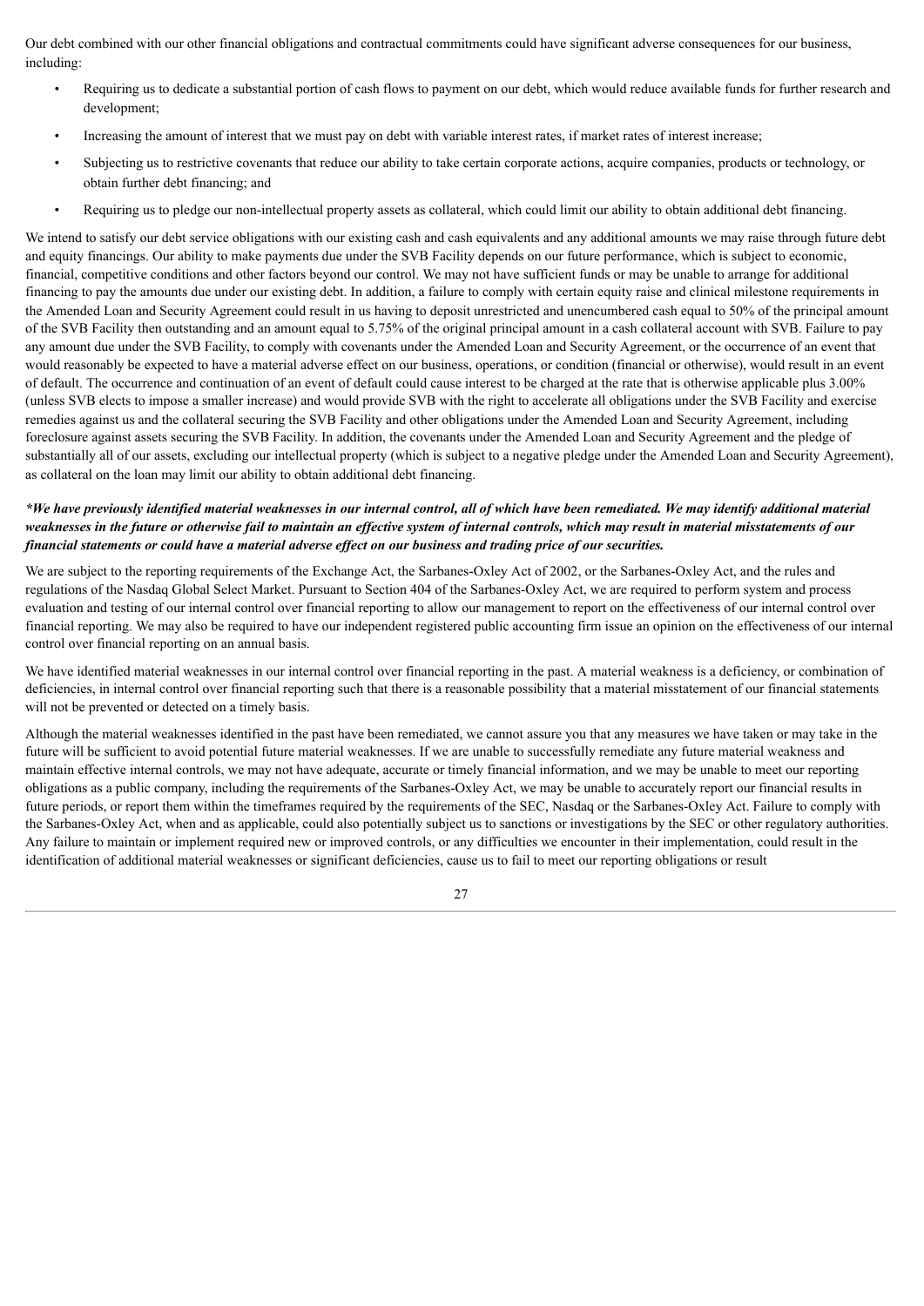Our debt combined with our other financial obligations and contractual commitments could have significant adverse consequences for our business, including:

- Requiring us to dedicate a substantial portion of cash flows to payment on our debt, which would reduce available funds for further research and development;
- Increasing the amount of interest that we must pay on debt with variable interest rates, if market rates of interest increase;
- Subjecting us to restrictive covenants that reduce our ability to take certain corporate actions, acquire companies, products or technology, or obtain further debt financing; and
- Requiring us to pledge our non-intellectual property assets as collateral, which could limit our ability to obtain additional debt financing.

We intend to satisfy our debt service obligations with our existing cash and cash equivalents and any additional amounts we may raise through future debt and equity financings. Our ability to make payments due under the SVB Facility depends on our future performance, which is subject to economic, financial, competitive conditions and other factors beyond our control. We may not have sufficient funds or may be unable to arrange for additional financing to pay the amounts due under our existing debt. In addition, a failure to comply with certain equity raise and clinical milestone requirements in the Amended Loan and Security Agreement could result in us having to deposit unrestricted and unencumbered cash equal to 50% of the principal amount of the SVB Facility then outstanding and an amount equal to 5.75% of the original principal amount in a cash collateral account with SVB. Failure to pay any amount due under the SVB Facility, to comply with covenants under the Amended Loan and Security Agreement, or the occurrence of an event that would reasonably be expected to have a material adverse effect on our business, operations, or condition (financial or otherwise), would result in an event of default. The occurrence and continuation of an event of default could cause interest to be charged at the rate that is otherwise applicable plus 3.00% (unless SVB elects to impose a smaller increase) and would provide SVB with the right to accelerate all obligations under the SVB Facility and exercise remedies against us and the collateral securing the SVB Facility and other obligations under the Amended Loan and Security Agreement, including foreclosure against assets securing the SVB Facility. In addition, the covenants under the Amended Loan and Security Agreement and the pledge of substantially all of our assets, excluding our intellectual property (which is subject to a negative pledge under the Amended Loan and Security Agreement), as collateral on the loan may limit our ability to obtain additional debt financing.

***We have previously identified material weaknesses in our internal control, all of which have been remediated. We may identify additional material weaknesses in the future or otherwise fail to maintain an effective system of internal controls, which may result in material misstatements of our financial statements or could have a material adverse effect on our business and trading price of our securities.***

We are subject to the reporting requirements of the Exchange Act, the Sarbanes-Oxley Act of 2002, or the Sarbanes-Oxley Act, and the rules and regulations of the Nasdaq Global Select Market. Pursuant to Section 404 of the Sarbanes-Oxley Act, we are required to perform system and process evaluation and testing of our internal control over financial reporting to allow our management to report on the effectiveness of our internal control over financial reporting. We may also be required to have our independent registered public accounting firm issue an opinion on the effectiveness of our internal control over financial reporting on an annual basis.

We have identified material weaknesses in our internal control over financial reporting in the past. A material weakness is a deficiency, or combination of deficiencies, in internal control over financial reporting such that there is a reasonable possibility that a material misstatement of our financial statements will not be prevented or detected on a timely basis.

Although the material weaknesses identified in the past have been remediated, we cannot assure you that any measures we have taken or may take in the future will be sufficient to avoid potential future material weaknesses. If we are unable to successfully remediate any future material weakness and maintain effective internal controls, we may not have adequate, accurate or timely financial information, and we may be unable to meet our reporting obligations as a public company, including the requirements of the Sarbanes-Oxley Act, we may be unable to accurately report our financial results in future periods, or report them within the timeframes required by the requirements of the SEC, Nasdaq or the Sarbanes-Oxley Act. Failure to comply with the Sarbanes-Oxley Act, when and as applicable, could also potentially subject us to sanctions or investigations by the SEC or other regulatory authorities. Any failure to maintain or implement required new or improved controls, or any difficulties we encounter in their implementation, could result in the identification of additional material weaknesses or significant deficiencies, cause us to fail to meet our reporting obligations or result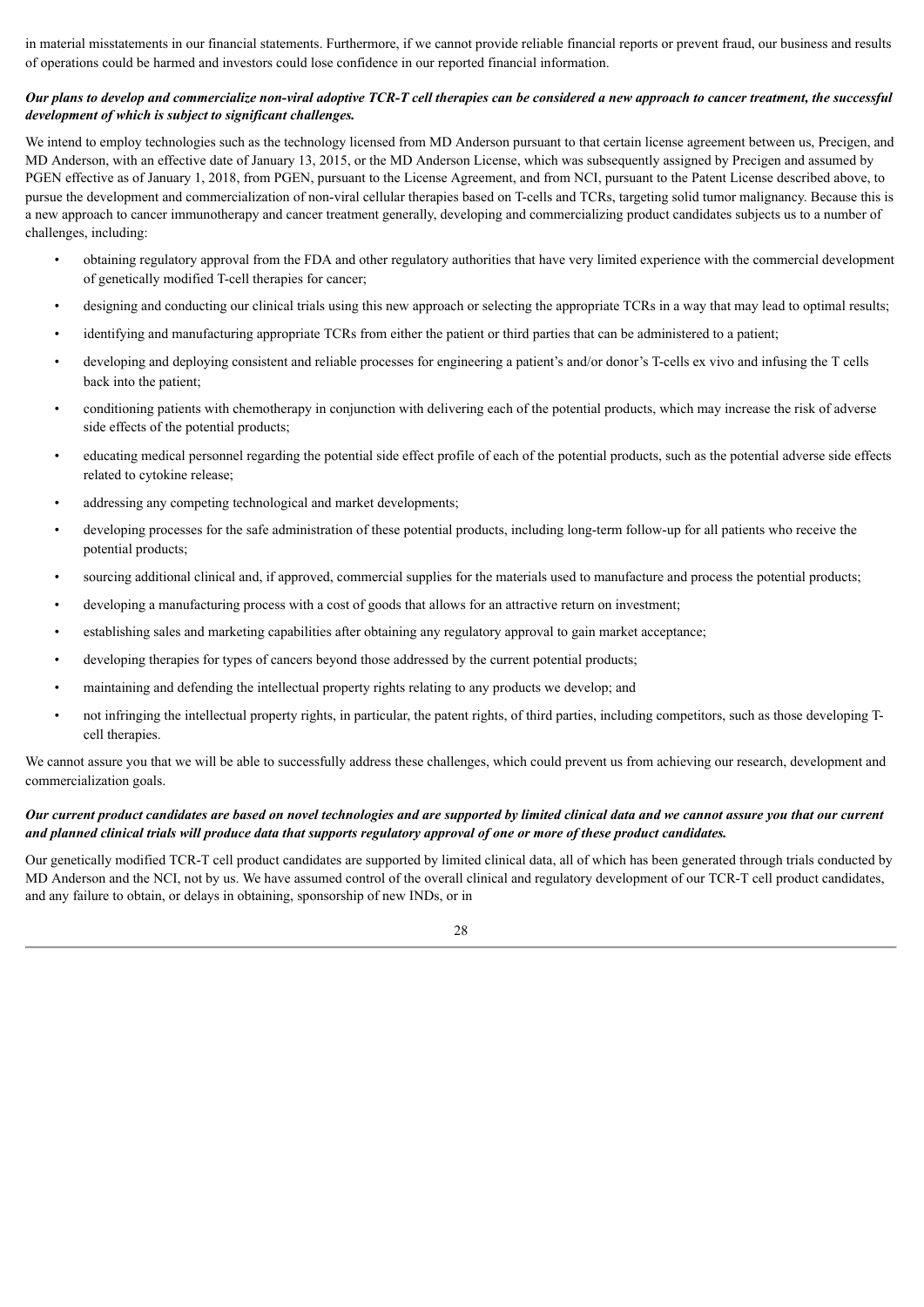in material misstatements in our financial statements. Furthermore, if we cannot provide reliable financial reports or prevent fraud, our business and results of operations could be harmed and investors could lose confidence in our reported financial information.

***Our plans to develop and commercialize non-viral adoptive TCR-T cell therapies can be considered a new approach to cancer treatment, the successful development of which is subject to significant challenges.***

We intend to employ technologies such as the technology licensed from MD Anderson pursuant to that certain license agreement between us, Precigen, and MD Anderson, with an effective date of January 13, 2015, or the MD Anderson License, which was subsequently assigned by Precigen and assumed by PGEN effective as of January 1, 2018, from PGEN, pursuant to the License Agreement, and from NCI, pursuant to the Patent License described above, to pursue the development and commercialization of non-viral cellular therapies based on T-cells and TCRs, targeting solid tumor malignancy. Because this is a new approach to cancer immunotherapy and cancer treatment generally, developing and commercializing product candidates subjects us to a number of challenges, including:

- obtaining regulatory approval from the FDA and other regulatory authorities that have very limited experience with the commercial development of genetically modified T-cell therapies for cancer;
- designing and conducting our clinical trials using this new approach or selecting the appropriate TCRs in a way that may lead to optimal results;
- identifying and manufacturing appropriate TCRs from either the patient or third parties that can be administered to a patient;
- developing and deploying consistent and reliable processes for engineering a patient's and/or donor's T-cells ex vivo and infusing the T cells back into the patient;
- conditioning patients with chemotherapy in conjunction with delivering each of the potential products, which may increase the risk of adverse side effects of the potential products;
- educating medical personnel regarding the potential side effect profile of each of the potential products, such as the potential adverse side effects related to cytokine release;
- addressing any competing technological and market developments;
- developing processes for the safe administration of these potential products, including long-term follow-up for all patients who receive the potential products;
- sourcing additional clinical and, if approved, commercial supplies for the materials used to manufacture and process the potential products;
- developing a manufacturing process with a cost of goods that allows for an attractive return on investment;
- establishing sales and marketing capabilities after obtaining any regulatory approval to gain market acceptance;
- developing therapies for types of cancers beyond those addressed by the current potential products;
- maintaining and defending the intellectual property rights relating to any products we develop; and
- not infringing the intellectual property rights, in particular, the patent rights, of third parties, including competitors, such as those developing T-cell therapies.

We cannot assure you that we will be able to successfully address these challenges, which could prevent us from achieving our research, development and commercialization goals.

***Our current product candidates are based on novel technologies and are supported by limited clinical data and we cannot assure you that our current and planned clinical trials will produce data that supports regulatory approval of one or more of these product candidates.***

Our genetically modified TCR-T cell product candidates are supported by limited clinical data, all of which has been generated through trials conducted by MD Anderson and the NCI, not by us. We have assumed control of the overall clinical and regulatory development of our TCR-T cell product candidates, and any failure to obtain, or delays in obtaining, sponsorship of new INDs, or in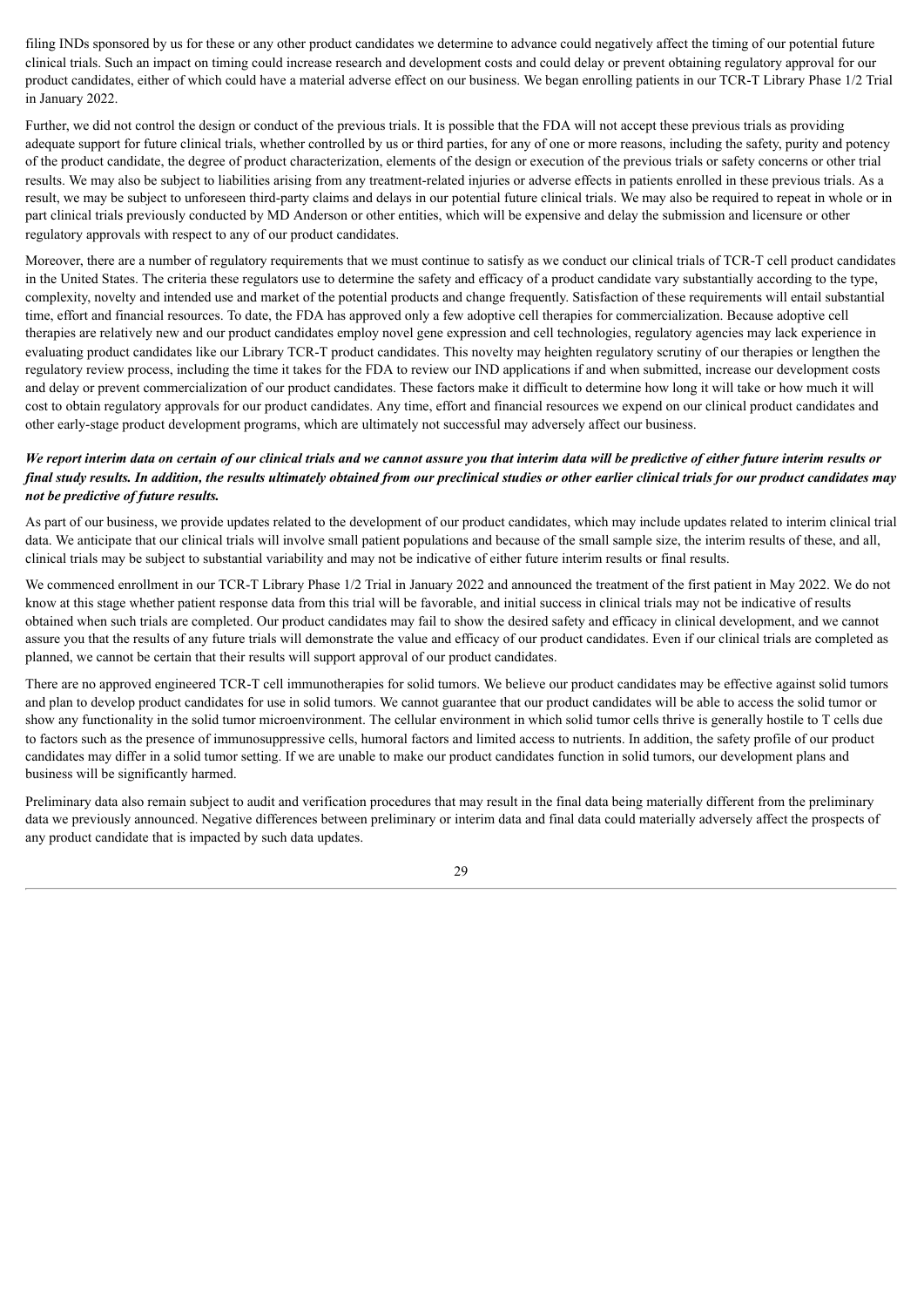filing INDs sponsored by us for these or any other product candidates we determine to advance could negatively affect the timing of our potential future clinical trials. Such an impact on timing could increase research and development costs and could delay or prevent obtaining regulatory approval for our product candidates, either of which could have a material adverse effect on our business. We began enrolling patients in our TCR-T Library Phase 1/2 Trial in January 2022.

Further, we did not control the design or conduct of the previous trials. It is possible that the FDA will not accept these previous trials as providing adequate support for future clinical trials, whether controlled by us or third parties, for any of one or more reasons, including the safety, purity and potency of the product candidate, the degree of product characterization, elements of the design or execution of the previous trials or safety concerns or other trial results. We may also be subject to liabilities arising from any treatment-related injuries or adverse effects in patients enrolled in these previous trials. As a result, we may be subject to unforeseen third-party claims and delays in our potential future clinical trials. We may also be required to repeat in whole or in part clinical trials previously conducted by MD Anderson or other entities, which will be expensive and delay the submission and licensure or other regulatory approvals with respect to any of our product candidates.

Moreover, there are a number of regulatory requirements that we must continue to satisfy as we conduct our clinical trials of TCR-T cell product candidates in the United States. The criteria these regulators use to determine the safety and efficacy of a product candidate vary substantially according to the type, complexity, novelty and intended use and market of the potential products and change frequently. Satisfaction of these requirements will entail substantial time, effort and financial resources. To date, the FDA has approved only a few adoptive cell therapies for commercialization. Because adoptive cell therapies are relatively new and our product candidates employ novel gene expression and cell technologies, regulatory agencies may lack experience in evaluating product candidates like our Library TCR-T product candidates. This novelty may heighten regulatory scrutiny of our therapies or lengthen the regulatory review process, including the time it takes for the FDA to review our IND applications if and when submitted, increase our development costs and delay or prevent commercialization of our product candidates. These factors make it difficult to determine how long it will take or how much it will cost to obtain regulatory approvals for our product candidates. Any time, effort and financial resources we expend on our clinical product candidates and other early-stage product development programs, which are ultimately not successful may adversely affect our business.

***We report interim data on certain of our clinical trials and we cannot assure you that interim data will be predictive of either future interim results or final study results. In addition, the results ultimately obtained from our preclinical studies or other earlier clinical trials for our product candidates may not be predictive of future results.***

As part of our business, we provide updates related to the development of our product candidates, which may include updates related to interim clinical trial data. We anticipate that our clinical trials will involve small patient populations and because of the small sample size, the interim results of these, and all, clinical trials may be subject to substantial variability and may not be indicative of either future interim results or final results.

We commenced enrollment in our TCR-T Library Phase 1/2 Trial in January 2022 and announced the treatment of the first patient in May 2022. We do not know at this stage whether patient response data from this trial will be favorable, and initial success in clinical trials may not be indicative of results obtained when such trials are completed. Our product candidates may fail to show the desired safety and efficacy in clinical development, and we cannot assure you that the results of any future trials will demonstrate the value and efficacy of our product candidates. Even if our clinical trials are completed as planned, we cannot be certain that their results will support approval of our product candidates.

There are no approved engineered TCR-T cell immunotherapies for solid tumors. We believe our product candidates may be effective against solid tumors and plan to develop product candidates for use in solid tumors. We cannot guarantee that our product candidates will be able to access the solid tumor or show any functionality in the solid tumor microenvironment. The cellular environment in which solid tumor cells thrive is generally hostile to T cells due to factors such as the presence of immunosuppressive cells, humoral factors and limited access to nutrients. In addition, the safety profile of our product candidates may differ in a solid tumor setting. If we are unable to make our product candidates function in solid tumors, our development plans and business will be significantly harmed.

Preliminary data also remain subject to audit and verification procedures that may result in the final data being materially different from the preliminary data we previously announced. Negative differences between preliminary or interim data and final data could materially adversely affect the prospects of any product candidate that is impacted by such data updates.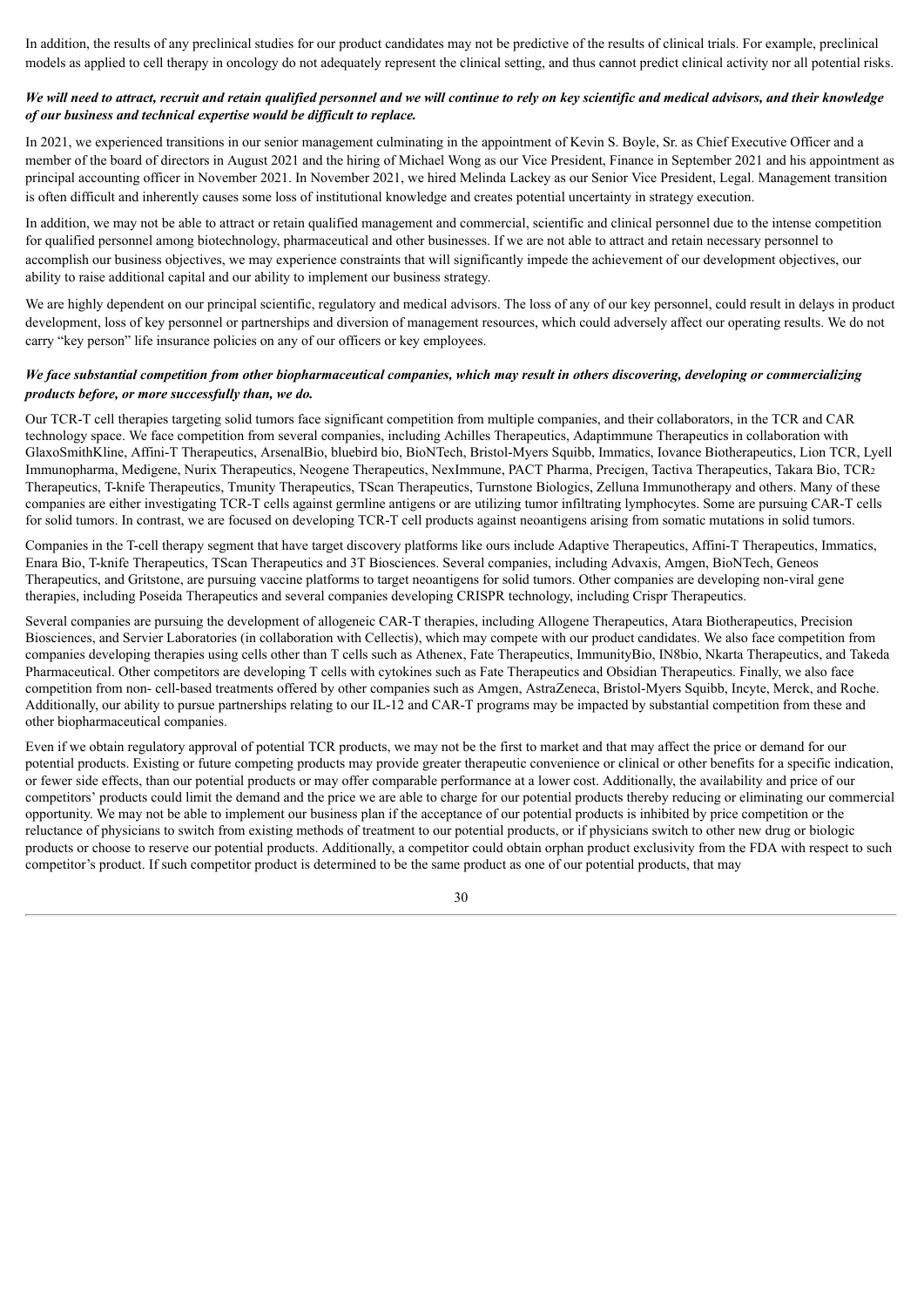In addition, the results of any preclinical studies for our product candidates may not be predictive of the results of clinical trials. For example, preclinical models as applied to cell therapy in oncology do not adequately represent the clinical setting, and thus cannot predict clinical activity nor all potential risks.

***We will need to attract, recruit and retain qualified personnel and we will continue to rely on key scientific and medical advisors, and their knowledge of our business and technical expertise would be difficult to replace.***

In 2021, we experienced transitions in our senior management culminating in the appointment of Kevin S. Boyle, Sr. as Chief Executive Officer and a member of the board of directors in August 2021 and the hiring of Michael Wong as our Vice President, Finance in September 2021 and his appointment as principal accounting officer in November 2021. In November 2021, we hired Melinda Lackey as our Senior Vice President, Legal. Management transition is often difficult and inherently causes some loss of institutional knowledge and creates potential uncertainty in strategy execution.

In addition, we may not be able to attract or retain qualified management and commercial, scientific and clinical personnel due to the intense competition for qualified personnel among biotechnology, pharmaceutical and other businesses. If we are not able to attract and retain necessary personnel to accomplish our business objectives, we may experience constraints that will significantly impede the achievement of our development objectives, our ability to raise additional capital and our ability to implement our business strategy.

We are highly dependent on our principal scientific, regulatory and medical advisors. The loss of any of our key personnel, could result in delays in product development, loss of key personnel or partnerships and diversion of management resources, which could adversely affect our operating results. We do not carry "key person" life insurance policies on any of our officers or key employees.

***We face substantial competition from other biopharmaceutical companies, which may result in others discovering, developing or commercializing products before, or more successfully than, we do.***

Our TCR-T cell therapies targeting solid tumors face significant competition from multiple companies, and their collaborators, in the TCR and CAR technology space. We face competition from several companies, including Achilles Therapeutics, Adaptimmune Therapeutics in collaboration with GlaxoSmithKline, Affini-T Therapeutics, ArsenalBio, bluebird bio, BioNTech, Bristol-Myers Squibb, Immatics, Iovance Biotherapeutics, Lion TCR, Lyell Immunopharma, Medigene, Nurix Therapeutics, Neogene Therapeutics, NexImmune, PACT Pharma, Precigen, Tactiva Therapeutics, Takara Bio, $TCR_2$ Therapeutics, T-knife Therapeutics, Tmunity Therapeutics, TScan Therapeutics, Turnstone Biologics, Zelluna Immunotherapy and others. Many of these companies are either investigating TCR-T cells against germline antigens or are utilizing tumor infiltrating lymphocytes. Some are pursuing CAR-T cells for solid tumors. In contrast, we are focused on developing TCR-T cell products against neoantigens arising from somatic mutations in solid tumors.

Companies in the T-cell therapy segment that have target discovery platforms like ours include Adaptive Therapeutics, Affini-T Therapeutics, Immatics, Enara Bio, T-knife Therapeutics, TScan Therapeutics and 3T Biosciences. Several companies, including Advaxis, Amgen, BioNTech, Geneos Therapeutics, and Gritstone, are pursuing vaccine platforms to target neoantigens for solid tumors. Other companies are developing non-viral gene therapies, including Poseida Therapeutics and several companies developing CRISPR technology, including Crispr Therapeutics.

Several companies are pursuing the development of allogeneic CAR-T therapies, including Allogene Therapeutics, Atara Biotherapeutics, Precision Biosciences, and Servier Laboratories (in collaboration with Cellectis), which may compete with our product candidates. We also face competition from companies developing therapies using cells other than T cells such as Athenex, Fate Therapeutics, ImmunityBio, IN8bio, Nkarta Therapeutics, and Takeda Pharmaceutical. Other competitors are developing T cells with cytokines such as Fate Therapeutics and Obsidian Therapeutics. Finally, we also face competition from non- cell-based treatments offered by other companies such as Amgen, AstraZeneca, Bristol-Myers Squibb, Incyte, Merck, and Roche. Additionally, our ability to pursue partnerships relating to our IL-12 and CAR-T programs may be impacted by substantial competition from these and other biopharmaceutical companies.

Even if we obtain regulatory approval of potential TCR products, we may not be the first to market and that may affect the price or demand for our potential products. Existing or future competing products may provide greater therapeutic convenience or clinical or other benefits for a specific indication, or fewer side effects, than our potential products or may offer comparable performance at a lower cost. Additionally, the availability and price of our competitors' products could limit the demand and the price we are able to charge for our potential products thereby reducing or eliminating our commercial opportunity. We may not be able to implement our business plan if the acceptance of our potential products is inhibited by price competition or the reluctance of physicians to switch from existing methods of treatment to our potential products, or if physicians switch to other new drug or biologic products or choose to reserve our potential products. Additionally, a competitor could obtain orphan product exclusivity from the FDA with respect to such competitor's product. If such competitor product is determined to be the same product as one of our potential products, that may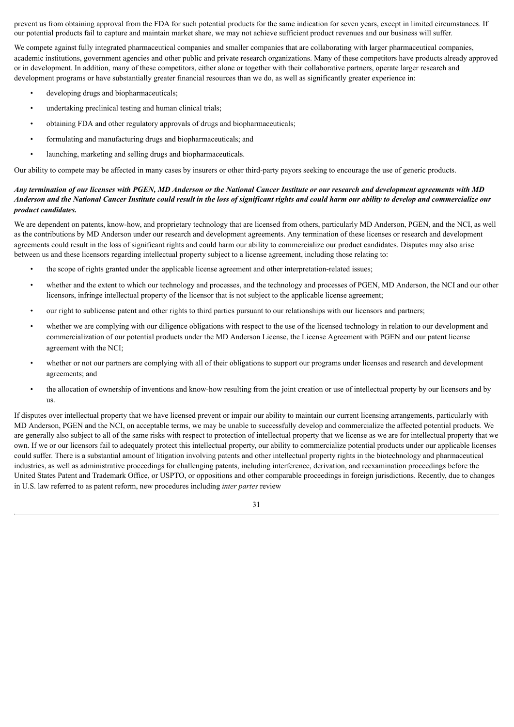prevent us from obtaining approval from the FDA for such potential products for the same indication for seven years, except in limited circumstances. If our potential products fail to capture and maintain market share, we may not achieve sufficient product revenues and our business will suffer.

We compete against fully integrated pharmaceutical companies and smaller companies that are collaborating with larger pharmaceutical companies, academic institutions, government agencies and other public and private research organizations. Many of these competitors have products already approved or in development. In addition, many of these competitors, either alone or together with their collaborative partners, operate larger research and development programs or have substantially greater financial resources than we do, as well as significantly greater experience in:

- developing drugs and biopharmaceuticals;
- undertaking preclinical testing and human clinical trials;
- obtaining FDA and other regulatory approvals of drugs and biopharmaceuticals;
- formulating and manufacturing drugs and biopharmaceuticals; and
- launching, marketing and selling drugs and biopharmaceuticals.

Our ability to compete may be affected in many cases by insurers or other third-party payors seeking to encourage the use of generic products.

***Any termination of our licenses with PGEN, MD Anderson or the National Cancer Institute or our research and development agreements with MD Anderson and the National Cancer Institute could result in the loss of significant rights and could harm our ability to develop and commercialize our product candidates.***

We are dependent on patents, know-how, and proprietary technology that are licensed from others, particularly MD Anderson, PGEN, and the NCI, as well as the contributions by MD Anderson under our research and development agreements. Any termination of these licenses or research and development agreements could result in the loss of significant rights and could harm our ability to commercialize our product candidates. Disputes may also arise between us and these licensors regarding intellectual property subject to a license agreement, including those relating to:

- the scope of rights granted under the applicable license agreement and other interpretation-related issues;
- whether and the extent to which our technology and processes, and the technology and processes of PGEN, MD Anderson, the NCI and our other licensors, infringe intellectual property of the licensor that is not subject to the applicable license agreement;
- our right to sublicense patent and other rights to third parties pursuant to our relationships with our licensors and partners;
- whether we are complying with our diligence obligations with respect to the use of the licensed technology in relation to our development and commercialization of our potential products under the MD Anderson License, the License Agreement with PGEN and our patent license agreement with the NCI;
- whether or not our partners are complying with all of their obligations to support our programs under licenses and research and development agreements; and
- the allocation of ownership of inventions and know-how resulting from the joint creation or use of intellectual property by our licensors and by us.

If disputes over intellectual property that we have licensed prevent or impair our ability to maintain our current licensing arrangements, particularly with MD Anderson, PGEN and the NCI, on acceptable terms, we may be unable to successfully develop and commercialize the affected potential products. We are generally also subject to all of the same risks with respect to protection of intellectual property that we license as we are for intellectual property that we own. If we or our licensors fail to adequately protect this intellectual property, our ability to commercialize potential products under our applicable licenses could suffer. There is a substantial amount of litigation involving patents and other intellectual property rights in the biotechnology and pharmaceutical industries, as well as administrative proceedings for challenging patents, including interference, derivation, and reexamination proceedings before the United States Patent and Trademark Office, or USPTO, or oppositions and other comparable proceedings in foreign jurisdictions. Recently, due to changes in U.S. law referred to as patent reform, new procedures including *inter partes* review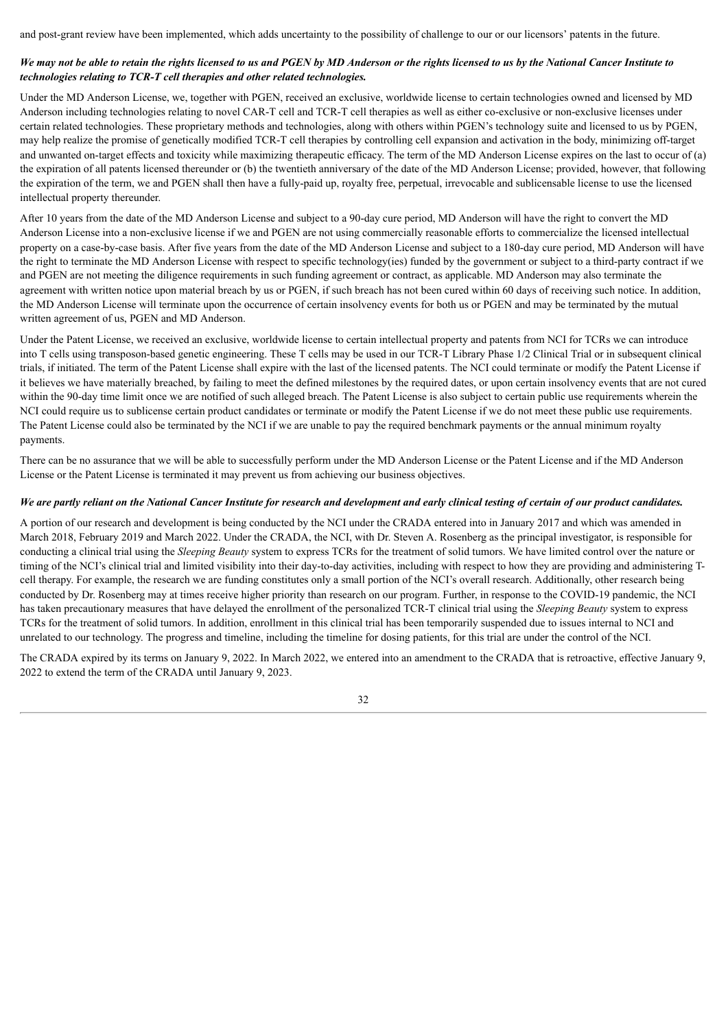and post-grant review have been implemented, which adds uncertainty to the possibility of challenge to our or our licensors' patents in the future.

***We may not be able to retain the rights licensed to us and PGEN by MD Anderson or the rights licensed to us by the National Cancer Institute to technologies relating to TCR-T cell therapies and other related technologies.***

Under the MD Anderson License, we, together with PGEN, received an exclusive, worldwide license to certain technologies owned and licensed by MD Anderson including technologies relating to novel CAR-T cell and TCR-T cell therapies as well as either co-exclusive or non-exclusive licenses under certain related technologies. These proprietary methods and technologies, along with others within PGEN's technology suite and licensed to us by PGEN, may help realize the promise of genetically modified TCR-T cell therapies by controlling cell expansion and activation in the body, minimizing off-target and unwanted on-target effects and toxicity while maximizing therapeutic efficacy. The term of the MD Anderson License expires on the last to occur of (a) the expiration of all patents licensed thereunder or (b) the twentieth anniversary of the date of the MD Anderson License; provided, however, that following the expiration of the term, we and PGEN shall then have a fully-paid up, royalty free, perpetual, irrevocable and sublicensable license to use the licensed intellectual property thereunder.

After 10 years from the date of the MD Anderson License and subject to a 90-day cure period, MD Anderson will have the right to convert the MD Anderson License into a non-exclusive license if we and PGEN are not using commercially reasonable efforts to commercialize the licensed intellectual property on a case-by-case basis. After five years from the date of the MD Anderson License and subject to a 180-day cure period, MD Anderson will have the right to terminate the MD Anderson License with respect to specific technology(ies) funded by the government or subject to a third-party contract if we and PGEN are not meeting the diligence requirements in such funding agreement or contract, as applicable. MD Anderson may also terminate the agreement with written notice upon material breach by us or PGEN, if such breach has not been cured within 60 days of receiving such notice. In addition, the MD Anderson License will terminate upon the occurrence of certain insolvency events for both us or PGEN and may be terminated by the mutual written agreement of us, PGEN and MD Anderson.

Under the Patent License, we received an exclusive, worldwide license to certain intellectual property and patents from NCI for TCRs we can introduce into T cells using transposon-based genetic engineering. These T cells may be used in our TCR-T Library Phase 1/2 Clinical Trial or in subsequent clinical trials, if initiated. The term of the Patent License shall expire with the last of the licensed patents. The NCI could terminate or modify the Patent License if it believes we have materially breached, by failing to meet the defined milestones by the required dates, or upon certain insolvency events that are not cured within the 90-day time limit once we are notified of such alleged breach. The Patent License is also subject to certain public use requirements wherein the NCI could require us to sublicense certain product candidates or terminate or modify the Patent License if we do not meet these public use requirements. The Patent License could also be terminated by the NCI if we are unable to pay the required benchmark payments or the annual minimum royalty payments.

There can be no assurance that we will be able to successfully perform under the MD Anderson License or the Patent License and if the MD Anderson License or the Patent License is terminated it may prevent us from achieving our business objectives.

***We are partly reliant on the National Cancer Institute for research and development and early clinical testing of certain of our product candidates.***

A portion of our research and development is being conducted by the NCI under the CRADA entered into in January 2017 and which was amended in March 2018, February 2019 and March 2022. Under the CRADA, the NCI, with Dr. Steven A. Rosenberg as the principal investigator, is responsible for conducting a clinical trial using the *Sleeping Beauty* system to express TCRs for the treatment of solid tumors. We have limited control over the nature or timing of the NCI's clinical trial and limited visibility into their day-to-day activities, including with respect to how they are providing and administering T-cell therapy. For example, the research we are funding constitutes only a small portion of the NCI's overall research. Additionally, other research being conducted by Dr. Rosenberg may at times receive higher priority than research on our program. Further, in response to the COVID-19 pandemic, the NCI has taken precautionary measures that have delayed the enrollment of the personalized TCR-T clinical trial using the *Sleeping Beauty* system to express TCRs for the treatment of solid tumors. In addition, enrollment in this clinical trial has been temporarily suspended due to issues internal to NCI and unrelated to our technology. The progress and timeline, including the timeline for dosing patients, for this trial are under the control of the NCI.

The CRADA expired by its terms on January 9, 2022. In March 2022, we entered into an amendment to the CRADA that is retroactive, effective January 9, 2022 to extend the term of the CRADA until January 9, 2023.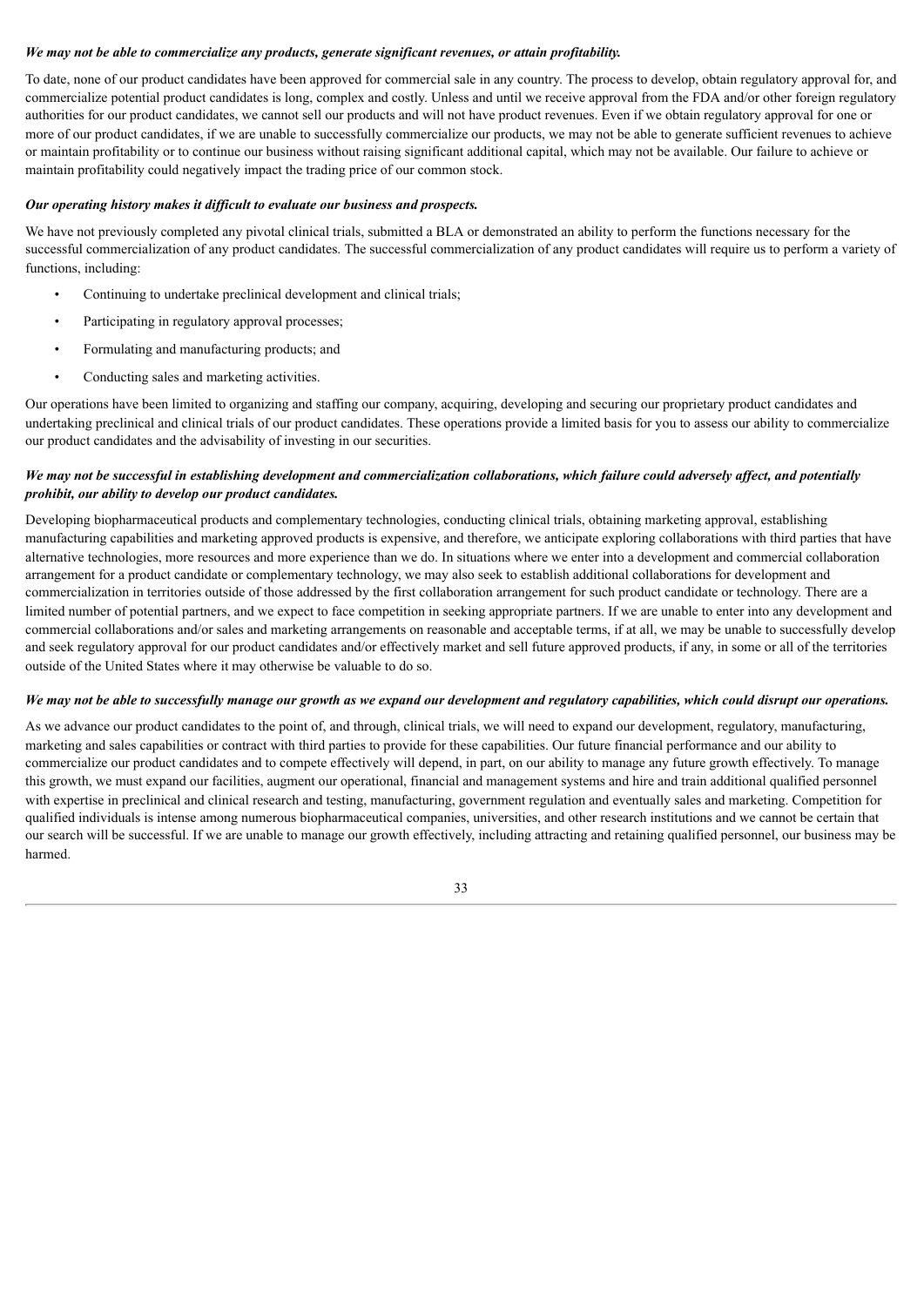***We may not be able to commercialize any products, generate significant revenues, or attain profitability.***

To date, none of our product candidates have been approved for commercial sale in any country. The process to develop, obtain regulatory approval for, and commercialize potential product candidates is long, complex and costly. Unless and until we receive approval from the FDA and/or other foreign regulatory authorities for our product candidates, we cannot sell our products and will not have product revenues. Even if we obtain regulatory approval for one or more of our product candidates, if we are unable to successfully commercialize our products, we may not be able to generate sufficient revenues to achieve or maintain profitability or to continue our business without raising significant additional capital, which may not be available. Our failure to achieve or maintain profitability could negatively impact the trading price of our common stock.

***Our operating history makes it difficult to evaluate our business and prospects.***

We have not previously completed any pivotal clinical trials, submitted a BLA or demonstrated an ability to perform the functions necessary for the successful commercialization of any product candidates. The successful commercialization of any product candidates will require us to perform a variety of functions, including:

- Continuing to undertake preclinical development and clinical trials;
- Participating in regulatory approval processes;
- Formulating and manufacturing products; and
- Conducting sales and marketing activities.

Our operations have been limited to organizing and staffing our company, acquiring, developing and securing our proprietary product candidates and undertaking preclinical and clinical trials of our product candidates. These operations provide a limited basis for you to assess our ability to commercialize our product candidates and the advisability of investing in our securities.

***We may not be successful in establishing development and commercialization collaborations, which failure could adversely affect, and potentially prohibit, our ability to develop our product candidates.***

Developing biopharmaceutical products and complementary technologies, conducting clinical trials, obtaining marketing approval, establishing manufacturing capabilities and marketing approved products is expensive, and therefore, we anticipate exploring collaborations with third parties that have alternative technologies, more resources and more experience than we do. In situations where we enter into a development and commercial collaboration arrangement for a product candidate or complementary technology, we may also seek to establish additional collaborations for development and commercialization in territories outside of those addressed by the first collaboration arrangement for such product candidate or technology. There are a limited number of potential partners, and we expect to face competition in seeking appropriate partners. If we are unable to enter into any development and commercial collaborations and/or sales and marketing arrangements on reasonable and acceptable terms, if at all, we may be unable to successfully develop and seek regulatory approval for our product candidates and/or effectively market and sell future approved products, if any, in some or all of the territories outside of the United States where it may otherwise be valuable to do so.

***We may not be able to successfully manage our growth as we expand our development and regulatory capabilities, which could disrupt our operations.***

As we advance our product candidates to the point of, and through, clinical trials, we will need to expand our development, regulatory, manufacturing, marketing and sales capabilities or contract with third parties to provide for these capabilities. Our future financial performance and our ability to commercialize our product candidates and to compete effectively will depend, in part, on our ability to manage any future growth effectively. To manage this growth, we must expand our facilities, augment our operational, financial and management systems and hire and train additional qualified personnel with expertise in preclinical and clinical research and testing, manufacturing, government regulation and eventually sales and marketing. Competition for qualified individuals is intense among numerous biopharmaceutical companies, universities, and other research institutions and we cannot be certain that our search will be successful. If we are unable to manage our growth effectively, including attracting and retaining qualified personnel, our business may be harmed.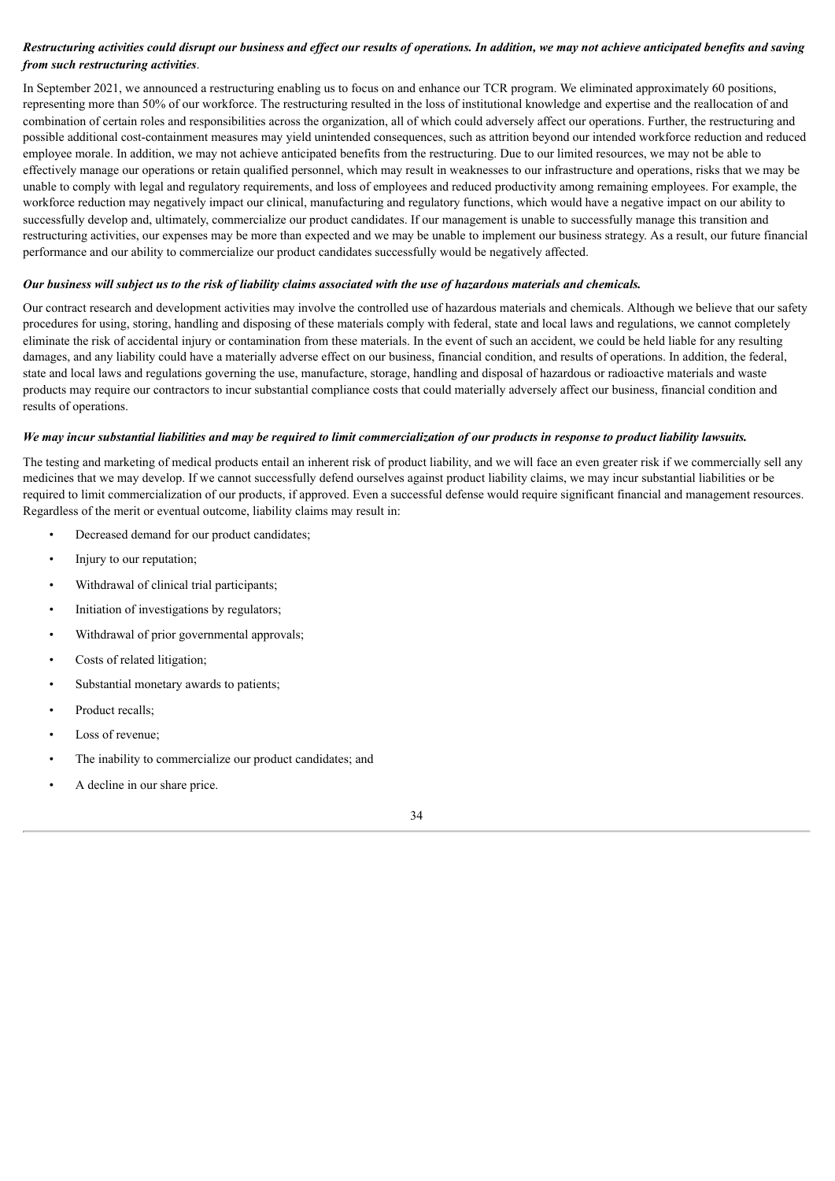***Restructuring activities could disrupt our business and effect our results of operations. In addition, we may not achieve anticipated benefits and saving from such restructuring activities*.**

In September 2021, we announced a restructuring enabling us to focus on and enhance our TCR program. We eliminated approximately 60 positions, representing more than 50% of our workforce. The restructuring resulted in the loss of institutional knowledge and expertise and the reallocation of and combination of certain roles and responsibilities across the organization, all of which could adversely affect our operations. Further, the restructuring and possible additional cost-containment measures may yield unintended consequences, such as attrition beyond our intended workforce reduction and reduced employee morale. In addition, we may not achieve anticipated benefits from the restructuring. Due to our limited resources, we may not be able to effectively manage our operations or retain qualified personnel, which may result in weaknesses to our infrastructure and operations, risks that we may be unable to comply with legal and regulatory requirements, and loss of employees and reduced productivity among remaining employees. For example, the workforce reduction may negatively impact our clinical, manufacturing and regulatory functions, which would have a negative impact on our ability to successfully develop and, ultimately, commercialize our product candidates. If our management is unable to successfully manage this transition and restructuring activities, our expenses may be more than expected and we may be unable to implement our business strategy. As a result, our future financial performance and our ability to commercialize our product candidates successfully would be negatively affected.

***Our business will subject us to the risk of liability claims associated with the use of hazardous materials and chemicals.***

Our contract research and development activities may involve the controlled use of hazardous materials and chemicals. Although we believe that our safety procedures for using, storing, handling and disposing of these materials comply with federal, state and local laws and regulations, we cannot completely eliminate the risk of accidental injury or contamination from these materials. In the event of such an accident, we could be held liable for any resulting damages, and any liability could have a materially adverse effect on our business, financial condition, and results of operations. In addition, the federal, state and local laws and regulations governing the use, manufacture, storage, handling and disposal of hazardous or radioactive materials and waste products may require our contractors to incur substantial compliance costs that could materially adversely affect our business, financial condition and results of operations.

***We may incur substantial liabilities and may be required to limit commercialization of our products in response to product liability lawsuits.***

The testing and marketing of medical products entail an inherent risk of product liability, and we will face an even greater risk if we commercially sell any medicines that we may develop. If we cannot successfully defend ourselves against product liability claims, we may incur substantial liabilities or be required to limit commercialization of our products, if approved. Even a successful defense would require significant financial and management resources. Regardless of the merit or eventual outcome, liability claims may result in:

- Decreased demand for our product candidates;
- Injury to our reputation;
- Withdrawal of clinical trial participants;
- Initiation of investigations by regulators;
- Withdrawal of prior governmental approvals;
- Costs of related litigation;
- Substantial monetary awards to patients;
- Product recalls;
- Loss of revenue;
- The inability to commercialize our product candidates; and
- A decline in our share price.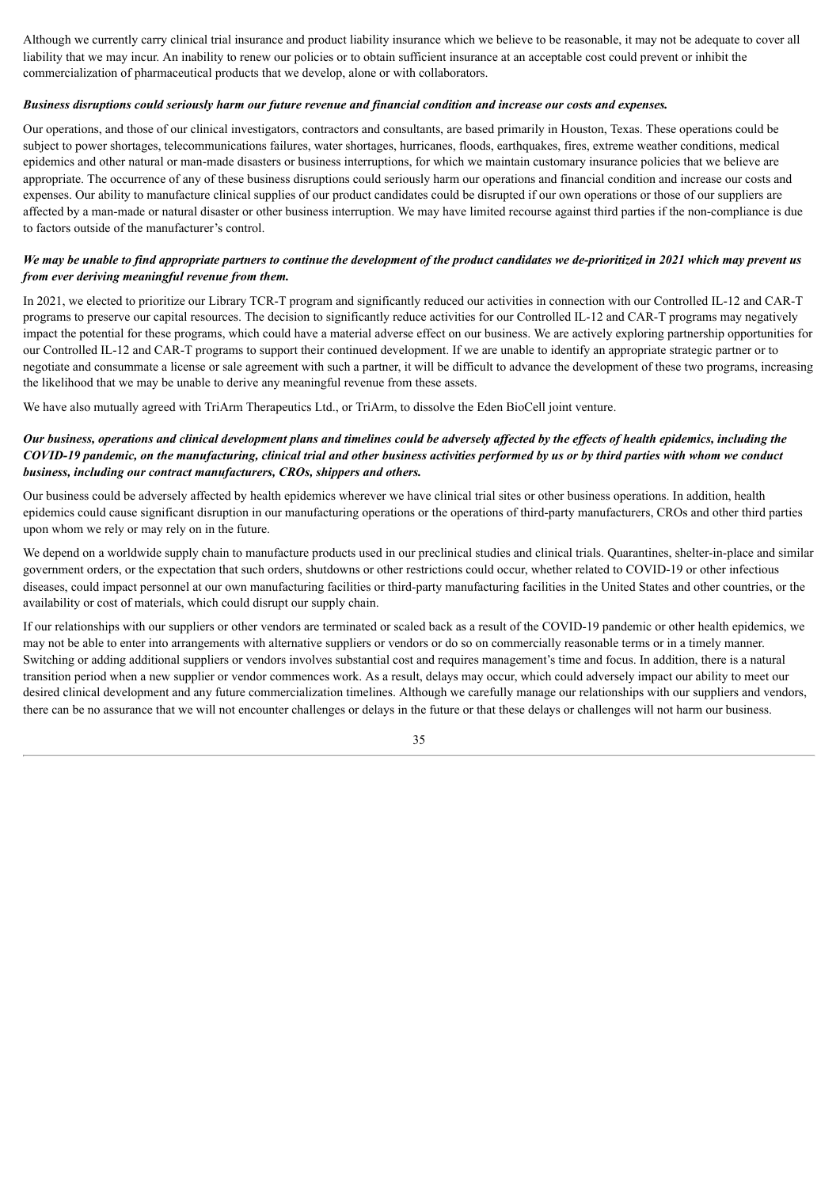Although we currently carry clinical trial insurance and product liability insurance which we believe to be reasonable, it may not be adequate to cover all liability that we may incur. An inability to renew our policies or to obtain sufficient insurance at an acceptable cost could prevent or inhibit the commercialization of pharmaceutical products that we develop, alone or with collaborators.

***Business disruptions could seriously harm our future revenue and financial condition and increase our costs and expenses.***

Our operations, and those of our clinical investigators, contractors and consultants, are based primarily in Houston, Texas. These operations could be subject to power shortages, telecommunications failures, water shortages, hurricanes, floods, earthquakes, fires, extreme weather conditions, medical epidemics and other natural or man-made disasters or business interruptions, for which we maintain customary insurance policies that we believe are appropriate. The occurrence of any of these business disruptions could seriously harm our operations and financial condition and increase our costs and expenses. Our ability to manufacture clinical supplies of our product candidates could be disrupted if our own operations or those of our suppliers are affected by a man-made or natural disaster or other business interruption. We may have limited recourse against third parties if the non-compliance is due to factors outside of the manufacturer's control.

***We may be unable to find appropriate partners to continue the development of the product candidates we de-prioritized in 2021 which may prevent us from ever deriving meaningful revenue from them.***

In 2021, we elected to prioritize our Library TCR-T program and significantly reduced our activities in connection with our Controlled IL-12 and CAR-T programs to preserve our capital resources. The decision to significantly reduce activities for our Controlled IL-12 and CAR-T programs may negatively impact the potential for these programs, which could have a material adverse effect on our business. We are actively exploring partnership opportunities for our Controlled IL-12 and CAR-T programs to support their continued development. If we are unable to identify an appropriate strategic partner or to negotiate and consummate a license or sale agreement with such a partner, it will be difficult to advance the development of these two programs, increasing the likelihood that we may be unable to derive any meaningful revenue from these assets.

We have also mutually agreed with TriArm Therapeutics Ltd., or TriArm, to dissolve the Eden BioCell joint venture.

***Our business, operations and clinical development plans and timelines could be adversely affected by the effects of health epidemics, including the COVID-19 pandemic, on the manufacturing, clinical trial and other business activities performed by us or by third parties with whom we conduct business, including our contract manufacturers, CROs, shippers and others.***

Our business could be adversely affected by health epidemics wherever we have clinical trial sites or other business operations. In addition, health epidemics could cause significant disruption in our manufacturing operations or the operations of third-party manufacturers, CROs and other third parties upon whom we rely or may rely on in the future.

We depend on a worldwide supply chain to manufacture products used in our preclinical studies and clinical trials. Quarantines, shelter-in-place and similar government orders, or the expectation that such orders, shutdowns or other restrictions could occur, whether related to COVID-19 or other infectious diseases, could impact personnel at our own manufacturing facilities or third-party manufacturing facilities in the United States and other countries, or the availability or cost of materials, which could disrupt our supply chain.

If our relationships with our suppliers or other vendors are terminated or scaled back as a result of the COVID-19 pandemic or other health epidemics, we may not be able to enter into arrangements with alternative suppliers or vendors or do so on commercially reasonable terms or in a timely manner. Switching or adding additional suppliers or vendors involves substantial cost and requires management's time and focus. In addition, there is a natural transition period when a new supplier or vendor commences work. As a result, delays may occur, which could adversely impact our ability to meet our desired clinical development and any future commercialization timelines. Although we carefully manage our relationships with our suppliers and vendors, there can be no assurance that we will not encounter challenges or delays in the future or that these delays or challenges will not harm our business.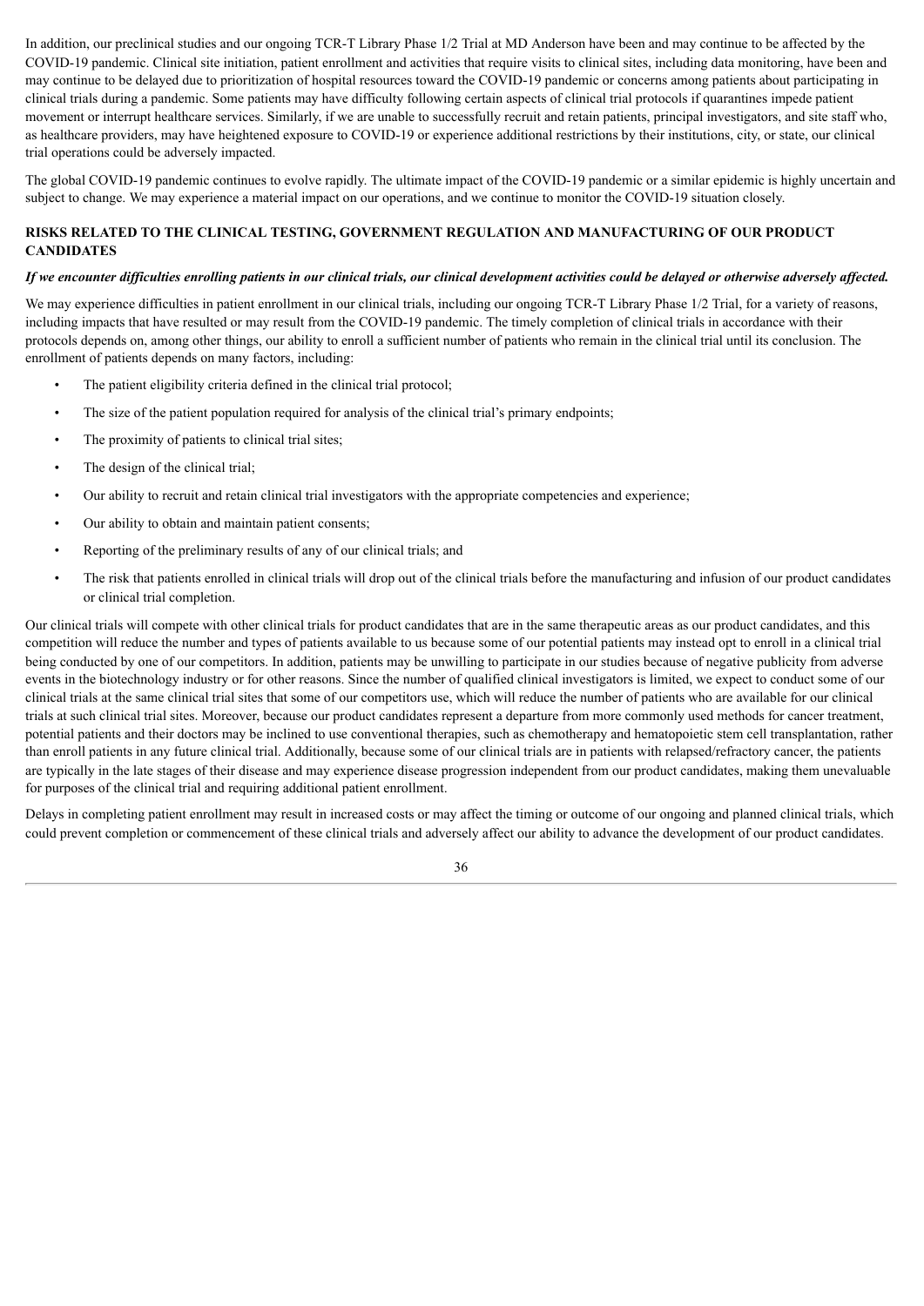In addition, our preclinical studies and our ongoing TCR-T Library Phase 1/2 Trial at MD Anderson have been and may continue to be affected by the COVID-19 pandemic. Clinical site initiation, patient enrollment and activities that require visits to clinical sites, including data monitoring, have been and may continue to be delayed due to prioritization of hospital resources toward the COVID-19 pandemic or concerns among patients about participating in clinical trials during a pandemic. Some patients may have difficulty following certain aspects of clinical trial protocols if quarantines impede patient movement or interrupt healthcare services. Similarly, if we are unable to successfully recruit and retain patients, principal investigators, and site staff who, as healthcare providers, may have heightened exposure to COVID-19 or experience additional restrictions by their institutions, city, or state, our clinical trial operations could be adversely impacted.

The global COVID-19 pandemic continues to evolve rapidly. The ultimate impact of the COVID-19 pandemic or a similar epidemic is highly uncertain and subject to change. We may experience a material impact on our operations, and we continue to monitor the COVID-19 situation closely.

## RISKS RELATED TO THE CLINICAL TESTING, GOVERNMENT REGULATION AND MANUFACTURING OF OUR PRODUCT CANDIDATES

***If we encounter difficulties enrolling patients in our clinical trials, our clinical development activities could be delayed or otherwise adversely affected.***

We may experience difficulties in patient enrollment in our clinical trials, including our ongoing TCR-T Library Phase 1/2 Trial, for a variety of reasons, including impacts that have resulted or may result from the COVID-19 pandemic. The timely completion of clinical trials in accordance with their protocols depends on, among other things, our ability to enroll a sufficient number of patients who remain in the clinical trial until its conclusion. The enrollment of patients depends on many factors, including:

- The patient eligibility criteria defined in the clinical trial protocol;
- The size of the patient population required for analysis of the clinical trial's primary endpoints;
- The proximity of patients to clinical trial sites;
- The design of the clinical trial;
- Our ability to recruit and retain clinical trial investigators with the appropriate competencies and experience;
- Our ability to obtain and maintain patient consents;
- Reporting of the preliminary results of any of our clinical trials; and
- The risk that patients enrolled in clinical trials will drop out of the clinical trials before the manufacturing and infusion of our product candidates or clinical trial completion.

Our clinical trials will compete with other clinical trials for product candidates that are in the same therapeutic areas as our product candidates, and this competition will reduce the number and types of patients available to us because some of our potential patients may instead opt to enroll in a clinical trial being conducted by one of our competitors. In addition, patients may be unwilling to participate in our studies because of negative publicity from adverse events in the biotechnology industry or for other reasons. Since the number of qualified clinical investigators is limited, we expect to conduct some of our clinical trials at the same clinical trial sites that some of our competitors use, which will reduce the number of patients who are available for our clinical trials at such clinical trial sites. Moreover, because our product candidates represent a departure from more commonly used methods for cancer treatment, potential patients and their doctors may be inclined to use conventional therapies, such as chemotherapy and hematopoietic stem cell transplantation, rather than enroll patients in any future clinical trial. Additionally, because some of our clinical trials are in patients with relapsed/refractory cancer, the patients are typically in the late stages of their disease and may experience disease progression independent from our product candidates, making them unevaluable for purposes of the clinical trial and requiring additional patient enrollment.

Delays in completing patient enrollment may result in increased costs or may affect the timing or outcome of our ongoing and planned clinical trials, which could prevent completion or commencement of these clinical trials and adversely affect our ability to advance the development of our product candidates.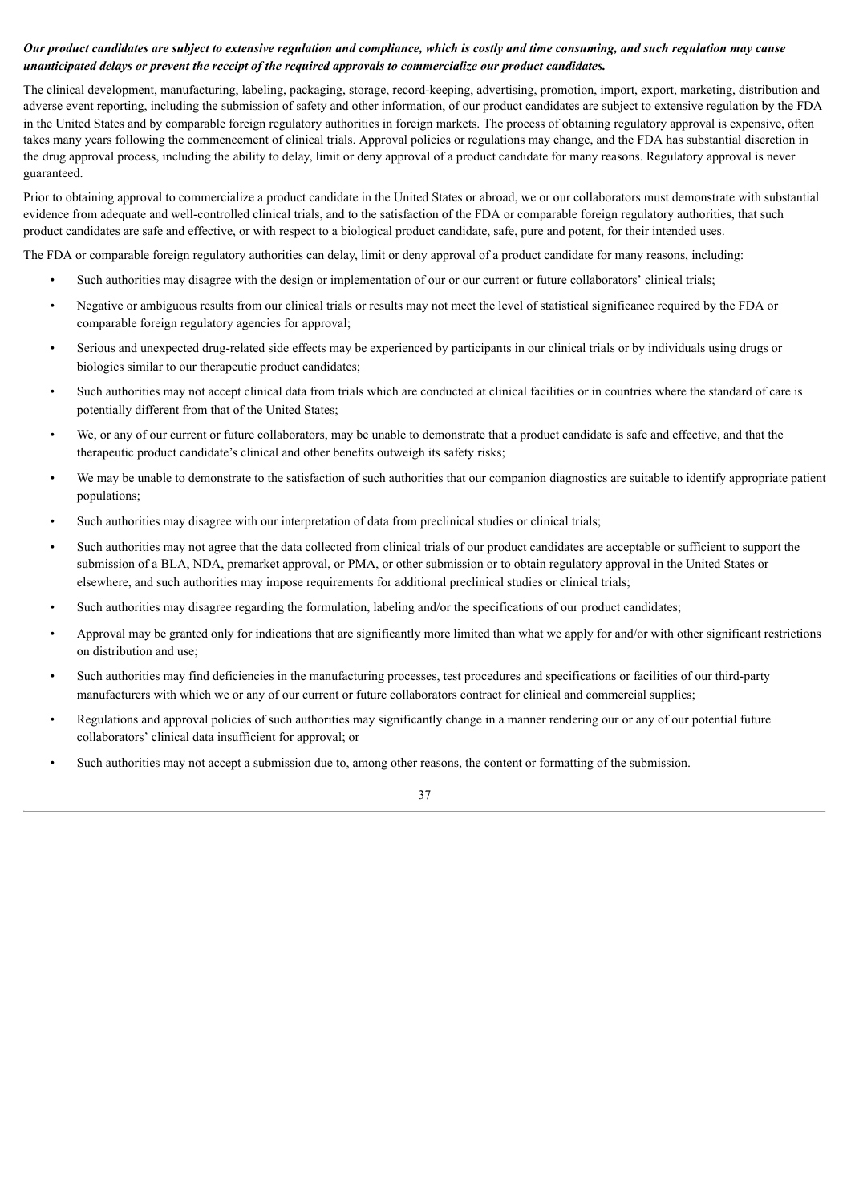***Our product candidates are subject to extensive regulation and compliance, which is costly and time consuming, and such regulation may cause unanticipated delays or prevent the receipt of the required approvals to commercialize our product candidates.***

The clinical development, manufacturing, labeling, packaging, storage, record-keeping, advertising, promotion, import, export, marketing, distribution and adverse event reporting, including the submission of safety and other information, of our product candidates are subject to extensive regulation by the FDA in the United States and by comparable foreign regulatory authorities in foreign markets. The process of obtaining regulatory approval is expensive, often takes many years following the commencement of clinical trials. Approval policies or regulations may change, and the FDA has substantial discretion in the drug approval process, including the ability to delay, limit or deny approval of a product candidate for many reasons. Regulatory approval is never guaranteed.

Prior to obtaining approval to commercialize a product candidate in the United States or abroad, we or our collaborators must demonstrate with substantial evidence from adequate and well-controlled clinical trials, and to the satisfaction of the FDA or comparable foreign regulatory authorities, that such product candidates are safe and effective, or with respect to a biological product candidate, safe, pure and potent, for their intended uses.

The FDA or comparable foreign regulatory authorities can delay, limit or deny approval of a product candidate for many reasons, including:

- Such authorities may disagree with the design or implementation of our or our current or future collaborators' clinical trials;
- Negative or ambiguous results from our clinical trials or results may not meet the level of statistical significance required by the FDA or comparable foreign regulatory agencies for approval;
- Serious and unexpected drug-related side effects may be experienced by participants in our clinical trials or by individuals using drugs or biologics similar to our therapeutic product candidates;
- Such authorities may not accept clinical data from trials which are conducted at clinical facilities or in countries where the standard of care is potentially different from that of the United States;
- We, or any of our current or future collaborators, may be unable to demonstrate that a product candidate is safe and effective, and that the therapeutic product candidate's clinical and other benefits outweigh its safety risks;
- We may be unable to demonstrate to the satisfaction of such authorities that our companion diagnostics are suitable to identify appropriate patient populations;
- Such authorities may disagree with our interpretation of data from preclinical studies or clinical trials;
- Such authorities may not agree that the data collected from clinical trials of our product candidates are acceptable or sufficient to support the submission of a BLA, NDA, premarket approval, or PMA, or other submission or to obtain regulatory approval in the United States or elsewhere, and such authorities may impose requirements for additional preclinical studies or clinical trials;
- Such authorities may disagree regarding the formulation, labeling and/or the specifications of our product candidates;
- Approval may be granted only for indications that are significantly more limited than what we apply for and/or with other significant restrictions on distribution and use;
- Such authorities may find deficiencies in the manufacturing processes, test procedures and specifications or facilities of our third-party manufacturers with which we or any of our current or future collaborators contract for clinical and commercial supplies;
- Regulations and approval policies of such authorities may significantly change in a manner rendering our or any of our potential future collaborators' clinical data insufficient for approval; or
- Such authorities may not accept a submission due to, among other reasons, the content or formatting of the submission.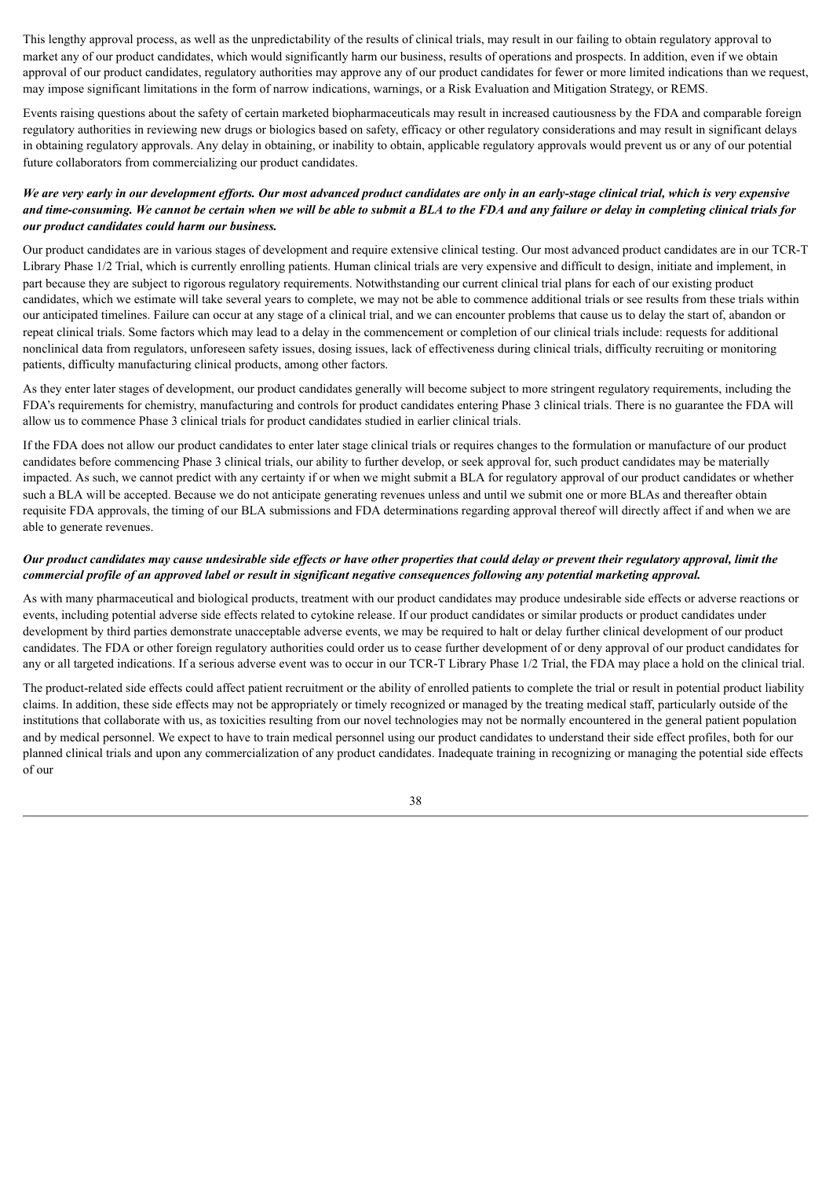This lengthy approval process, as well as the unpredictability of the results of clinical trials, may result in our failing to obtain regulatory approval to market any of our product candidates, which would significantly harm our business, results of operations and prospects. In addition, even if we obtain approval of our product candidates, regulatory authorities may approve any of our product candidates for fewer or more limited indications than we request, may impose significant limitations in the form of narrow indications, warnings, or a Risk Evaluation and Mitigation Strategy, or REMS.

Events raising questions about the safety of certain marketed biopharmaceuticals may result in increased cautiousness by the FDA and comparable foreign regulatory authorities in reviewing new drugs or biologics based on safety, efficacy or other regulatory considerations and may result in significant delays in obtaining regulatory approvals. Any delay in obtaining, or inability to obtain, applicable regulatory approvals would prevent us or any of our potential future collaborators from commercializing our product candidates.

***We are very early in our development efforts. Our most advanced product candidates are only in an early-stage clinical trial, which is very expensive and time-consuming. We cannot be certain when we will be able to submit a BLA to the FDA and any failure or delay in completing clinical trials for our product candidates could harm our business.***

Our product candidates are in various stages of development and require extensive clinical testing. Our most advanced product candidates are in our TCR-T Library Phase 1/2 Trial, which is currently enrolling patients. Human clinical trials are very expensive and difficult to design, initiate and implement, in part because they are subject to rigorous regulatory requirements. Notwithstanding our current clinical trial plans for each of our existing product candidates, which we estimate will take several years to complete, we may not be able to commence additional trials or see results from these trials within our anticipated timelines. Failure can occur at any stage of a clinical trial, and we can encounter problems that cause us to delay the start of, abandon or repeat clinical trials. Some factors which may lead to a delay in the commencement or completion of our clinical trials include: requests for additional nonclinical data from regulators, unforeseen safety issues, dosing issues, lack of effectiveness during clinical trials, difficulty recruiting or monitoring patients, difficulty manufacturing clinical products, among other factors.

As they enter later stages of development, our product candidates generally will become subject to more stringent regulatory requirements, including the FDA's requirements for chemistry, manufacturing and controls for product candidates entering Phase 3 clinical trials. There is no guarantee the FDA will allow us to commence Phase 3 clinical trials for product candidates studied in earlier clinical trials.

If the FDA does not allow our product candidates to enter later stage clinical trials or requires changes to the formulation or manufacture of our product candidates before commencing Phase 3 clinical trials, our ability to further develop, or seek approval for, such product candidates may be materially impacted. As such, we cannot predict with any certainty if or when we might submit a BLA for regulatory approval of our product candidates or whether such a BLA will be accepted. Because we do not anticipate generating revenues unless and until we submit one or more BLAs and thereafter obtain requisite FDA approvals, the timing of our BLA submissions and FDA determinations regarding approval thereof will directly affect if and when we are able to generate revenues.

***Our product candidates may cause undesirable side effects or have other properties that could delay or prevent their regulatory approval, limit the commercial profile of an approved label or result in significant negative consequences following any potential marketing approval.***

As with many pharmaceutical and biological products, treatment with our product candidates may produce undesirable side effects or adverse reactions or events, including potential adverse side effects related to cytokine release. If our product candidates or similar products or product candidates under development by third parties demonstrate unacceptable adverse events, we may be required to halt or delay further clinical development of our product candidates. The FDA or other foreign regulatory authorities could order us to cease further development of or deny approval of our product candidates for any or all targeted indications. If a serious adverse event was to occur in our TCR-T Library Phase 1/2 Trial, the FDA may place a hold on the clinical trial.

The product-related side effects could affect patient recruitment or the ability of enrolled patients to complete the trial or result in potential product liability claims. In addition, these side effects may not be appropriately or timely recognized or managed by the treating medical staff, particularly outside of the institutions that collaborate with us, as toxicities resulting from our novel technologies may not be normally encountered in the general patient population and by medical personnel. We expect to have to train medical personnel using our product candidates to understand their side effect profiles, both for our planned clinical trials and upon any commercialization of any product candidates. Inadequate training in recognizing or managing the potential side effects of our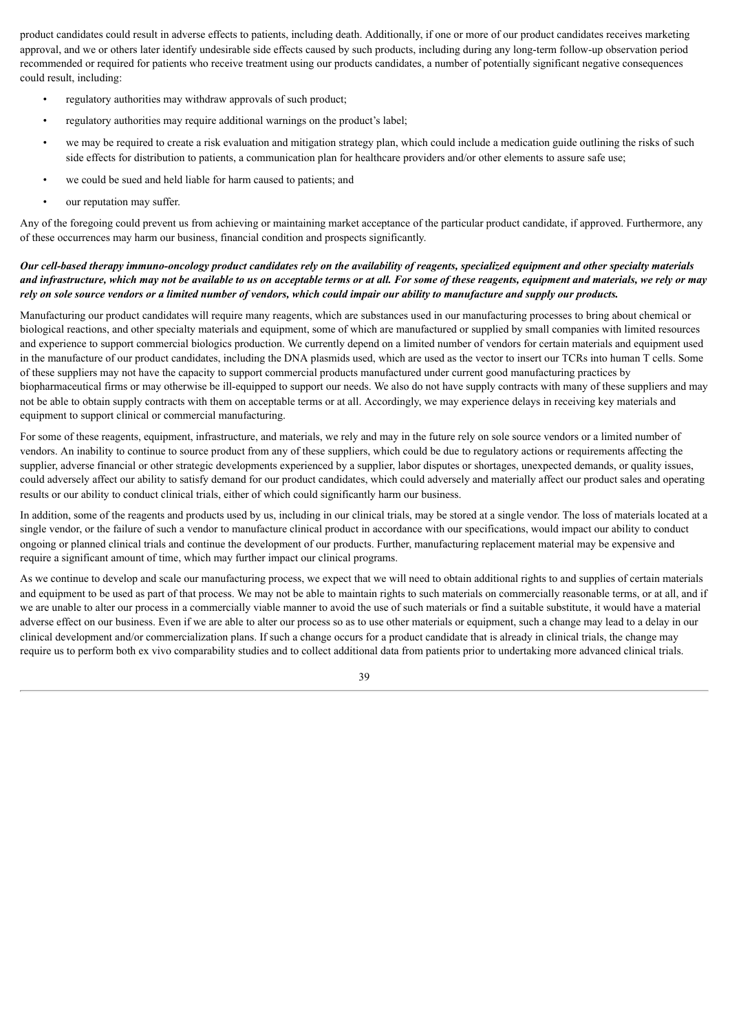product candidates could result in adverse effects to patients, including death. Additionally, if one or more of our product candidates receives marketing approval, and we or others later identify undesirable side effects caused by such products, including during any long-term follow-up observation period recommended or required for patients who receive treatment using our products candidates, a number of potentially significant negative consequences could result, including:

- regulatory authorities may withdraw approvals of such product;
- regulatory authorities may require additional warnings on the product's label;
- we may be required to create a risk evaluation and mitigation strategy plan, which could include a medication guide outlining the risks of such side effects for distribution to patients, a communication plan for healthcare providers and/or other elements to assure safe use;
- we could be sued and held liable for harm caused to patients; and
- our reputation may suffer.

Any of the foregoing could prevent us from achieving or maintaining market acceptance of the particular product candidate, if approved. Furthermore, any of these occurrences may harm our business, financial condition and prospects significantly.

***Our cell-based therapy immuno-oncology product candidates rely on the availability of reagents, specialized equipment and other specialty materials and infrastructure, which may not be available to us on acceptable terms or at all. For some of these reagents, equipment and materials, we rely or may rely on sole source vendors or a limited number of vendors, which could impair our ability to manufacture and supply our products.***

Manufacturing our product candidates will require many reagents, which are substances used in our manufacturing processes to bring about chemical or biological reactions, and other specialty materials and equipment, some of which are manufactured or supplied by small companies with limited resources and experience to support commercial biologics production. We currently depend on a limited number of vendors for certain materials and equipment used in the manufacture of our product candidates, including the DNA plasmids used, which are used as the vector to insert our TCRs into human T cells. Some of these suppliers may not have the capacity to support commercial products manufactured under current good manufacturing practices by biopharmaceutical firms or may otherwise be ill-equipped to support our needs. We also do not have supply contracts with many of these suppliers and may not be able to obtain supply contracts with them on acceptable terms or at all. Accordingly, we may experience delays in receiving key materials and equipment to support clinical or commercial manufacturing.

For some of these reagents, equipment, infrastructure, and materials, we rely and may in the future rely on sole source vendors or a limited number of vendors. An inability to continue to source product from any of these suppliers, which could be due to regulatory actions or requirements affecting the supplier, adverse financial or other strategic developments experienced by a supplier, labor disputes or shortages, unexpected demands, or quality issues, could adversely affect our ability to satisfy demand for our product candidates, which could adversely and materially affect our product sales and operating results or our ability to conduct clinical trials, either of which could significantly harm our business.

In addition, some of the reagents and products used by us, including in our clinical trials, may be stored at a single vendor. The loss of materials located at a single vendor, or the failure of such a vendor to manufacture clinical product in accordance with our specifications, would impact our ability to conduct ongoing or planned clinical trials and continue the development of our products. Further, manufacturing replacement material may be expensive and require a significant amount of time, which may further impact our clinical programs.

As we continue to develop and scale our manufacturing process, we expect that we will need to obtain additional rights to and supplies of certain materials and equipment to be used as part of that process. We may not be able to maintain rights to such materials on commercially reasonable terms, or at all, and if we are unable to alter our process in a commercially viable manner to avoid the use of such materials or find a suitable substitute, it would have a material adverse effect on our business. Even if we are able to alter our process so as to use other materials or equipment, such a change may lead to a delay in our clinical development and/or commercialization plans. If such a change occurs for a product candidate that is already in clinical trials, the change may require us to perform both ex vivo comparability studies and to collect additional data from patients prior to undertaking more advanced clinical trials.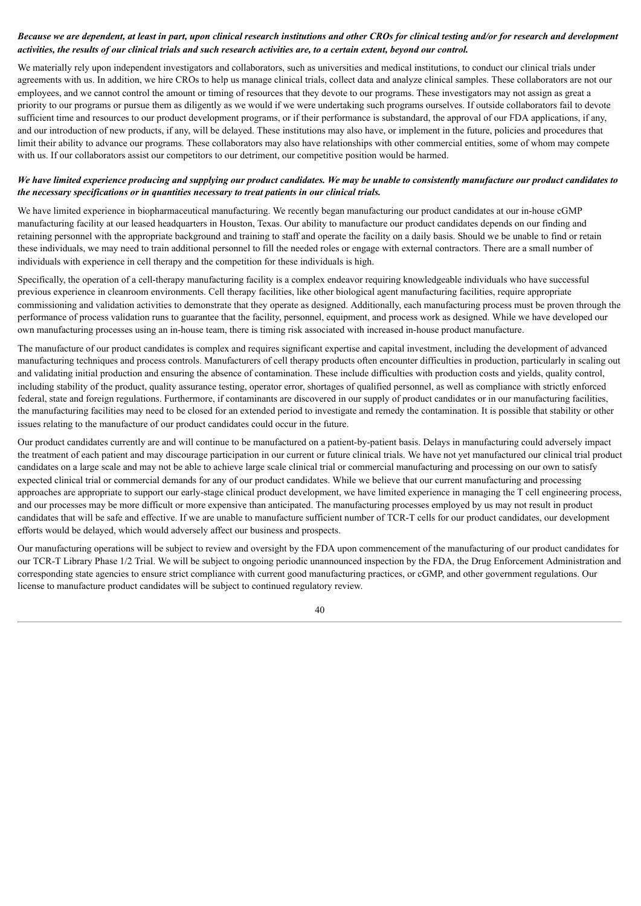***Because we are dependent, at least in part, upon clinical research institutions and other CROs for clinical testing and/or for research and development activities, the results of our clinical trials and such research activities are, to a certain extent, beyond our control.***

We materially rely upon independent investigators and collaborators, such as universities and medical institutions, to conduct our clinical trials under agreements with us. In addition, we hire CROs to help us manage clinical trials, collect data and analyze clinical samples. These collaborators are not our employees, and we cannot control the amount or timing of resources that they devote to our programs. These investigators may not assign as great a priority to our programs or pursue them as diligently as we would if we were undertaking such programs ourselves. If outside collaborators fail to devote sufficient time and resources to our product development programs, or if their performance is substandard, the approval of our FDA applications, if any, and our introduction of new products, if any, will be delayed. These institutions may also have, or implement in the future, policies and procedures that limit their ability to advance our programs. These collaborators may also have relationships with other commercial entities, some of whom may compete with us. If our collaborators assist our competitors to our detriment, our competitive position would be harmed.

***We have limited experience producing and supplying our product candidates. We may be unable to consistently manufacture our product candidates to the necessary specifications or in quantities necessary to treat patients in our clinical trials.***

We have limited experience in biopharmaceutical manufacturing. We recently began manufacturing our product candidates at our in-house cGMP manufacturing facility at our leased headquarters in Houston, Texas. Our ability to manufacture our product candidates depends on our finding and retaining personnel with the appropriate background and training to staff and operate the facility on a daily basis. Should we be unable to find or retain these individuals, we may need to train additional personnel to fill the needed roles or engage with external contractors. There are a small number of individuals with experience in cell therapy and the competition for these individuals is high.

Specifically, the operation of a cell-therapy manufacturing facility is a complex endeavor requiring knowledgeable individuals who have successful previous experience in cleanroom environments. Cell therapy facilities, like other biological agent manufacturing facilities, require appropriate commissioning and validation activities to demonstrate that they operate as designed. Additionally, each manufacturing process must be proven through the performance of process validation runs to guarantee that the facility, personnel, equipment, and process work as designed. While we have developed our own manufacturing processes using an in-house team, there is timing risk associated with increased in-house product manufacture.

The manufacture of our product candidates is complex and requires significant expertise and capital investment, including the development of advanced manufacturing techniques and process controls. Manufacturers of cell therapy products often encounter difficulties in production, particularly in scaling out and validating initial production and ensuring the absence of contamination. These include difficulties with production costs and yields, quality control, including stability of the product, quality assurance testing, operator error, shortages of qualified personnel, as well as compliance with strictly enforced federal, state and foreign regulations. Furthermore, if contaminants are discovered in our supply of product candidates or in our manufacturing facilities, the manufacturing facilities may need to be closed for an extended period to investigate and remedy the contamination. It is possible that stability or other issues relating to the manufacture of our product candidates could occur in the future.

Our product candidates currently are and will continue to be manufactured on a patient-by-patient basis. Delays in manufacturing could adversely impact the treatment of each patient and may discourage participation in our current or future clinical trials. We have not yet manufactured our clinical trial product candidates on a large scale and may not be able to achieve large scale clinical trial or commercial manufacturing and processing on our own to satisfy expected clinical trial or commercial demands for any of our product candidates. While we believe that our current manufacturing and processing approaches are appropriate to support our early-stage clinical product development, we have limited experience in managing the T cell engineering process, and our processes may be more difficult or more expensive than anticipated. The manufacturing processes employed by us may not result in product candidates that will be safe and effective. If we are unable to manufacture sufficient number of TCR-T cells for our product candidates, our development efforts would be delayed, which would adversely affect our business and prospects.

Our manufacturing operations will be subject to review and oversight by the FDA upon commencement of the manufacturing of our product candidates for our TCR-T Library Phase 1/2 Trial. We will be subject to ongoing periodic unannounced inspection by the FDA, the Drug Enforcement Administration and corresponding state agencies to ensure strict compliance with current good manufacturing practices, or cGMP, and other government regulations. Our license to manufacture product candidates will be subject to continued regulatory review.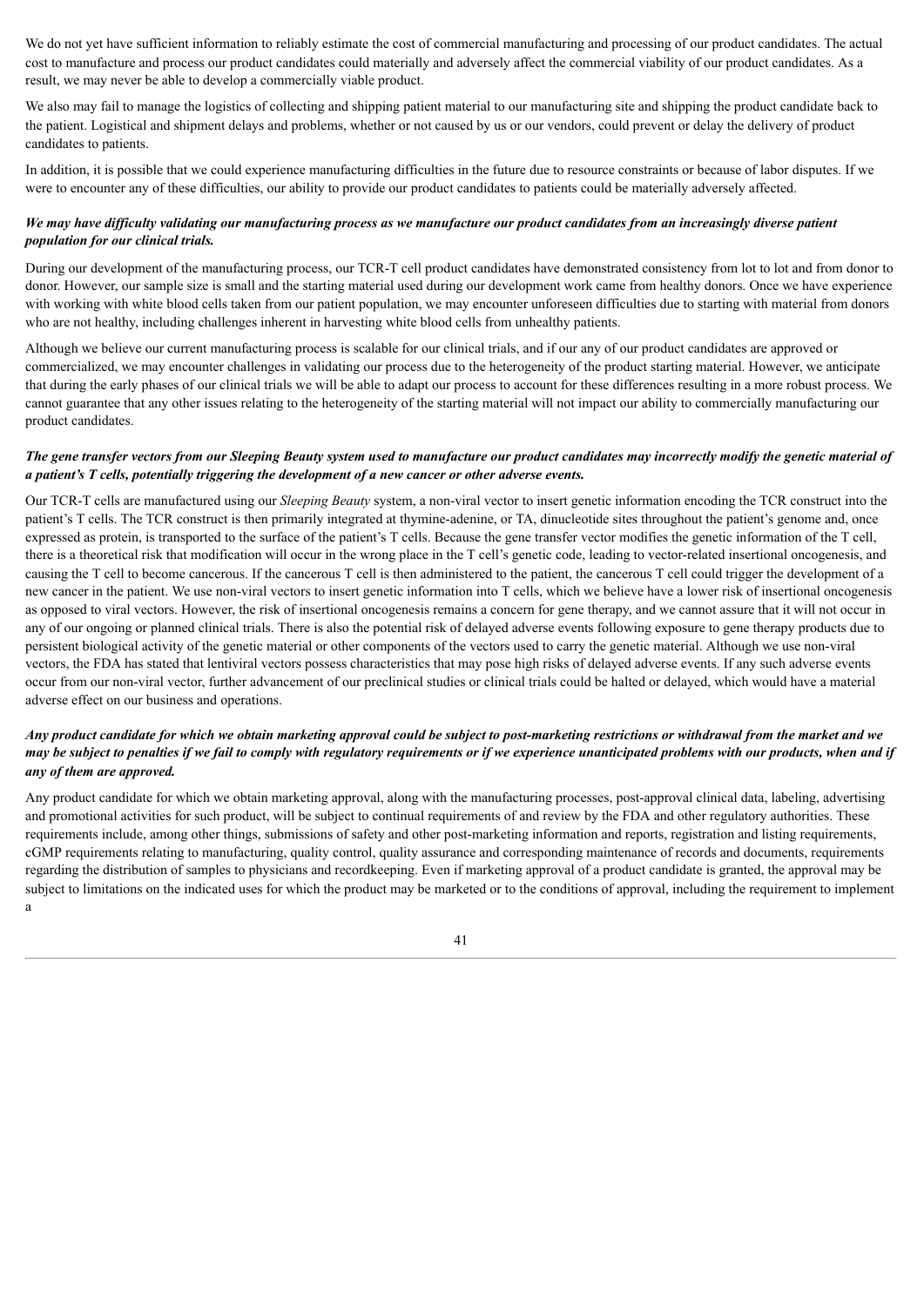We do not yet have sufficient information to reliably estimate the cost of commercial manufacturing and processing of our product candidates. The actual cost to manufacture and process our product candidates could materially and adversely affect the commercial viability of our product candidates. As a result, we may never be able to develop a commercially viable product.

We also may fail to manage the logistics of collecting and shipping patient material to our manufacturing site and shipping the product candidate back to the patient. Logistical and shipment delays and problems, whether or not caused by us or our vendors, could prevent or delay the delivery of product candidates to patients.

In addition, it is possible that we could experience manufacturing difficulties in the future due to resource constraints or because of labor disputes. If we were to encounter any of these difficulties, our ability to provide our product candidates to patients could be materially adversely affected.

***We may have difficulty validating our manufacturing process as we manufacture our product candidates from an increasingly diverse patient population for our clinical trials.***

During our development of the manufacturing process, our TCR-T cell product candidates have demonstrated consistency from lot to lot and from donor to donor. However, our sample size is small and the starting material used during our development work came from healthy donors. Once we have experience with working with white blood cells taken from our patient population, we may encounter unforeseen difficulties due to starting with material from donors who are not healthy, including challenges inherent in harvesting white blood cells from unhealthy patients.

Although we believe our current manufacturing process is scalable for our clinical trials, and if our any of our product candidates are approved or commercialized, we may encounter challenges in validating our process due to the heterogeneity of the product starting material. However, we anticipate that during the early phases of our clinical trials we will be able to adapt our process to account for these differences resulting in a more robust process. We cannot guarantee that any other issues relating to the heterogeneity of the starting material will not impact our ability to commercially manufacturing our product candidates.

***The gene transfer vectors from our Sleeping Beauty system used to manufacture our product candidates may incorrectly modify the genetic material of a patient's T cells, potentially triggering the development of a new cancer or other adverse events.***

Our TCR-T cells are manufactured using our *Sleeping Beauty* system, a non-viral vector to insert genetic information encoding the TCR construct into the patient's T cells. The TCR construct is then primarily integrated at thymine-adenine, or TA, dinucleotide sites throughout the patient's genome and, once expressed as protein, is transported to the surface of the patient's T cells. Because the gene transfer vector modifies the genetic information of the T cell, there is a theoretical risk that modification will occur in the wrong place in the T cell's genetic code, leading to vector-related insertional oncogenesis, and causing the T cell to become cancerous. If the cancerous T cell is then administered to the patient, the cancerous T cell could trigger the development of a new cancer in the patient. We use non-viral vectors to insert genetic information into T cells, which we believe have a lower risk of insertional oncogenesis as opposed to viral vectors. However, the risk of insertional oncogenesis remains a concern for gene therapy, and we cannot assure that it will not occur in any of our ongoing or planned clinical trials. There is also the potential risk of delayed adverse events following exposure to gene therapy products due to persistent biological activity of the genetic material or other components of the vectors used to carry the genetic material. Although we use non-viral vectors, the FDA has stated that lentiviral vectors possess characteristics that may pose high risks of delayed adverse events. If any such adverse events occur from our non-viral vector, further advancement of our preclinical studies or clinical trials could be halted or delayed, which would have a material adverse effect on our business and operations.

***Any product candidate for which we obtain marketing approval could be subject to post-marketing restrictions or withdrawal from the market and we may be subject to penalties if we fail to comply with regulatory requirements or if we experience unanticipated problems with our products, when and if any of them are approved.***

Any product candidate for which we obtain marketing approval, along with the manufacturing processes, post-approval clinical data, labeling, advertising and promotional activities for such product, will be subject to continual requirements of and review by the FDA and other regulatory authorities. These requirements include, among other things, submissions of safety and other post-marketing information and reports, registration and listing requirements, cGMP requirements relating to manufacturing, quality control, quality assurance and corresponding maintenance of records and documents, requirements regarding the distribution of samples to physicians and recordkeeping. Even if marketing approval of a product candidate is granted, the approval may be subject to limitations on the indicated uses for which the product may be marketed or to the conditions of approval, including the requirement to implement a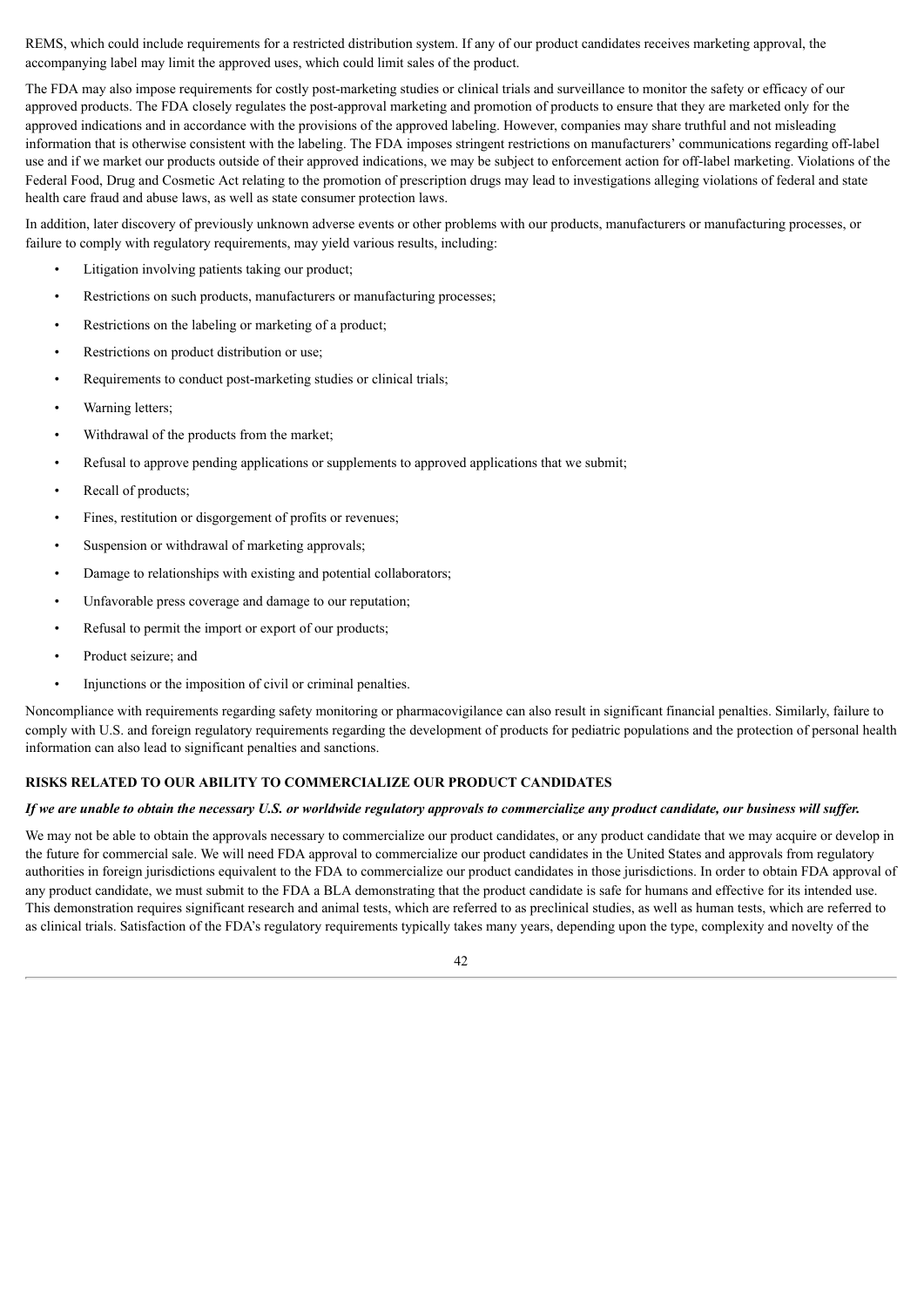REMS, which could include requirements for a restricted distribution system. If any of our product candidates receives marketing approval, the accompanying label may limit the approved uses, which could limit sales of the product.

The FDA may also impose requirements for costly post-marketing studies or clinical trials and surveillance to monitor the safety or efficacy of our approved products. The FDA closely regulates the post-approval marketing and promotion of products to ensure that they are marketed only for the approved indications and in accordance with the provisions of the approved labeling. However, companies may share truthful and not misleading information that is otherwise consistent with the labeling. The FDA imposes stringent restrictions on manufacturers' communications regarding off-label use and if we market our products outside of their approved indications, we may be subject to enforcement action for off-label marketing. Violations of the Federal Food, Drug and Cosmetic Act relating to the promotion of prescription drugs may lead to investigations alleging violations of federal and state health care fraud and abuse laws, as well as state consumer protection laws.

In addition, later discovery of previously unknown adverse events or other problems with our products, manufacturers or manufacturing processes, or failure to comply with regulatory requirements, may yield various results, including:

- Litigation involving patients taking our product;
- Restrictions on such products, manufacturers or manufacturing processes;
- Restrictions on the labeling or marketing of a product;
- Restrictions on product distribution or use;
- Requirements to conduct post-marketing studies or clinical trials;
- Warning letters;
- Withdrawal of the products from the market;
- Refusal to approve pending applications or supplements to approved applications that we submit;
- Recall of products;
- Fines, restitution or disgorgement of profits or revenues;
- Suspension or withdrawal of marketing approvals;
- Damage to relationships with existing and potential collaborators;
- Unfavorable press coverage and damage to our reputation;
- Refusal to permit the import or export of our products;
- Product seizure; and
- Injunctions or the imposition of civil or criminal penalties.

Noncompliance with requirements regarding safety monitoring or pharmacovigilance can also result in significant financial penalties. Similarly, failure to comply with U.S. and foreign regulatory requirements regarding the development of products for pediatric populations and the protection of personal health information can also lead to significant penalties and sanctions.

## RISKS RELATED TO OUR ABILITY TO COMMERCIALIZE OUR PRODUCT CANDIDATES

***If we are unable to obtain the necessary U.S. or worldwide regulatory approvals to commercialize any product candidate, our business will suffer.***

We may not be able to obtain the approvals necessary to commercialize our product candidates, or any product candidate that we may acquire or develop in the future for commercial sale. We will need FDA approval to commercialize our product candidates in the United States and approvals from regulatory authorities in foreign jurisdictions equivalent to the FDA to commercialize our product candidates in those jurisdictions. In order to obtain FDA approval of any product candidate, we must submit to the FDA a BLA demonstrating that the product candidate is safe for humans and effective for its intended use. This demonstration requires significant research and animal tests, which are referred to as preclinical studies, as well as human tests, which are referred to as clinical trials. Satisfaction of the FDA's regulatory requirements typically takes many years, depending upon the type, complexity and novelty of the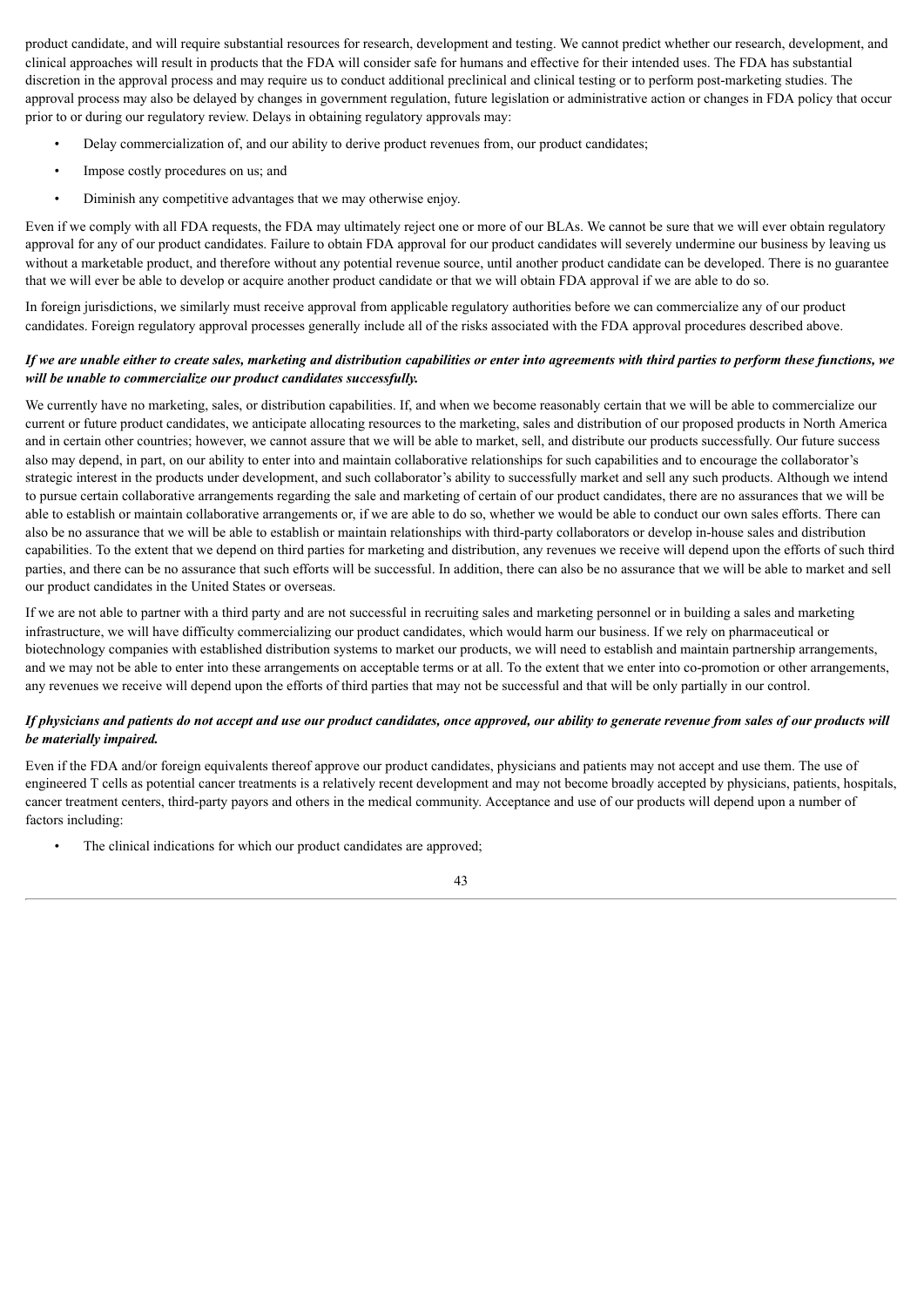product candidate, and will require substantial resources for research, development and testing. We cannot predict whether our research, development, and clinical approaches will result in products that the FDA will consider safe for humans and effective for their intended uses. The FDA has substantial discretion in the approval process and may require us to conduct additional preclinical and clinical testing or to perform post-marketing studies. The approval process may also be delayed by changes in government regulation, future legislation or administrative action or changes in FDA policy that occur prior to or during our regulatory review. Delays in obtaining regulatory approvals may:

- Delay commercialization of, and our ability to derive product revenues from, our product candidates;
- Impose costly procedures on us; and
- Diminish any competitive advantages that we may otherwise enjoy.

Even if we comply with all FDA requests, the FDA may ultimately reject one or more of our BLAs. We cannot be sure that we will ever obtain regulatory approval for any of our product candidates. Failure to obtain FDA approval for our product candidates will severely undermine our business by leaving us without a marketable product, and therefore without any potential revenue source, until another product candidate can be developed. There is no guarantee that we will ever be able to develop or acquire another product candidate or that we will obtain FDA approval if we are able to do so.

In foreign jurisdictions, we similarly must receive approval from applicable regulatory authorities before we can commercialize any of our product candidates. Foreign regulatory approval processes generally include all of the risks associated with the FDA approval procedures described above.

***If we are unable either to create sales, marketing and distribution capabilities or enter into agreements with third parties to perform these functions, we will be unable to commercialize our product candidates successfully.***

We currently have no marketing, sales, or distribution capabilities. If, and when we become reasonably certain that we will be able to commercialize our current or future product candidates, we anticipate allocating resources to the marketing, sales and distribution of our proposed products in North America and in certain other countries; however, we cannot assure that we will be able to market, sell, and distribute our products successfully. Our future success also may depend, in part, on our ability to enter into and maintain collaborative relationships for such capabilities and to encourage the collaborator's strategic interest in the products under development, and such collaborator's ability to successfully market and sell any such products. Although we intend to pursue certain collaborative arrangements regarding the sale and marketing of certain of our product candidates, there are no assurances that we will be able to establish or maintain collaborative arrangements or, if we are able to do so, whether we would be able to conduct our own sales efforts. There can also be no assurance that we will be able to establish or maintain relationships with third-party collaborators or develop in-house sales and distribution capabilities. To the extent that we depend on third parties for marketing and distribution, any revenues we receive will depend upon the efforts of such third parties, and there can be no assurance that such efforts will be successful. In addition, there can also be no assurance that we will be able to market and sell our product candidates in the United States or overseas.

If we are not able to partner with a third party and are not successful in recruiting sales and marketing personnel or in building a sales and marketing infrastructure, we will have difficulty commercializing our product candidates, which would harm our business. If we rely on pharmaceutical or biotechnology companies with established distribution systems to market our products, we will need to establish and maintain partnership arrangements, and we may not be able to enter into these arrangements on acceptable terms or at all. To the extent that we enter into co-promotion or other arrangements, any revenues we receive will depend upon the efforts of third parties that may not be successful and that will be only partially in our control.

***If physicians and patients do not accept and use our product candidates, once approved, our ability to generate revenue from sales of our products will be materially impaired.***

Even if the FDA and/or foreign equivalents thereof approve our product candidates, physicians and patients may not accept and use them. The use of engineered T cells as potential cancer treatments is a relatively recent development and may not become broadly accepted by physicians, patients, hospitals, cancer treatment centers, third-party payors and others in the medical community. Acceptance and use of our products will depend upon a number of factors including:

- The clinical indications for which our product candidates are approved;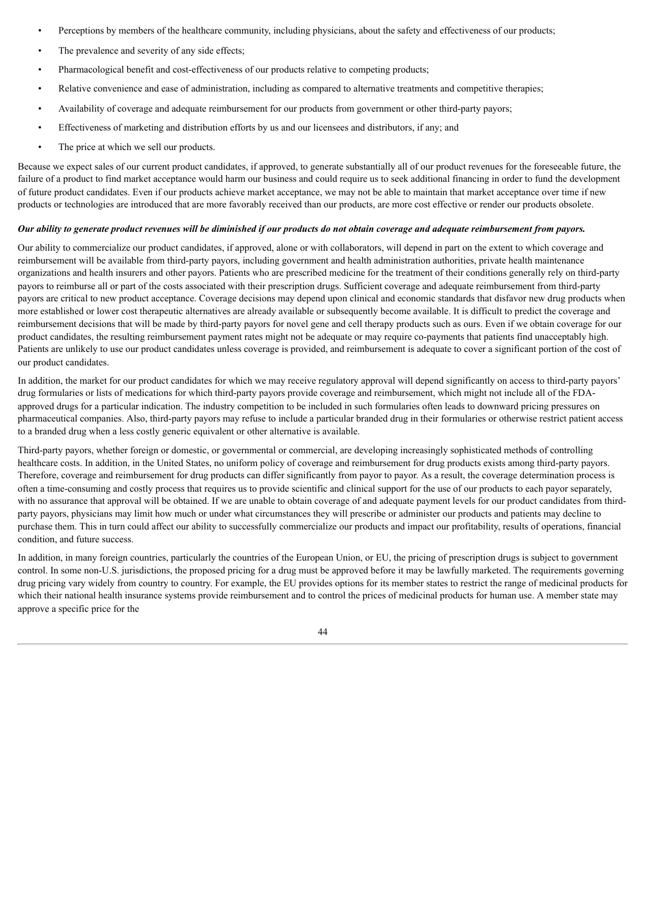- Perceptions by members of the healthcare community, including physicians, about the safety and effectiveness of our products;
- The prevalence and severity of any side effects;
- Pharmacological benefit and cost-effectiveness of our products relative to competing products;
- Relative convenience and ease of administration, including as compared to alternative treatments and competitive therapies;
- Availability of coverage and adequate reimbursement for our products from government or other third-party payors;
- Effectiveness of marketing and distribution efforts by us and our licensees and distributors, if any; and
- The price at which we sell our products.

Because we expect sales of our current product candidates, if approved, to generate substantially all of our product revenues for the foreseeable future, the failure of a product to find market acceptance would harm our business and could require us to seek additional financing in order to fund the development of future product candidates. Even if our products achieve market acceptance, we may not be able to maintain that market acceptance over time if new products or technologies are introduced that are more favorably received than our products, are more cost effective or render our products obsolete.

***Our ability to generate product revenues will be diminished if our products do not obtain coverage and adequate reimbursement from payors.***

Our ability to commercialize our product candidates, if approved, alone or with collaborators, will depend in part on the extent to which coverage and reimbursement will be available from third-party payors, including government and health administration authorities, private health maintenance organizations and health insurers and other payors. Patients who are prescribed medicine for the treatment of their conditions generally rely on third-party payors to reimburse all or part of the costs associated with their prescription drugs. Sufficient coverage and adequate reimbursement from third-party payors are critical to new product acceptance. Coverage decisions may depend upon clinical and economic standards that disfavor new drug products when more established or lower cost therapeutic alternatives are already available or subsequently become available. It is difficult to predict the coverage and reimbursement decisions that will be made by third-party payors for novel gene and cell therapy products such as ours. Even if we obtain coverage for our product candidates, the resulting reimbursement payment rates might not be adequate or may require co-payments that patients find unacceptably high. Patients are unlikely to use our product candidates unless coverage is provided, and reimbursement is adequate to cover a significant portion of the cost of our product candidates.

In addition, the market for our product candidates for which we may receive regulatory approval will depend significantly on access to third-party payors' drug formularies or lists of medications for which third-party payors provide coverage and reimbursement, which might not include all of the FDA-approved drugs for a particular indication. The industry competition to be included in such formularies often leads to downward pricing pressures on pharmaceutical companies. Also, third-party payors may refuse to include a particular branded drug in their formularies or otherwise restrict patient access to a branded drug when a less costly generic equivalent or other alternative is available.

Third-party payors, whether foreign or domestic, or governmental or commercial, are developing increasingly sophisticated methods of controlling healthcare costs. In addition, in the United States, no uniform policy of coverage and reimbursement for drug products exists among third-party payors. Therefore, coverage and reimbursement for drug products can differ significantly from payor to payor. As a result, the coverage determination process is often a time-consuming and costly process that requires us to provide scientific and clinical support for the use of our products to each payor separately, with no assurance that approval will be obtained. If we are unable to obtain coverage of and adequate payment levels for our product candidates from third-party payors, physicians may limit how much or under what circumstances they will prescribe or administer our products and patients may decline to purchase them. This in turn could affect our ability to successfully commercialize our products and impact our profitability, results of operations, financial condition, and future success.

In addition, in many foreign countries, particularly the countries of the European Union, or EU, the pricing of prescription drugs is subject to government control. In some non-U.S. jurisdictions, the proposed pricing for a drug must be approved before it may be lawfully marketed. The requirements governing drug pricing vary widely from country to country. For example, the EU provides options for its member states to restrict the range of medicinal products for which their national health insurance systems provide reimbursement and to control the prices of medicinal products for human use. A member state may approve a specific price for the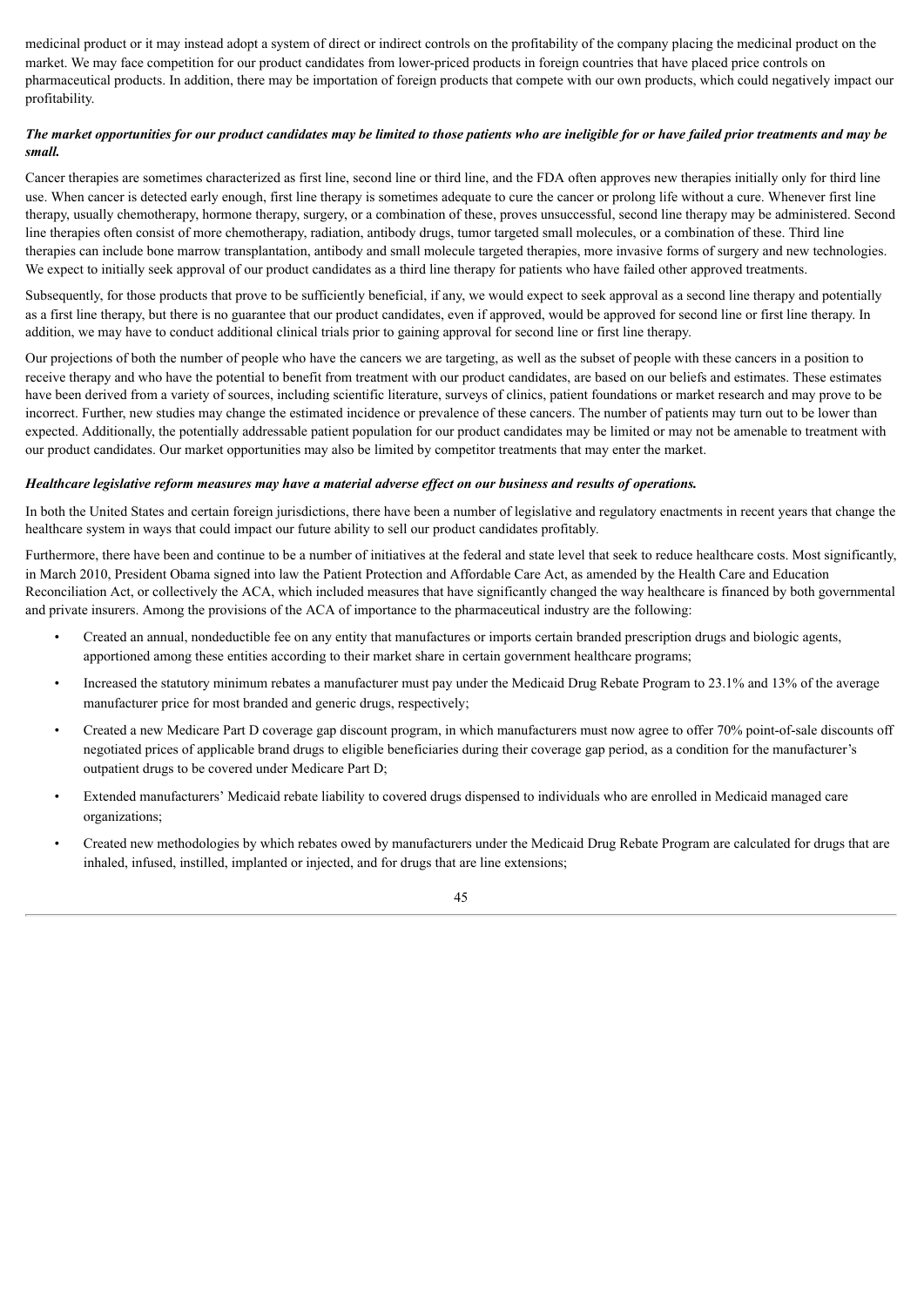medicinal product or it may instead adopt a system of direct or indirect controls on the profitability of the company placing the medicinal product on the market. We may face competition for our product candidates from lower-priced products in foreign countries that have placed price controls on pharmaceutical products. In addition, there may be importation of foreign products that compete with our own products, which could negatively impact our profitability.

***The market opportunities for our product candidates may be limited to those patients who are ineligible for or have failed prior treatments and may be small.***

Cancer therapies are sometimes characterized as first line, second line or third line, and the FDA often approves new therapies initially only for third line use. When cancer is detected early enough, first line therapy is sometimes adequate to cure the cancer or prolong life without a cure. Whenever first line therapy, usually chemotherapy, hormone therapy, surgery, or a combination of these, proves unsuccessful, second line therapy may be administered. Second line therapies often consist of more chemotherapy, radiation, antibody drugs, tumor targeted small molecules, or a combination of these. Third line therapies can include bone marrow transplantation, antibody and small molecule targeted therapies, more invasive forms of surgery and new technologies. We expect to initially seek approval of our product candidates as a third line therapy for patients who have failed other approved treatments.

Subsequently, for those products that prove to be sufficiently beneficial, if any, we would expect to seek approval as a second line therapy and potentially as a first line therapy, but there is no guarantee that our product candidates, even if approved, would be approved for second line or first line therapy. In addition, we may have to conduct additional clinical trials prior to gaining approval for second line or first line therapy.

Our projections of both the number of people who have the cancers we are targeting, as well as the subset of people with these cancers in a position to receive therapy and who have the potential to benefit from treatment with our product candidates, are based on our beliefs and estimates. These estimates have been derived from a variety of sources, including scientific literature, surveys of clinics, patient foundations or market research and may prove to be incorrect. Further, new studies may change the estimated incidence or prevalence of these cancers. The number of patients may turn out to be lower than expected. Additionally, the potentially addressable patient population for our product candidates may be limited or may not be amenable to treatment with our product candidates. Our market opportunities may also be limited by competitor treatments that may enter the market.

***Healthcare legislative reform measures may have a material adverse effect on our business and results of operations.***

In both the United States and certain foreign jurisdictions, there have been a number of legislative and regulatory enactments in recent years that change the healthcare system in ways that could impact our future ability to sell our product candidates profitably.

Furthermore, there have been and continue to be a number of initiatives at the federal and state level that seek to reduce healthcare costs. Most significantly, in March 2010, President Obama signed into law the Patient Protection and Affordable Care Act, as amended by the Health Care and Education Reconciliation Act, or collectively the ACA, which included measures that have significantly changed the way healthcare is financed by both governmental and private insurers. Among the provisions of the ACA of importance to the pharmaceutical industry are the following:

- Created an annual, nondeductible fee on any entity that manufactures or imports certain branded prescription drugs and biologic agents, apportioned among these entities according to their market share in certain government healthcare programs;
- Increased the statutory minimum rebates a manufacturer must pay under the Medicaid Drug Rebate Program to 23.1% and 13% of the average manufacturer price for most branded and generic drugs, respectively;
- Created a new Medicare Part D coverage gap discount program, in which manufacturers must now agree to offer 70% point-of-sale discounts off negotiated prices of applicable brand drugs to eligible beneficiaries during their coverage gap period, as a condition for the manufacturer's outpatient drugs to be covered under Medicare Part D;
- Extended manufacturers' Medicaid rebate liability to covered drugs dispensed to individuals who are enrolled in Medicaid managed care organizations;
- Created new methodologies by which rebates owed by manufacturers under the Medicaid Drug Rebate Program are calculated for drugs that are inhaled, infused, instilled, implanted or injected, and for drugs that are line extensions;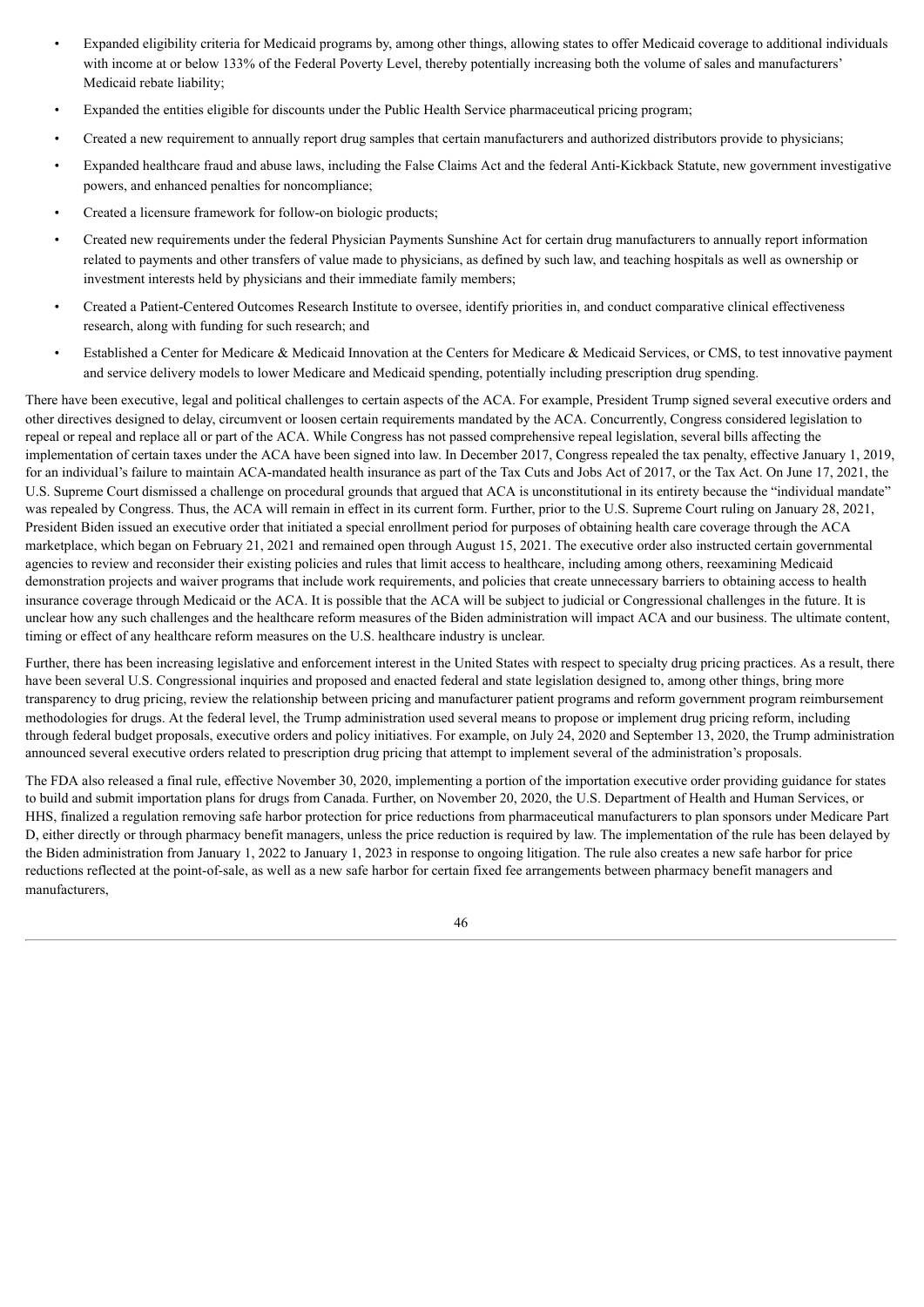- Expanded eligibility criteria for Medicaid programs by, among other things, allowing states to offer Medicaid coverage to additional individuals with income at or below 133% of the Federal Poverty Level, thereby potentially increasing both the volume of sales and manufacturers' Medicaid rebate liability;
- Expanded the entities eligible for discounts under the Public Health Service pharmaceutical pricing program;
- Created a new requirement to annually report drug samples that certain manufacturers and authorized distributors provide to physicians;
- Expanded healthcare fraud and abuse laws, including the False Claims Act and the federal Anti-Kickback Statute, new government investigative powers, and enhanced penalties for noncompliance;
- Created a licensure framework for follow-on biologic products;
- Created new requirements under the federal Physician Payments Sunshine Act for certain drug manufacturers to annually report information related to payments and other transfers of value made to physicians, as defined by such law, and teaching hospitals as well as ownership or investment interests held by physicians and their immediate family members;
- Created a Patient-Centered Outcomes Research Institute to oversee, identify priorities in, and conduct comparative clinical effectiveness research, along with funding for such research; and
- Established a Center for Medicare & Medicaid Innovation at the Centers for Medicare & Medicaid Services, or CMS, to test innovative payment and service delivery models to lower Medicare and Medicaid spending, potentially including prescription drug spending.

There have been executive, legal and political challenges to certain aspects of the ACA. For example, President Trump signed several executive orders and other directives designed to delay, circumvent or loosen certain requirements mandated by the ACA. Concurrently, Congress considered legislation to repeal or repeal and replace all or part of the ACA. While Congress has not passed comprehensive repeal legislation, several bills affecting the implementation of certain taxes under the ACA have been signed into law. In December 2017, Congress repealed the tax penalty, effective January 1, 2019, for an individual's failure to maintain ACA-mandated health insurance as part of the Tax Cuts and Jobs Act of 2017, or the Tax Act. On June 17, 2021, the U.S. Supreme Court dismissed a challenge on procedural grounds that argued that ACA is unconstitutional in its entirety because the "individual mandate" was repealed by Congress. Thus, the ACA will remain in effect in its current form. Further, prior to the U.S. Supreme Court ruling on January 28, 2021, President Biden issued an executive order that initiated a special enrollment period for purposes of obtaining health care coverage through the ACA marketplace, which began on February 21, 2021 and remained open through August 15, 2021. The executive order also instructed certain governmental agencies to review and reconsider their existing policies and rules that limit access to healthcare, including among others, reexamining Medicaid demonstration projects and waiver programs that include work requirements, and policies that create unnecessary barriers to obtaining access to health insurance coverage through Medicaid or the ACA. It is possible that the ACA will be subject to judicial or Congressional challenges in the future. It is unclear how any such challenges and the healthcare reform measures of the Biden administration will impact ACA and our business. The ultimate content, timing or effect of any healthcare reform measures on the U.S. healthcare industry is unclear.

Further, there has been increasing legislative and enforcement interest in the United States with respect to specialty drug pricing practices. As a result, there have been several U.S. Congressional inquiries and proposed and enacted federal and state legislation designed to, among other things, bring more transparency to drug pricing, review the relationship between pricing and manufacturer patient programs and reform government program reimbursement methodologies for drugs. At the federal level, the Trump administration used several means to propose or implement drug pricing reform, including through federal budget proposals, executive orders and policy initiatives. For example, on July 24, 2020 and September 13, 2020, the Trump administration announced several executive orders related to prescription drug pricing that attempt to implement several of the administration's proposals.

The FDA also released a final rule, effective November 30, 2020, implementing a portion of the importation executive order providing guidance for states to build and submit importation plans for drugs from Canada. Further, on November 20, 2020, the U.S. Department of Health and Human Services, or HHS, finalized a regulation removing safe harbor protection for price reductions from pharmaceutical manufacturers to plan sponsors under Medicare Part D, either directly or through pharmacy benefit managers, unless the price reduction is required by law. The implementation of the rule has been delayed by the Biden administration from January 1, 2022 to January 1, 2023 in response to ongoing litigation. The rule also creates a new safe harbor for price reductions reflected at the point-of-sale, as well as a new safe harbor for certain fixed fee arrangements between pharmacy benefit managers and manufacturers,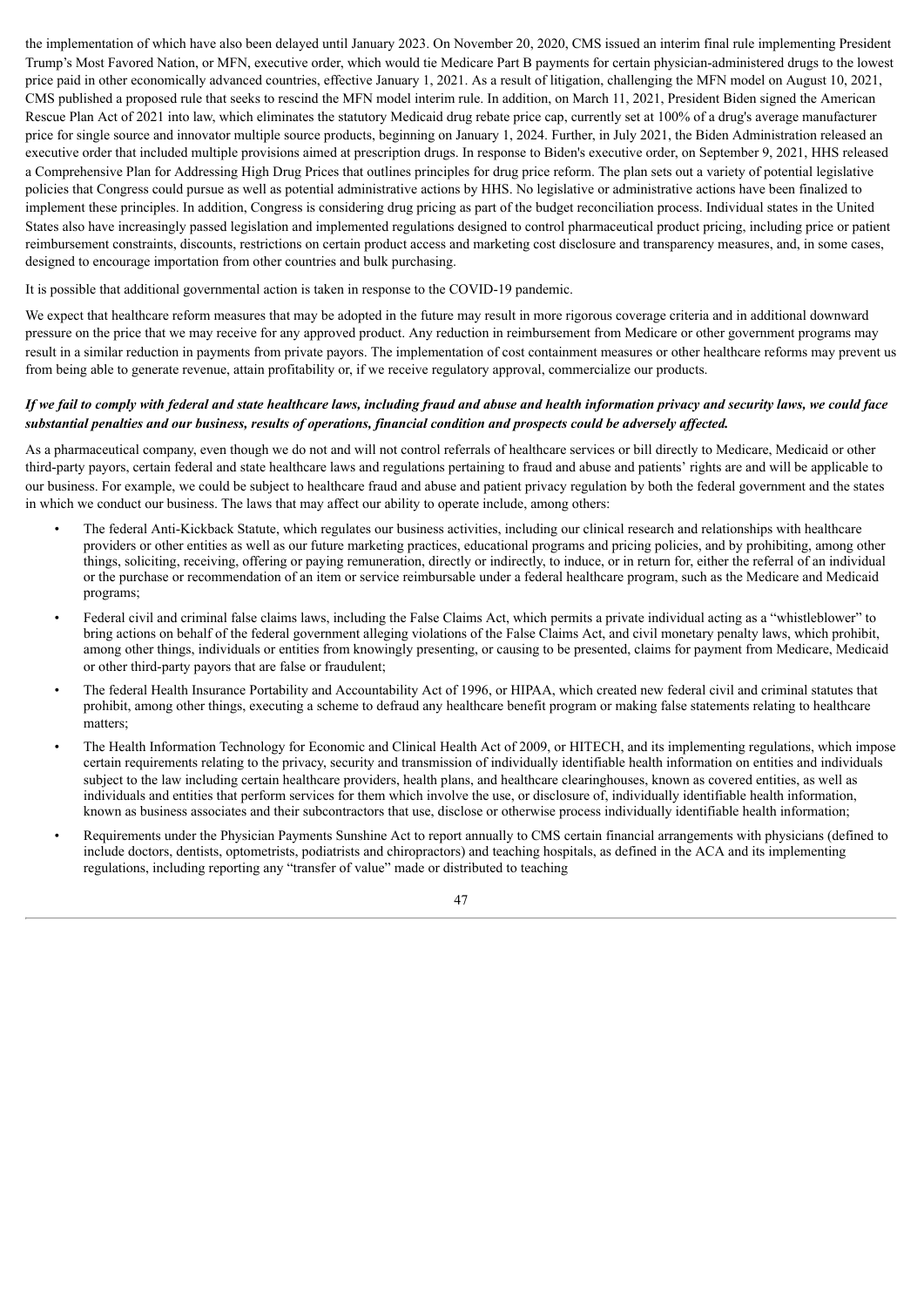the implementation of which have also been delayed until January 2023. On November 20, 2020, CMS issued an interim final rule implementing President Trump's Most Favored Nation, or MFN, executive order, which would tie Medicare Part B payments for certain physician-administered drugs to the lowest price paid in other economically advanced countries, effective January 1, 2021. As a result of litigation, challenging the MFN model on August 10, 2021, CMS published a proposed rule that seeks to rescind the MFN model interim rule. In addition, on March 11, 2021, President Biden signed the American Rescue Plan Act of 2021 into law, which eliminates the statutory Medicaid drug rebate price cap, currently set at 100% of a drug's average manufacturer price for single source and innovator multiple source products, beginning on January 1, 2024. Further, in July 2021, the Biden Administration released an executive order that included multiple provisions aimed at prescription drugs. In response to Biden's executive order, on September 9, 2021, HHS released a Comprehensive Plan for Addressing High Drug Prices that outlines principles for drug price reform. The plan sets out a variety of potential legislative policies that Congress could pursue as well as potential administrative actions by HHS. No legislative or administrative actions have been finalized to implement these principles. In addition, Congress is considering drug pricing as part of the budget reconciliation process. Individual states in the United States also have increasingly passed legislation and implemented regulations designed to control pharmaceutical product pricing, including price or patient reimbursement constraints, discounts, restrictions on certain product access and marketing cost disclosure and transparency measures, and, in some cases, designed to encourage importation from other countries and bulk purchasing.

It is possible that additional governmental action is taken in response to the COVID-19 pandemic.

We expect that healthcare reform measures that may be adopted in the future may result in more rigorous coverage criteria and in additional downward pressure on the price that we may receive for any approved product. Any reduction in reimbursement from Medicare or other government programs may result in a similar reduction in payments from private payors. The implementation of cost containment measures or other healthcare reforms may prevent us from being able to generate revenue, attain profitability or, if we receive regulatory approval, commercialize our products.

***If we fail to comply with federal and state healthcare laws, including fraud and abuse and health information privacy and security laws, we could face substantial penalties and our business, results of operations, financial condition and prospects could be adversely affected.***

As a pharmaceutical company, even though we do not and will not control referrals of healthcare services or bill directly to Medicare, Medicaid or other third-party payors, certain federal and state healthcare laws and regulations pertaining to fraud and abuse and patients' rights are and will be applicable to our business. For example, we could be subject to healthcare fraud and abuse and patient privacy regulation by both the federal government and the states in which we conduct our business. The laws that may affect our ability to operate include, among others:

- The federal Anti-Kickback Statute, which regulates our business activities, including our clinical research and relationships with healthcare providers or other entities as well as our future marketing practices, educational programs and pricing policies, and by prohibiting, among other things, soliciting, receiving, offering or paying remuneration, directly or indirectly, to induce, or in return for, either the referral of an individual or the purchase or recommendation of an item or service reimbursable under a federal healthcare program, such as the Medicare and Medicaid programs;
- Federal civil and criminal false claims laws, including the False Claims Act, which permits a private individual acting as a "whistleblower" to bring actions on behalf of the federal government alleging violations of the False Claims Act, and civil monetary penalty laws, which prohibit, among other things, individuals or entities from knowingly presenting, or causing to be presented, claims for payment from Medicare, Medicaid or other third-party payors that are false or fraudulent;
- The federal Health Insurance Portability and Accountability Act of 1996, or HIPAA, which created new federal civil and criminal statutes that prohibit, among other things, executing a scheme to defraud any healthcare benefit program or making false statements relating to healthcare matters;
- The Health Information Technology for Economic and Clinical Health Act of 2009, or HITECH, and its implementing regulations, which impose certain requirements relating to the privacy, security and transmission of individually identifiable health information on entities and individuals subject to the law including certain healthcare providers, health plans, and healthcare clearinghouses, known as covered entities, as well as individuals and entities that perform services for them which involve the use, or disclosure of, individually identifiable health information, known as business associates and their subcontractors that use, disclose or otherwise process individually identifiable health information;
- Requirements under the Physician Payments Sunshine Act to report annually to CMS certain financial arrangements with physicians (defined to include doctors, dentists, optometrists, podiatrists and chiropractors) and teaching hospitals, as defined in the ACA and its implementing regulations, including reporting any "transfer of value" made or distributed to teaching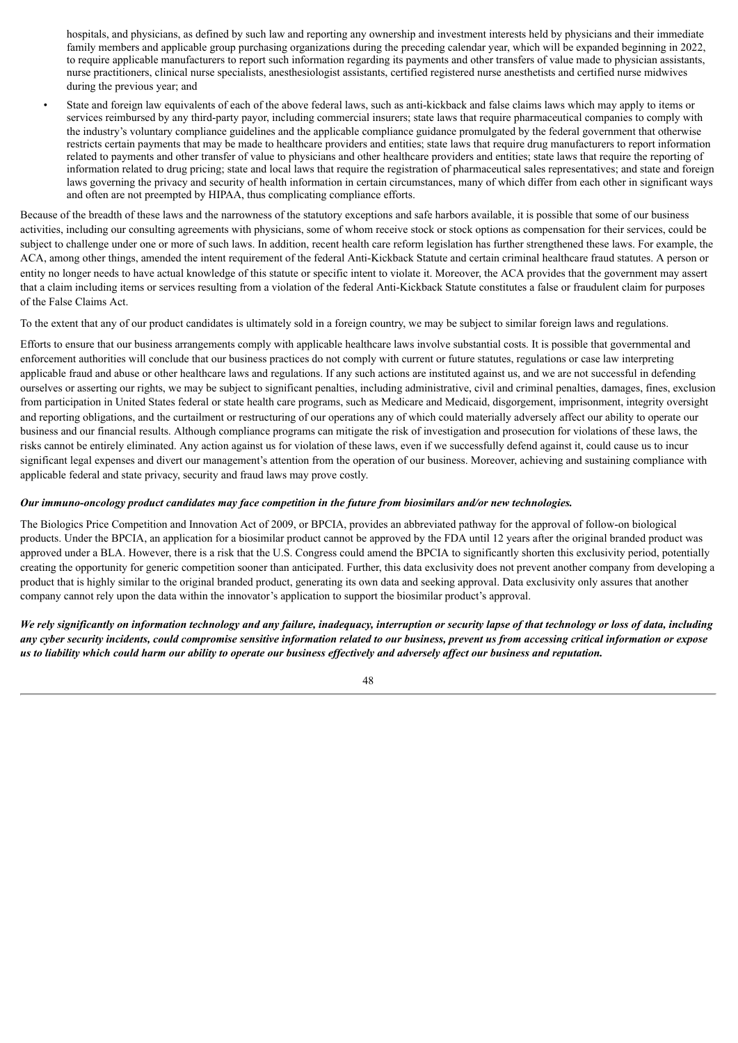hospitals, and physicians, as defined by such law and reporting any ownership and investment interests held by physicians and their immediate family members and applicable group purchasing organizations during the preceding calendar year, which will be expanded beginning in 2022, to require applicable manufacturers to report such information regarding its payments and other transfers of value made to physician assistants, nurse practitioners, clinical nurse specialists, anesthesiologist assistants, certified registered nurse anesthetists and certified nurse midwives during the previous year; and

- State and foreign law equivalents of each of the above federal laws, such as anti-kickback and false claims laws which may apply to items or services reimbursed by any third-party payor, including commercial insurers; state laws that require pharmaceutical companies to comply with the industry's voluntary compliance guidelines and the applicable compliance guidance promulgated by the federal government that otherwise restricts certain payments that may be made to healthcare providers and entities; state laws that require drug manufacturers to report information related to payments and other transfer of value to physicians and other healthcare providers and entities; state laws that require the reporting of information related to drug pricing; state and local laws that require the registration of pharmaceutical sales representatives; and state and foreign laws governing the privacy and security of health information in certain circumstances, many of which differ from each other in significant ways and often are not preempted by HIPAA, thus complicating compliance efforts.

Because of the breadth of these laws and the narrowness of the statutory exceptions and safe harbors available, it is possible that some of our business activities, including our consulting agreements with physicians, some of whom receive stock or stock options as compensation for their services, could be subject to challenge under one or more of such laws. In addition, recent health care reform legislation has further strengthened these laws. For example, the ACA, among other things, amended the intent requirement of the federal Anti-Kickback Statute and certain criminal healthcare fraud statutes. A person or entity no longer needs to have actual knowledge of this statute or specific intent to violate it. Moreover, the ACA provides that the government may assert that a claim including items or services resulting from a violation of the federal Anti-Kickback Statute constitutes a false or fraudulent claim for purposes of the False Claims Act.

To the extent that any of our product candidates is ultimately sold in a foreign country, we may be subject to similar foreign laws and regulations.

Efforts to ensure that our business arrangements comply with applicable healthcare laws involve substantial costs. It is possible that governmental and enforcement authorities will conclude that our business practices do not comply with current or future statutes, regulations or case law interpreting applicable fraud and abuse or other healthcare laws and regulations. If any such actions are instituted against us, and we are not successful in defending ourselves or asserting our rights, we may be subject to significant penalties, including administrative, civil and criminal penalties, damages, fines, exclusion from participation in United States federal or state health care programs, such as Medicare and Medicaid, disgorgement, imprisonment, integrity oversight and reporting obligations, and the curtailment or restructuring of our operations any of which could materially adversely affect our ability to operate our business and our financial results. Although compliance programs can mitigate the risk of investigation and prosecution for violations of these laws, the risks cannot be entirely eliminated. Any action against us for violation of these laws, even if we successfully defend against it, could cause us to incur significant legal expenses and divert our management's attention from the operation of our business. Moreover, achieving and sustaining compliance with applicable federal and state privacy, security and fraud laws may prove costly.

***Our immuno-oncology product candidates may face competition in the future from biosimilars and/or new technologies.***

The Biologics Price Competition and Innovation Act of 2009, or BPCIA, provides an abbreviated pathway for the approval of follow-on biological products. Under the BPCIA, an application for a biosimilar product cannot be approved by the FDA until 12 years after the original branded product was approved under a BLA. However, there is a risk that the U.S. Congress could amend the BPCIA to significantly shorten this exclusivity period, potentially creating the opportunity for generic competition sooner than anticipated. Further, this data exclusivity does not prevent another company from developing a product that is highly similar to the original branded product, generating its own data and seeking approval. Data exclusivity only assures that another company cannot rely upon the data within the innovator's application to support the biosimilar product's approval.

***We rely significantly on information technology and any failure, inadequacy, interruption or security lapse of that technology or loss of data, including any cyber security incidents, could compromise sensitive information related to our business, prevent us from accessing critical information or expose us to liability which could harm our ability to operate our business effectively and adversely affect our business and reputation.***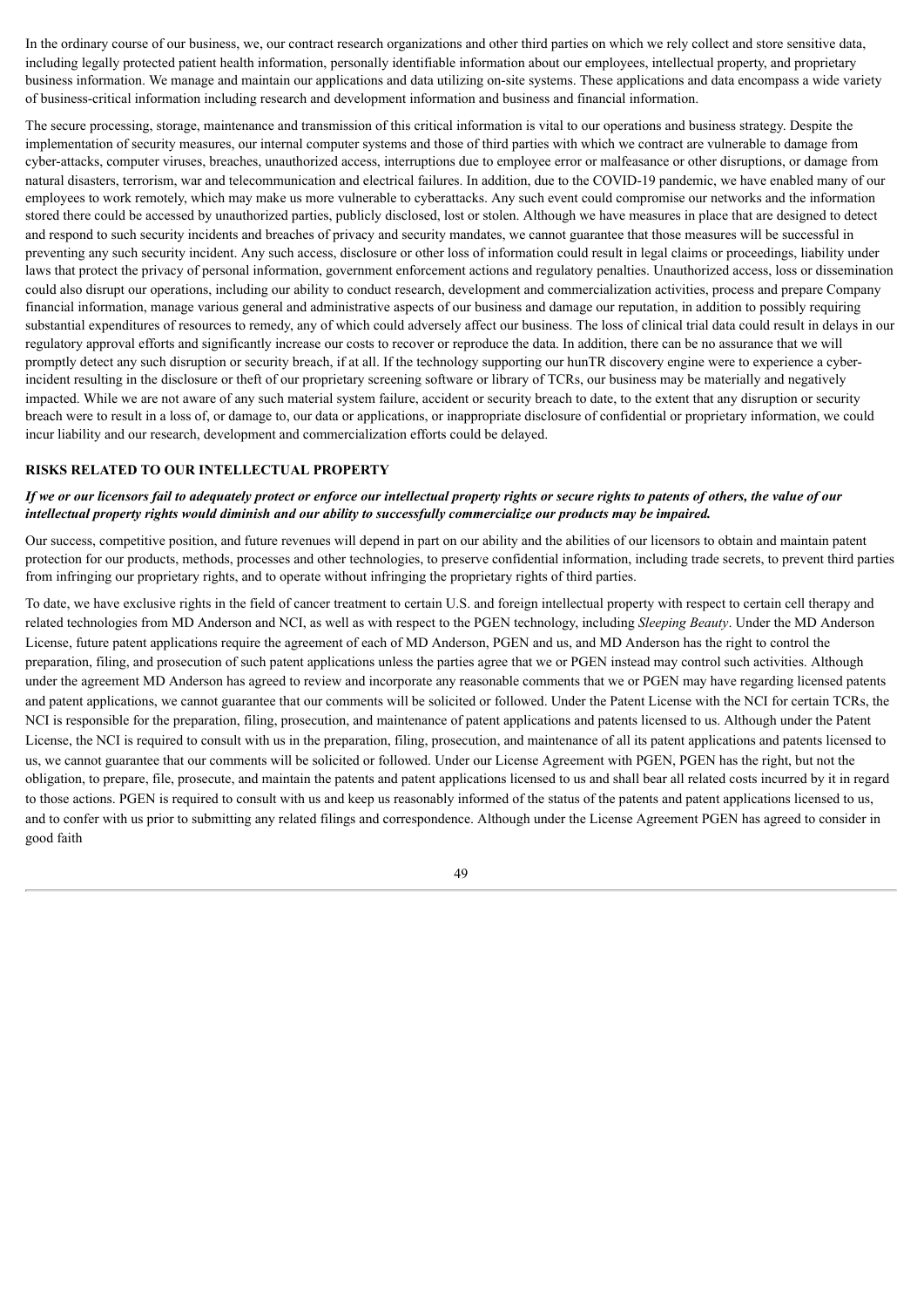In the ordinary course of our business, we, our contract research organizations and other third parties on which we rely collect and store sensitive data, including legally protected patient health information, personally identifiable information about our employees, intellectual property, and proprietary business information. We manage and maintain our applications and data utilizing on-site systems. These applications and data encompass a wide variety of business-critical information including research and development information and business and financial information.

The secure processing, storage, maintenance and transmission of this critical information is vital to our operations and business strategy. Despite the implementation of security measures, our internal computer systems and those of third parties with which we contract are vulnerable to damage from cyber-attacks, computer viruses, breaches, unauthorized access, interruptions due to employee error or malfeasance or other disruptions, or damage from natural disasters, terrorism, war and telecommunication and electrical failures. In addition, due to the COVID-19 pandemic, we have enabled many of our employees to work remotely, which may make us more vulnerable to cyberattacks. Any such event could compromise our networks and the information stored there could be accessed by unauthorized parties, publicly disclosed, lost or stolen. Although we have measures in place that are designed to detect and respond to such security incidents and breaches of privacy and security mandates, we cannot guarantee that those measures will be successful in preventing any such security incident. Any such access, disclosure or other loss of information could result in legal claims or proceedings, liability under laws that protect the privacy of personal information, government enforcement actions and regulatory penalties. Unauthorized access, loss or dissemination could also disrupt our operations, including our ability to conduct research, development and commercialization activities, process and prepare Company financial information, manage various general and administrative aspects of our business and damage our reputation, in addition to possibly requiring substantial expenditures of resources to remedy, any of which could adversely affect our business. The loss of clinical trial data could result in delays in our regulatory approval efforts and significantly increase our costs to recover or reproduce the data. In addition, there can be no assurance that we will promptly detect any such disruption or security breach, if at all. If the technology supporting our hunTR discovery engine were to experience a cyber-incident resulting in the disclosure or theft of our proprietary screening software or library of TCRs, our business may be materially and negatively impacted. While we are not aware of any such material system failure, accident or security breach to date, to the extent that any disruption or security breach were to result in a loss of, or damage to, our data or applications, or inappropriate disclosure of confidential or proprietary information, we could incur liability and our research, development and commercialization efforts could be delayed.

## RISKS RELATED TO OUR INTELLECTUAL PROPERTY

***If we or our licensors fail to adequately protect or enforce our intellectual property rights or secure rights to patents of others, the value of our intellectual property rights would diminish and our ability to successfully commercialize our products may be impaired.***

Our success, competitive position, and future revenues will depend in part on our ability and the abilities of our licensors to obtain and maintain patent protection for our products, methods, processes and other technologies, to preserve confidential information, including trade secrets, to prevent third parties from infringing our proprietary rights, and to operate without infringing the proprietary rights of third parties.

To date, we have exclusive rights in the field of cancer treatment to certain U.S. and foreign intellectual property with respect to certain cell therapy and related technologies from MD Anderson and NCI, as well as with respect to the PGEN technology, including *Sleeping Beauty*. Under the MD Anderson License, future patent applications require the agreement of each of MD Anderson, PGEN and us, and MD Anderson has the right to control the preparation, filing, and prosecution of such patent applications unless the parties agree that we or PGEN instead may control such activities. Although under the agreement MD Anderson has agreed to review and incorporate any reasonable comments that we or PGEN may have regarding licensed patents and patent applications, we cannot guarantee that our comments will be solicited or followed. Under the Patent License with the NCI for certain TCRs, the NCI is responsible for the preparation, filing, prosecution, and maintenance of patent applications and patents licensed to us. Although under the Patent License, the NCI is required to consult with us in the preparation, filing, prosecution, and maintenance of all its patent applications and patents licensed to us, we cannot guarantee that our comments will be solicited or followed. Under our License Agreement with PGEN, PGEN has the right, but not the obligation, to prepare, file, prosecute, and maintain the patents and patent applications licensed to us and shall bear all related costs incurred by it in regard to those actions. PGEN is required to consult with us and keep us reasonably informed of the status of the patents and patent applications licensed to us, and to confer with us prior to submitting any related filings and correspondence. Although under the License Agreement PGEN has agreed to consider in good faith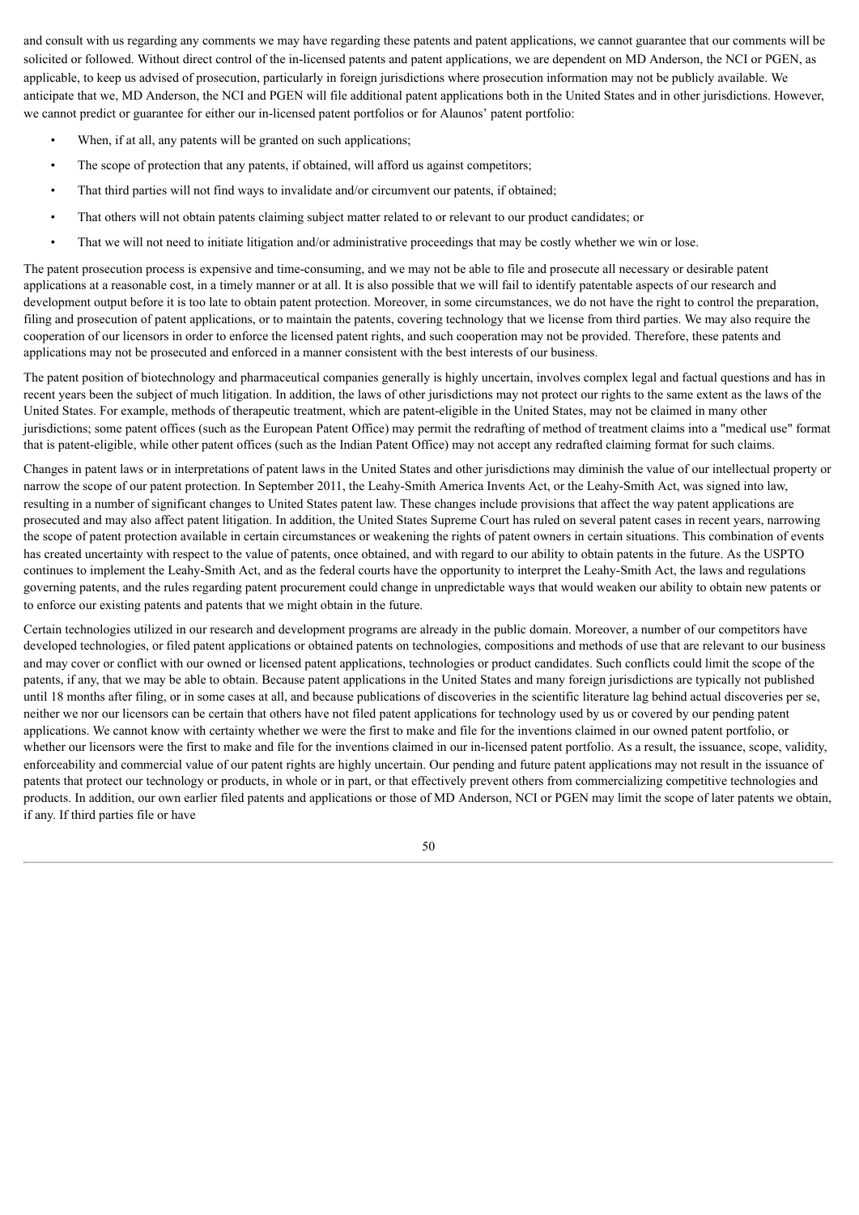and consult with us regarding any comments we may have regarding these patents and patent applications, we cannot guarantee that our comments will be solicited or followed. Without direct control of the in-licensed patents and patent applications, we are dependent on MD Anderson, the NCI or PGEN, as applicable, to keep us advised of prosecution, particularly in foreign jurisdictions where prosecution information may not be publicly available. We anticipate that we, MD Anderson, the NCI and PGEN will file additional patent applications both in the United States and in other jurisdictions. However, we cannot predict or guarantee for either our in-licensed patent portfolios or for Alaunos' patent portfolio:

- When, if at all, any patents will be granted on such applications;
- The scope of protection that any patents, if obtained, will afford us against competitors;
- That third parties will not find ways to invalidate and/or circumvent our patents, if obtained;
- That others will not obtain patents claiming subject matter related to or relevant to our product candidates; or
- That we will not need to initiate litigation and/or administrative proceedings that may be costly whether we win or lose.

The patent prosecution process is expensive and time-consuming, and we may not be able to file and prosecute all necessary or desirable patent applications at a reasonable cost, in a timely manner or at all. It is also possible that we will fail to identify patentable aspects of our research and development output before it is too late to obtain patent protection. Moreover, in some circumstances, we do not have the right to control the preparation, filing and prosecution of patent applications, or to maintain the patents, covering technology that we license from third parties. We may also require the cooperation of our licensors in order to enforce the licensed patent rights, and such cooperation may not be provided. Therefore, these patents and applications may not be prosecuted and enforced in a manner consistent with the best interests of our business.

The patent position of biotechnology and pharmaceutical companies generally is highly uncertain, involves complex legal and factual questions and has in recent years been the subject of much litigation. In addition, the laws of other jurisdictions may not protect our rights to the same extent as the laws of the United States. For example, methods of therapeutic treatment, which are patent-eligible in the United States, may not be claimed in many other jurisdictions; some patent offices (such as the European Patent Office) may permit the redrafting of method of treatment claims into a "medical use" format that is patent-eligible, while other patent offices (such as the Indian Patent Office) may not accept any redrafted claiming format for such claims.

Changes in patent laws or in interpretations of patent laws in the United States and other jurisdictions may diminish the value of our intellectual property or narrow the scope of our patent protection. In September 2011, the Leahy-Smith America Invents Act, or the Leahy-Smith Act, was signed into law, resulting in a number of significant changes to United States patent law. These changes include provisions that affect the way patent applications are prosecuted and may also affect patent litigation. In addition, the United States Supreme Court has ruled on several patent cases in recent years, narrowing the scope of patent protection available in certain circumstances or weakening the rights of patent owners in certain situations. This combination of events has created uncertainty with respect to the value of patents, once obtained, and with regard to our ability to obtain patents in the future. As the USPTO continues to implement the Leahy-Smith Act, and as the federal courts have the opportunity to interpret the Leahy-Smith Act, the laws and regulations governing patents, and the rules regarding patent procurement could change in unpredictable ways that would weaken our ability to obtain new patents or to enforce our existing patents and patents that we might obtain in the future.

Certain technologies utilized in our research and development programs are already in the public domain. Moreover, a number of our competitors have developed technologies, or filed patent applications or obtained patents on technologies, compositions and methods of use that are relevant to our business and may cover or conflict with our owned or licensed patent applications, technologies or product candidates. Such conflicts could limit the scope of the patents, if any, that we may be able to obtain. Because patent applications in the United States and many foreign jurisdictions are typically not published until 18 months after filing, or in some cases at all, and because publications of discoveries in the scientific literature lag behind actual discoveries per se, neither we nor our licensors can be certain that others have not filed patent applications for technology used by us or covered by our pending patent applications. We cannot know with certainty whether we were the first to make and file for the inventions claimed in our owned patent portfolio, or whether our licensors were the first to make and file for the inventions claimed in our in-licensed patent portfolio. As a result, the issuance, scope, validity, enforceability and commercial value of our patent rights are highly uncertain. Our pending and future patent applications may not result in the issuance of patents that protect our technology or products, in whole or in part, or that effectively prevent others from commercializing competitive technologies and products. In addition, our own earlier filed patents and applications or those of MD Anderson, NCI or PGEN may limit the scope of later patents we obtain, if any. If third parties file or have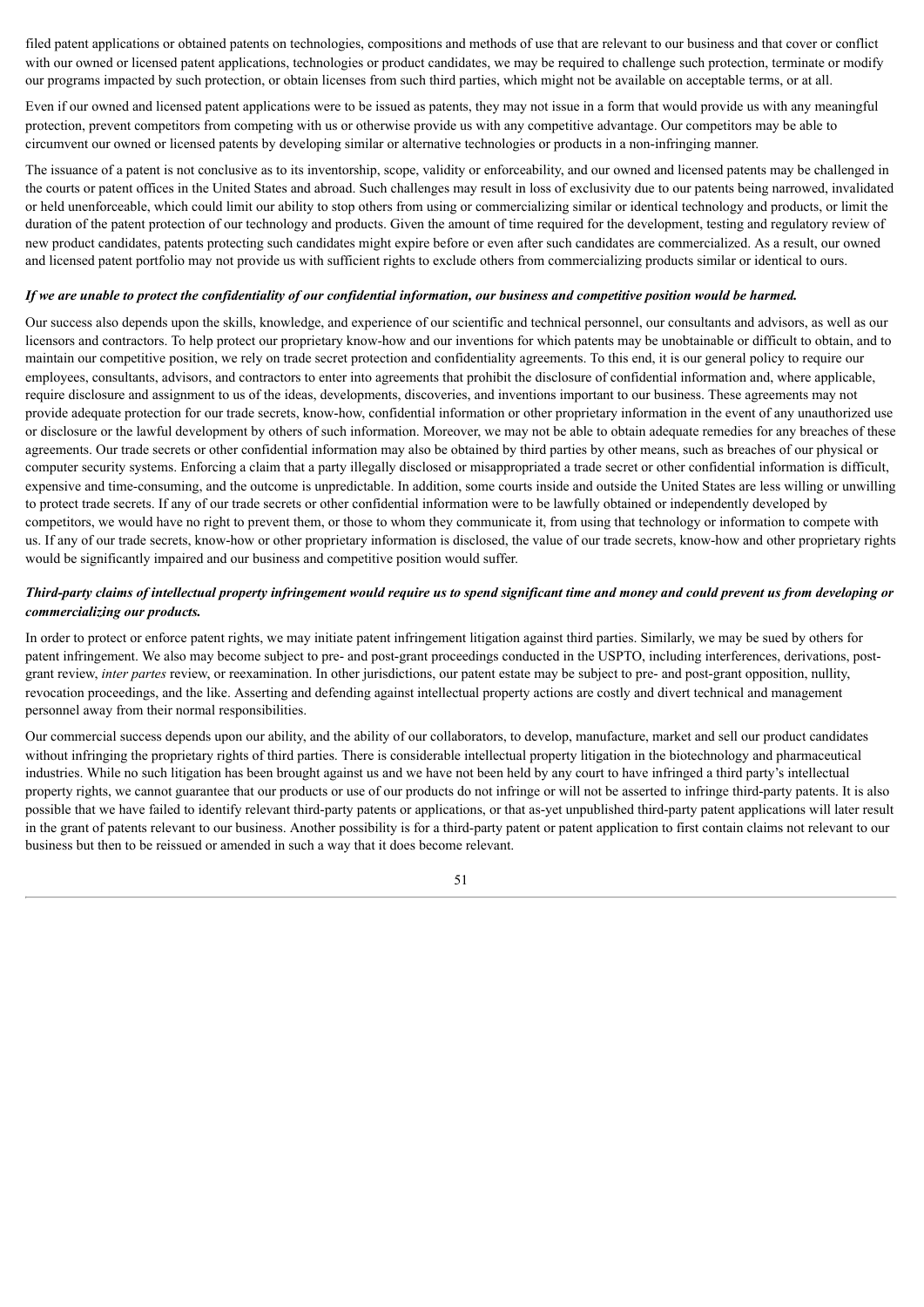filed patent applications or obtained patents on technologies, compositions and methods of use that are relevant to our business and that cover or conflict with our owned or licensed patent applications, technologies or product candidates, we may be required to challenge such protection, terminate or modify our programs impacted by such protection, or obtain licenses from such third parties, which might not be available on acceptable terms, or at all.

Even if our owned and licensed patent applications were to be issued as patents, they may not issue in a form that would provide us with any meaningful protection, prevent competitors from competing with us or otherwise provide us with any competitive advantage. Our competitors may be able to circumvent our owned or licensed patents by developing similar or alternative technologies or products in a non-infringing manner.

The issuance of a patent is not conclusive as to its inventorship, scope, validity or enforceability, and our owned and licensed patents may be challenged in the courts or patent offices in the United States and abroad. Such challenges may result in loss of exclusivity due to our patents being narrowed, invalidated or held unenforceable, which could limit our ability to stop others from using or commercializing similar or identical technology and products, or limit the duration of the patent protection of our technology and products. Given the amount of time required for the development, testing and regulatory review of new product candidates, patents protecting such candidates might expire before or even after such candidates are commercialized. As a result, our owned and licensed patent portfolio may not provide us with sufficient rights to exclude others from commercializing products similar or identical to ours.

***If we are unable to protect the confidentiality of our confidential information, our business and competitive position would be harmed.***

Our success also depends upon the skills, knowledge, and experience of our scientific and technical personnel, our consultants and advisors, as well as our licensors and contractors. To help protect our proprietary know-how and our inventions for which patents may be unobtainable or difficult to obtain, and to maintain our competitive position, we rely on trade secret protection and confidentiality agreements. To this end, it is our general policy to require our employees, consultants, advisors, and contractors to enter into agreements that prohibit the disclosure of confidential information and, where applicable, require disclosure and assignment to us of the ideas, developments, discoveries, and inventions important to our business. These agreements may not provide adequate protection for our trade secrets, know-how, confidential information or other proprietary information in the event of any unauthorized use or disclosure or the lawful development by others of such information. Moreover, we may not be able to obtain adequate remedies for any breaches of these agreements. Our trade secrets or other confidential information may also be obtained by third parties by other means, such as breaches of our physical or computer security systems. Enforcing a claim that a party illegally disclosed or misappropriated a trade secret or other confidential information is difficult, expensive and time-consuming, and the outcome is unpredictable. In addition, some courts inside and outside the United States are less willing or unwilling to protect trade secrets. If any of our trade secrets or other confidential information were to be lawfully obtained or independently developed by competitors, we would have no right to prevent them, or those to whom they communicate it, from using that technology or information to compete with us. If any of our trade secrets, know-how or other proprietary information is disclosed, the value of our trade secrets, know-how and other proprietary rights would be significantly impaired and our business and competitive position would suffer.

***Third-party claims of intellectual property infringement would require us to spend significant time and money and could prevent us from developing or commercializing our products.***

In order to protect or enforce patent rights, we may initiate patent infringement litigation against third parties. Similarly, we may be sued by others for patent infringement. We also may become subject to pre- and post-grant proceedings conducted in the USPTO, including interferences, derivations, post-grant review, *inter partes* review, or reexamination. In other jurisdictions, our patent estate may be subject to pre- and post-grant opposition, nullity, revocation proceedings, and the like. Asserting and defending against intellectual property actions are costly and divert technical and management personnel away from their normal responsibilities.

Our commercial success depends upon our ability, and the ability of our collaborators, to develop, manufacture, market and sell our product candidates without infringing the proprietary rights of third parties. There is considerable intellectual property litigation in the biotechnology and pharmaceutical industries. While no such litigation has been brought against us and we have not been held by any court to have infringed a third party's intellectual property rights, we cannot guarantee that our products or use of our products do not infringe or will not be asserted to infringe third-party patents. It is also possible that we have failed to identify relevant third-party patents or applications, or that as-yet unpublished third-party patent applications will later result in the grant of patents relevant to our business. Another possibility is for a third-party patent or patent application to first contain claims not relevant to our business but then to be reissued or amended in such a way that it does become relevant.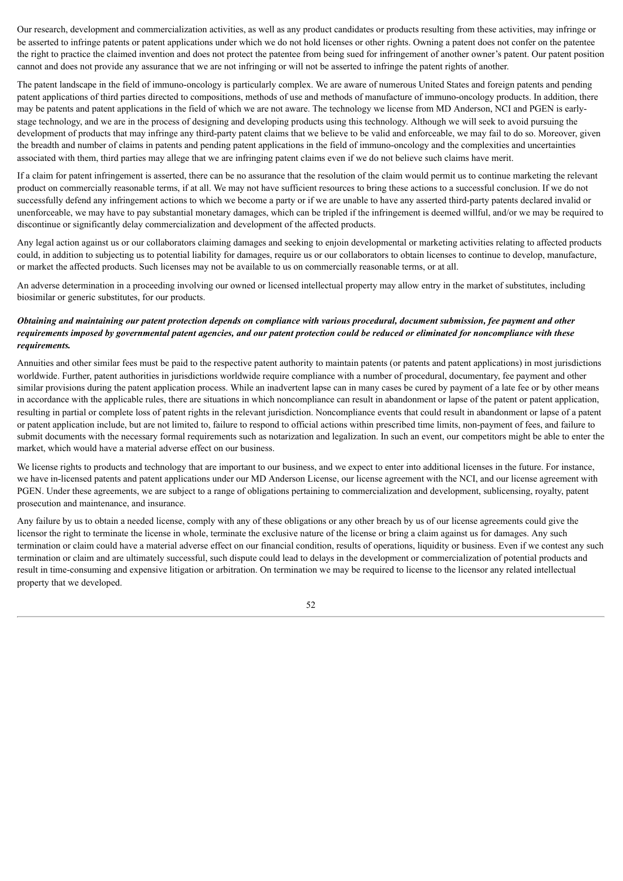Our research, development and commercialization activities, as well as any product candidates or products resulting from these activities, may infringe or be asserted to infringe patents or patent applications under which we do not hold licenses or other rights. Owning a patent does not confer on the patentee the right to practice the claimed invention and does not protect the patentee from being sued for infringement of another owner's patent. Our patent position cannot and does not provide any assurance that we are not infringing or will not be asserted to infringe the patent rights of another.

The patent landscape in the field of immuno-oncology is particularly complex. We are aware of numerous United States and foreign patents and pending patent applications of third parties directed to compositions, methods of use and methods of manufacture of immuno-oncology products. In addition, there may be patents and patent applications in the field of which we are not aware. The technology we license from MD Anderson, NCI and PGEN is early-stage technology, and we are in the process of designing and developing products using this technology. Although we will seek to avoid pursuing the development of products that may infringe any third-party patent claims that we believe to be valid and enforceable, we may fail to do so. Moreover, given the breadth and number of claims in patents and pending patent applications in the field of immuno-oncology and the complexities and uncertainties associated with them, third parties may allege that we are infringing patent claims even if we do not believe such claims have merit.

If a claim for patent infringement is asserted, there can be no assurance that the resolution of the claim would permit us to continue marketing the relevant product on commercially reasonable terms, if at all. We may not have sufficient resources to bring these actions to a successful conclusion. If we do not successfully defend any infringement actions to which we become a party or if we are unable to have any asserted third-party patents declared invalid or unenforceable, we may have to pay substantial monetary damages, which can be tripled if the infringement is deemed willful, and/or we may be required to discontinue or significantly delay commercialization and development of the affected products.

Any legal action against us or our collaborators claiming damages and seeking to enjoin developmental or marketing activities relating to affected products could, in addition to subjecting us to potential liability for damages, require us or our collaborators to obtain licenses to continue to develop, manufacture, or market the affected products. Such licenses may not be available to us on commercially reasonable terms, or at all.

An adverse determination in a proceeding involving our owned or licensed intellectual property may allow entry in the market of substitutes, including biosimilar or generic substitutes, for our products.

***Obtaining and maintaining our patent protection depends on compliance with various procedural, document submission, fee payment and other requirements imposed by governmental patent agencies, and our patent protection could be reduced or eliminated for noncompliance with these requirements.***

Annuities and other similar fees must be paid to the respective patent authority to maintain patents (or patents and patent applications) in most jurisdictions worldwide. Further, patent authorities in jurisdictions worldwide require compliance with a number of procedural, documentary, fee payment and other similar provisions during the patent application process. While an inadvertent lapse can in many cases be cured by payment of a late fee or by other means in accordance with the applicable rules, there are situations in which noncompliance can result in abandonment or lapse of the patent or patent application, resulting in partial or complete loss of patent rights in the relevant jurisdiction. Noncompliance events that could result in abandonment or lapse of a patent or patent application include, but are not limited to, failure to respond to official actions within prescribed time limits, non-payment of fees, and failure to submit documents with the necessary formal requirements such as notarization and legalization. In such an event, our competitors might be able to enter the market, which would have a material adverse effect on our business.

We license rights to products and technology that are important to our business, and we expect to enter into additional licenses in the future. For instance, we have in-licensed patents and patent applications under our MD Anderson License, our license agreement with the NCI, and our license agreement with PGEN. Under these agreements, we are subject to a range of obligations pertaining to commercialization and development, sublicensing, royalty, patent prosecution and maintenance, and insurance.

Any failure by us to obtain a needed license, comply with any of these obligations or any other breach by us of our license agreements could give the licensor the right to terminate the license in whole, terminate the exclusive nature of the license or bring a claim against us for damages. Any such termination or claim could have a material adverse effect on our financial condition, results of operations, liquidity or business. Even if we contest any such termination or claim and are ultimately successful, such dispute could lead to delays in the development or commercialization of potential products and result in time-consuming and expensive litigation or arbitration. On termination we may be required to license to the licensor any related intellectual property that we developed.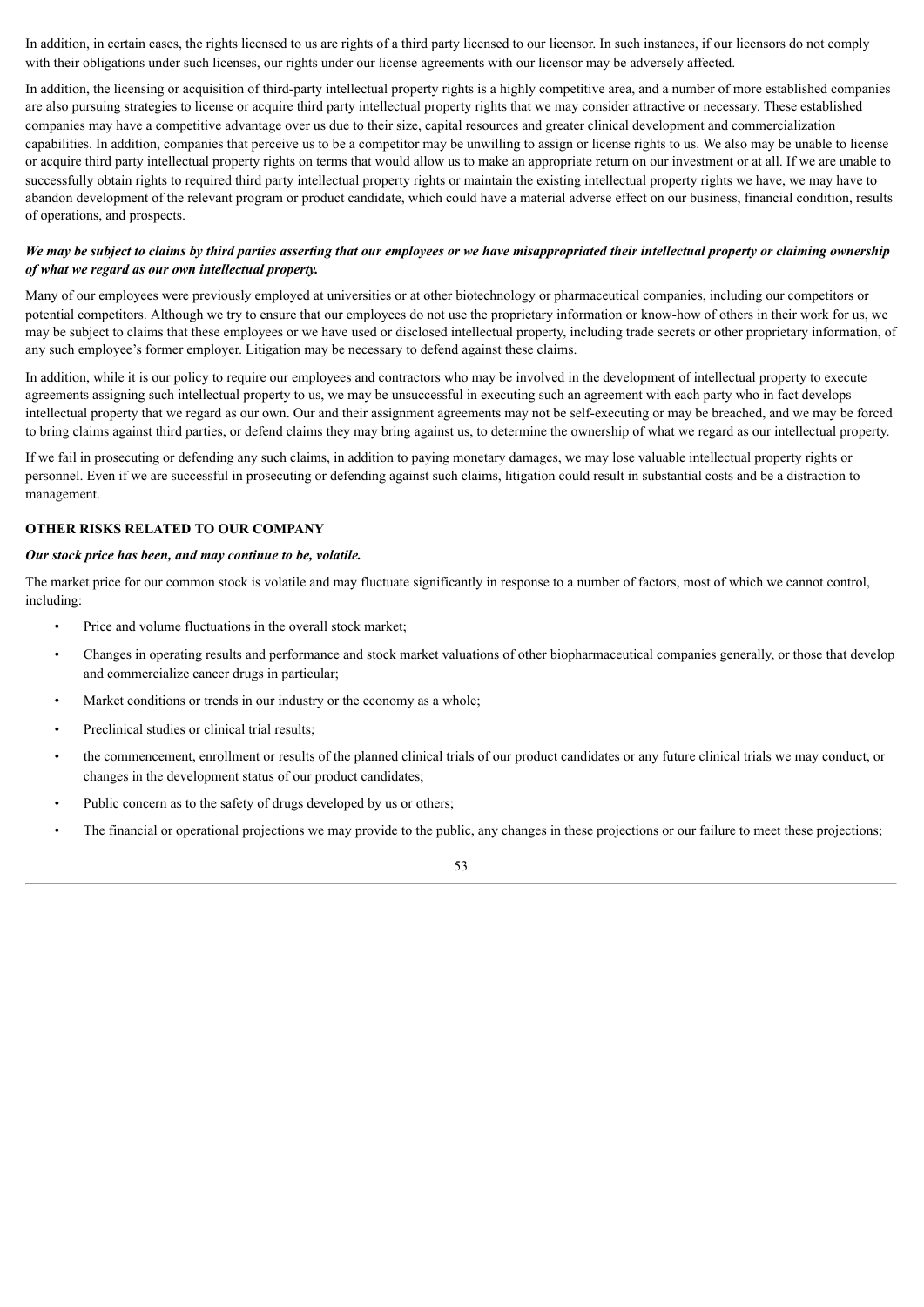In addition, in certain cases, the rights licensed to us are rights of a third party licensed to our licensor. In such instances, if our licensors do not comply with their obligations under such licenses, our rights under our license agreements with our licensor may be adversely affected.

In addition, the licensing or acquisition of third-party intellectual property rights is a highly competitive area, and a number of more established companies are also pursuing strategies to license or acquire third party intellectual property rights that we may consider attractive or necessary. These established companies may have a competitive advantage over us due to their size, capital resources and greater clinical development and commercialization capabilities. In addition, companies that perceive us to be a competitor may be unwilling to assign or license rights to us. We also may be unable to license or acquire third party intellectual property rights on terms that would allow us to make an appropriate return on our investment or at all. If we are unable to successfully obtain rights to required third party intellectual property rights or maintain the existing intellectual property rights we have, we may have to abandon development of the relevant program or product candidate, which could have a material adverse effect on our business, financial condition, results of operations, and prospects.

***We may be subject to claims by third parties asserting that our employees or we have misappropriated their intellectual property or claiming ownership of what we regard as our own intellectual property.***

Many of our employees were previously employed at universities or at other biotechnology or pharmaceutical companies, including our competitors or potential competitors. Although we try to ensure that our employees do not use the proprietary information or know-how of others in their work for us, we may be subject to claims that these employees or we have used or disclosed intellectual property, including trade secrets or other proprietary information, of any such employee's former employer. Litigation may be necessary to defend against these claims.

In addition, while it is our policy to require our employees and contractors who may be involved in the development of intellectual property to execute agreements assigning such intellectual property to us, we may be unsuccessful in executing such an agreement with each party who in fact develops intellectual property that we regard as our own. Our and their assignment agreements may not be self-executing or may be breached, and we may be forced to bring claims against third parties, or defend claims they may bring against us, to determine the ownership of what we regard as our intellectual property.

If we fail in prosecuting or defending any such claims, in addition to paying monetary damages, we may lose valuable intellectual property rights or personnel. Even if we are successful in prosecuting or defending against such claims, litigation could result in substantial costs and be a distraction to management.

## OTHER RISKS RELATED TO OUR COMPANY

***Our stock price has been, and may continue to be, volatile.***

The market price for our common stock is volatile and may fluctuate significantly in response to a number of factors, most of which we cannot control, including:

- Price and volume fluctuations in the overall stock market;
- Changes in operating results and performance and stock market valuations of other biopharmaceutical companies generally, or those that develop and commercialize cancer drugs in particular;
- Market conditions or trends in our industry or the economy as a whole;
- Preclinical studies or clinical trial results;
- the commencement, enrollment or results of the planned clinical trials of our product candidates or any future clinical trials we may conduct, or changes in the development status of our product candidates;
- Public concern as to the safety of drugs developed by us or others;
- The financial or operational projections we may provide to the public, any changes in these projections or our failure to meet these projections;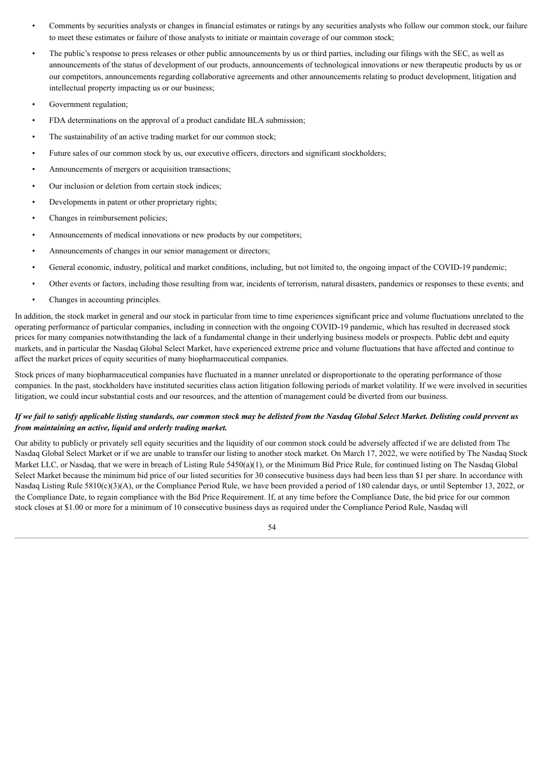- Comments by securities analysts or changes in financial estimates or ratings by any securities analysts who follow our common stock, our failure to meet these estimates or failure of those analysts to initiate or maintain coverage of our common stock;
- The public's response to press releases or other public announcements by us or third parties, including our filings with the SEC, as well as announcements of the status of development of our products, announcements of technological innovations or new therapeutic products by us or our competitors, announcements regarding collaborative agreements and other announcements relating to product development, litigation and intellectual property impacting us or our business;
- Government regulation;
- FDA determinations on the approval of a product candidate BLA submission;
- The sustainability of an active trading market for our common stock;
- Future sales of our common stock by us, our executive officers, directors and significant stockholders;
- Announcements of mergers or acquisition transactions;
- Our inclusion or deletion from certain stock indices;
- Developments in patent or other proprietary rights;
- Changes in reimbursement policies;
- Announcements of medical innovations or new products by our competitors;
- Announcements of changes in our senior management or directors;
- General economic, industry, political and market conditions, including, but not limited to, the ongoing impact of the COVID-19 pandemic;
- Other events or factors, including those resulting from war, incidents of terrorism, natural disasters, pandemics or responses to these events; and
- Changes in accounting principles.

In addition, the stock market in general and our stock in particular from time to time experiences significant price and volume fluctuations unrelated to the operating performance of particular companies, including in connection with the ongoing COVID-19 pandemic, which has resulted in decreased stock prices for many companies notwithstanding the lack of a fundamental change in their underlying business models or prospects. Public debt and equity markets, and in particular the Nasdaq Global Select Market, have experienced extreme price and volume fluctuations that have affected and continue to affect the market prices of equity securities of many biopharmaceutical companies.

Stock prices of many biopharmaceutical companies have fluctuated in a manner unrelated or disproportionate to the operating performance of those companies. In the past, stockholders have instituted securities class action litigation following periods of market volatility. If we were involved in securities litigation, we could incur substantial costs and our resources, and the attention of management could be diverted from our business.

***If we fail to satisfy applicable listing standards, our common stock may be delisted from the Nasdaq Global Select Market. Delisting could prevent us from maintaining an active, liquid and orderly trading market.***

Our ability to publicly or privately sell equity securities and the liquidity of our common stock could be adversely affected if we are delisted from The Nasdaq Global Select Market or if we are unable to transfer our listing to another stock market. On March 17, 2022, we were notified by The Nasdaq Stock Market LLC, or Nasdaq, that we were in breach of Listing Rule 5450(a)(1), or the Minimum Bid Price Rule, for continued listing on The Nasdaq Global Select Market because the minimum bid price of our listed securities for 30 consecutive business days had been less than $1 per share. In accordance with Nasdaq Listing Rule 5810(c)(3)(A), or the Compliance Period Rule, we have been provided a period of 180 calendar days, or until September 13, 2022, or the Compliance Date, to regain compliance with the Bid Price Requirement. If, at any time before the Compliance Date, the bid price for our common stock closes at $1.00 or more for a minimum of 10 consecutive business days as required under the Compliance Period Rule, Nasdaq will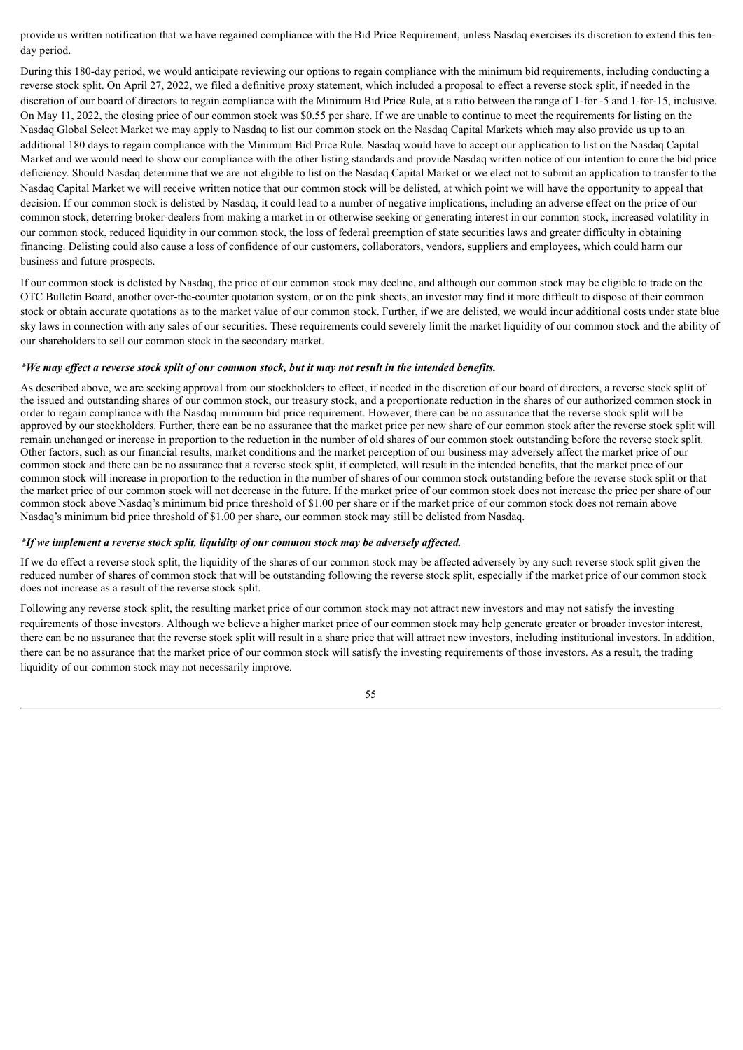provide us written notification that we have regained compliance with the Bid Price Requirement, unless Nasdaq exercises its discretion to extend this ten-day period.

During this 180-day period, we would anticipate reviewing our options to regain compliance with the minimum bid requirements, including conducting a reverse stock split. On April 27, 2022, we filed a definitive proxy statement, which included a proposal to effect a reverse stock split, if needed in the discretion of our board of directors to regain compliance with the Minimum Bid Price Rule, at a ratio between the range of 1-for -5 and 1-for-15, inclusive. On May 11, 2022, the closing price of our common stock was $0.55 per share. If we are unable to continue to meet the requirements for listing on the Nasdaq Global Select Market we may apply to Nasdaq to list our common stock on the Nasdaq Capital Markets which may also provide us up to an additional 180 days to regain compliance with the Minimum Bid Price Rule. Nasdaq would have to accept our application to list on the Nasdaq Capital Market and we would need to show our compliance with the other listing standards and provide Nasdaq written notice of our intention to cure the bid price deficiency. Should Nasdaq determine that we are not eligible to list on the Nasdaq Capital Market or we elect not to submit an application to transfer to the Nasdaq Capital Market we will receive written notice that our common stock will be delisted, at which point we will have the opportunity to appeal that decision. If our common stock is delisted by Nasdaq, it could lead to a number of negative implications, including an adverse effect on the price of our common stock, deterring broker-dealers from making a market in or otherwise seeking or generating interest in our common stock, increased volatility in our common stock, reduced liquidity in our common stock, the loss of federal preemption of state securities laws and greater difficulty in obtaining financing. Delisting could also cause a loss of confidence of our customers, collaborators, vendors, suppliers and employees, which could harm our business and future prospects.

If our common stock is delisted by Nasdaq, the price of our common stock may decline, and although our common stock may be eligible to trade on the OTC Bulletin Board, another over-the-counter quotation system, or on the pink sheets, an investor may find it more difficult to dispose of their common stock or obtain accurate quotations as to the market value of our common stock. Further, if we are delisted, we would incur additional costs under state blue sky laws in connection with any sales of our securities. These requirements could severely limit the market liquidity of our common stock and the ability of our shareholders to sell our common stock in the secondary market.

***We may effect a reverse stock split of our common stock, but it may not result in the intended benefits.***

As described above, we are seeking approval from our stockholders to effect, if needed in the discretion of our board of directors, a reverse stock split of the issued and outstanding shares of our common stock, our treasury stock, and a proportionate reduction in the shares of our authorized common stock in order to regain compliance with the Nasdaq minimum bid price requirement. However, there can be no assurance that the reverse stock split will be approved by our stockholders. Further, there can be no assurance that the market price per new share of our common stock after the reverse stock split will remain unchanged or increase in proportion to the reduction in the number of old shares of our common stock outstanding before the reverse stock split. Other factors, such as our financial results, market conditions and the market perception of our business may adversely affect the market price of our common stock and there can be no assurance that a reverse stock split, if completed, will result in the intended benefits, that the market price of our common stock will increase in proportion to the reduction in the number of shares of our common stock outstanding before the reverse stock split or that the market price of our common stock will not decrease in the future. If the market price of our common stock does not increase the price per share of our common stock above Nasdaq's minimum bid price threshold of $1.00 per share or if the market price of our common stock does not remain above Nasdaq's minimum bid price threshold of $1.00 per share, our common stock may still be delisted from Nasdaq.

***If we implement a reverse stock split, liquidity of our common stock may be adversely affected.***

If we do effect a reverse stock split, the liquidity of the shares of our common stock may be affected adversely by any such reverse stock split given the reduced number of shares of common stock that will be outstanding following the reverse stock split, especially if the market price of our common stock does not increase as a result of the reverse stock split.

Following any reverse stock split, the resulting market price of our common stock may not attract new investors and may not satisfy the investing requirements of those investors. Although we believe a higher market price of our common stock may help generate greater or broader investor interest, there can be no assurance that the reverse stock split will result in a share price that will attract new investors, including institutional investors. In addition, there can be no assurance that the market price of our common stock will satisfy the investing requirements of those investors. As a result, the trading liquidity of our common stock may not necessarily improve.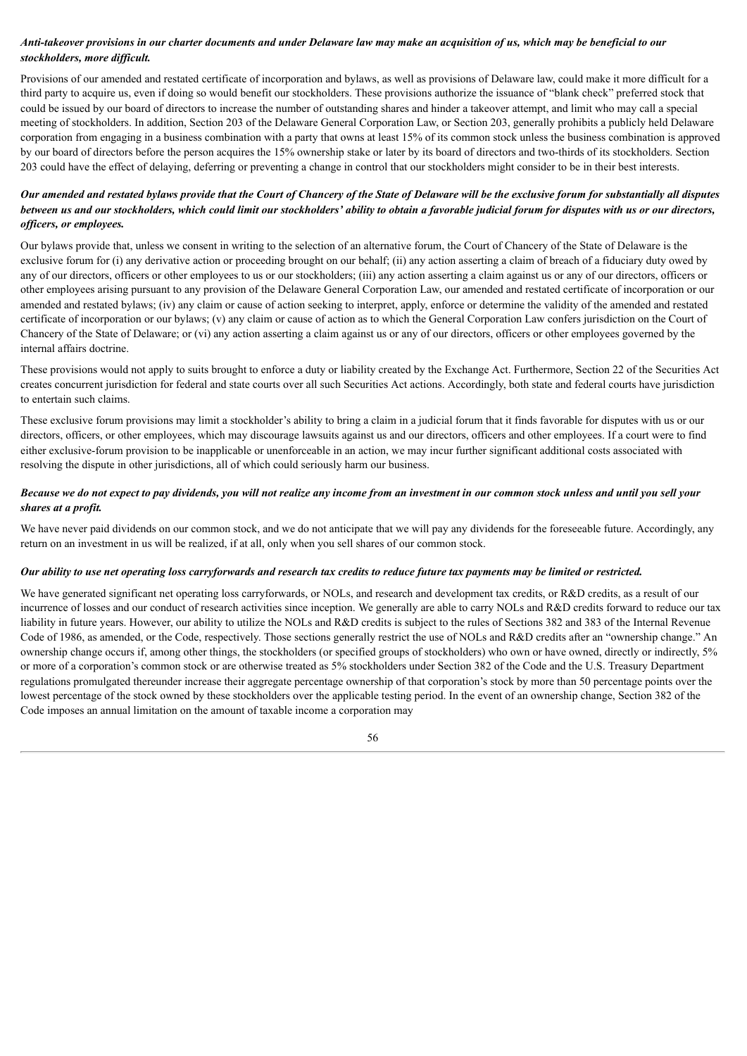***Anti-takeover provisions in our charter documents and under Delaware law may make an acquisition of us, which may be beneficial to our stockholders, more difficult.***

Provisions of our amended and restated certificate of incorporation and bylaws, as well as provisions of Delaware law, could make it more difficult for a third party to acquire us, even if doing so would benefit our stockholders. These provisions authorize the issuance of "blank check" preferred stock that could be issued by our board of directors to increase the number of outstanding shares and hinder a takeover attempt, and limit who may call a special meeting of stockholders. In addition, Section 203 of the Delaware General Corporation Law, or Section 203, generally prohibits a publicly held Delaware corporation from engaging in a business combination with a party that owns at least 15% of its common stock unless the business combination is approved by our board of directors before the person acquires the 15% ownership stake or later by its board of directors and two-thirds of its stockholders. Section 203 could have the effect of delaying, deferring or preventing a change in control that our stockholders might consider to be in their best interests.

***Our amended and restated bylaws provide that the Court of Chancery of the State of Delaware will be the exclusive forum for substantially all disputes between us and our stockholders, which could limit our stockholders' ability to obtain a favorable judicial forum for disputes with us or our directors, officers, or employees.***

Our bylaws provide that, unless we consent in writing to the selection of an alternative forum, the Court of Chancery of the State of Delaware is the exclusive forum for (i) any derivative action or proceeding brought on our behalf; (ii) any action asserting a claim of breach of a fiduciary duty owed by any of our directors, officers or other employees to us or our stockholders; (iii) any action asserting a claim against us or any of our directors, officers or other employees arising pursuant to any provision of the Delaware General Corporation Law, our amended and restated certificate of incorporation or our amended and restated bylaws; (iv) any claim or cause of action seeking to interpret, apply, enforce or determine the validity of the amended and restated certificate of incorporation or our bylaws; (v) any claim or cause of action as to which the General Corporation Law confers jurisdiction on the Court of Chancery of the State of Delaware; or (vi) any action asserting a claim against us or any of our directors, officers or other employees governed by the internal affairs doctrine.

These provisions would not apply to suits brought to enforce a duty or liability created by the Exchange Act. Furthermore, Section 22 of the Securities Act creates concurrent jurisdiction for federal and state courts over all such Securities Act actions. Accordingly, both state and federal courts have jurisdiction to entertain such claims.

These exclusive forum provisions may limit a stockholder's ability to bring a claim in a judicial forum that it finds favorable for disputes with us or our directors, officers, or other employees, which may discourage lawsuits against us and our directors, officers and other employees. If a court were to find either exclusive-forum provision to be inapplicable or unenforceable in an action, we may incur further significant additional costs associated with resolving the dispute in other jurisdictions, all of which could seriously harm our business.

***Because we do not expect to pay dividends, you will not realize any income from an investment in our common stock unless and until you sell your shares at a profit.***

We have never paid dividends on our common stock, and we do not anticipate that we will pay any dividends for the foreseeable future. Accordingly, any return on an investment in us will be realized, if at all, only when you sell shares of our common stock.

***Our ability to use net operating loss carryforwards and research tax credits to reduce future tax payments may be limited or restricted.***

We have generated significant net operating loss carryforwards, or NOLs, and research and development tax credits, or R&D credits, as a result of our incurrence of losses and our conduct of research activities since inception. We generally are able to carry NOLs and R&D credits forward to reduce our tax liability in future years. However, our ability to utilize the NOLs and R&D credits is subject to the rules of Sections 382 and 383 of the Internal Revenue Code of 1986, as amended, or the Code, respectively. Those sections generally restrict the use of NOLs and R&D credits after an "ownership change." An ownership change occurs if, among other things, the stockholders (or specified groups of stockholders) who own or have owned, directly or indirectly, 5% or more of a corporation's common stock or are otherwise treated as 5% stockholders under Section 382 of the Code and the U.S. Treasury Department regulations promulgated thereunder increase their aggregate percentage ownership of that corporation's stock by more than 50 percentage points over the lowest percentage of the stock owned by these stockholders over the applicable testing period. In the event of an ownership change, Section 382 of the Code imposes an annual limitation on the amount of taxable income a corporation may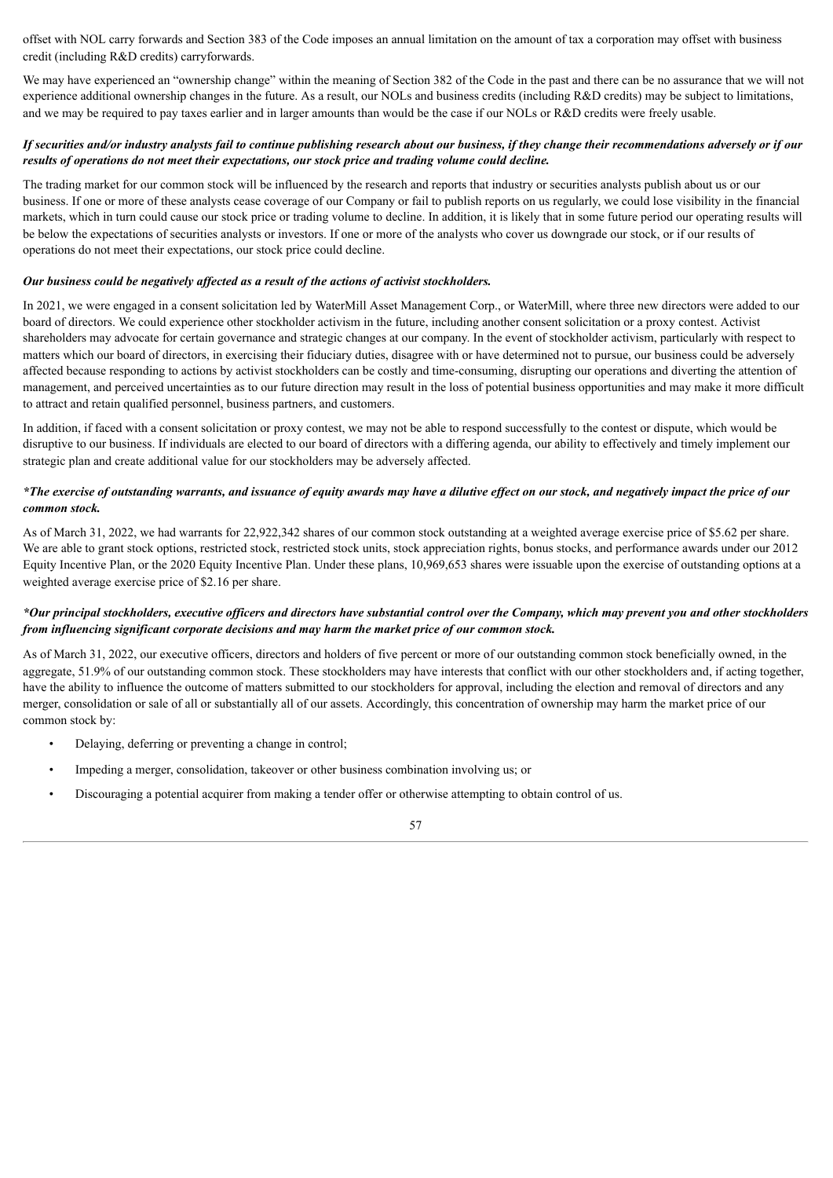offset with NOL carry forwards and Section 383 of the Code imposes an annual limitation on the amount of tax a corporation may offset with business credit (including R&D credits) carryforwards.

We may have experienced an "ownership change" within the meaning of Section 382 of the Code in the past and there can be no assurance that we will not experience additional ownership changes in the future. As a result, our NOLs and business credits (including R&D credits) may be subject to limitations, and we may be required to pay taxes earlier and in larger amounts than would be the case if our NOLs or R&D credits were freely usable.

***If securities and/or industry analysts fail to continue publishing research about our business, if they change their recommendations adversely or if our results of operations do not meet their expectations, our stock price and trading volume could decline.***

The trading market for our common stock will be influenced by the research and reports that industry or securities analysts publish about us or our business. If one or more of these analysts cease coverage of our Company or fail to publish reports on us regularly, we could lose visibility in the financial markets, which in turn could cause our stock price or trading volume to decline. In addition, it is likely that in some future period our operating results will be below the expectations of securities analysts or investors. If one or more of the analysts who cover us downgrade our stock, or if our results of operations do not meet their expectations, our stock price could decline.

***Our business could be negatively affected as a result of the actions of activist stockholders.***

In 2021, we were engaged in a consent solicitation led by WaterMill Asset Management Corp., or WaterMill, where three new directors were added to our board of directors. We could experience other stockholder activism in the future, including another consent solicitation or a proxy contest. Activist shareholders may advocate for certain governance and strategic changes at our company. In the event of stockholder activism, particularly with respect to matters which our board of directors, in exercising their fiduciary duties, disagree with or have determined not to pursue, our business could be adversely affected because responding to actions by activist stockholders can be costly and time-consuming, disrupting our operations and diverting the attention of management, and perceived uncertainties as to our future direction may result in the loss of potential business opportunities and may make it more difficult to attract and retain qualified personnel, business partners, and customers.

In addition, if faced with a consent solicitation or proxy contest, we may not be able to respond successfully to the contest or dispute, which would be disruptive to our business. If individuals are elected to our board of directors with a differing agenda, our ability to effectively and timely implement our strategic plan and create additional value for our stockholders may be adversely affected.

***\*The exercise of outstanding warrants, and issuance of equity awards may have a dilutive effect on our stock, and negatively impact the price of our common stock.***

As of March 31, 2022, we had warrants for 22,922,342 shares of our common stock outstanding at a weighted average exercise price of $5.62 per share. We are able to grant stock options, restricted stock, restricted stock units, stock appreciation rights, bonus stocks, and performance awards under our 2012 Equity Incentive Plan, or the 2020 Equity Incentive Plan. Under these plans, 10,969,653 shares were issuable upon the exercise of outstanding options at a weighted average exercise price of $2.16 per share.

***\*Our principal stockholders, executive officers and directors have substantial control over the Company, which may prevent you and other stockholders from influencing significant corporate decisions and may harm the market price of our common stock.***

As of March 31, 2022, our executive officers, directors and holders of five percent or more of our outstanding common stock beneficially owned, in the aggregate, 51.9% of our outstanding common stock. These stockholders may have interests that conflict with our other stockholders and, if acting together, have the ability to influence the outcome of matters submitted to our stockholders for approval, including the election and removal of directors and any merger, consolidation or sale of all or substantially all of our assets. Accordingly, this concentration of ownership may harm the market price of our common stock by:

- Delaying, deferring or preventing a change in control;
- Impeding a merger, consolidation, takeover or other business combination involving us; or
- Discouraging a potential acquirer from making a tender offer or otherwise attempting to obtain control of us.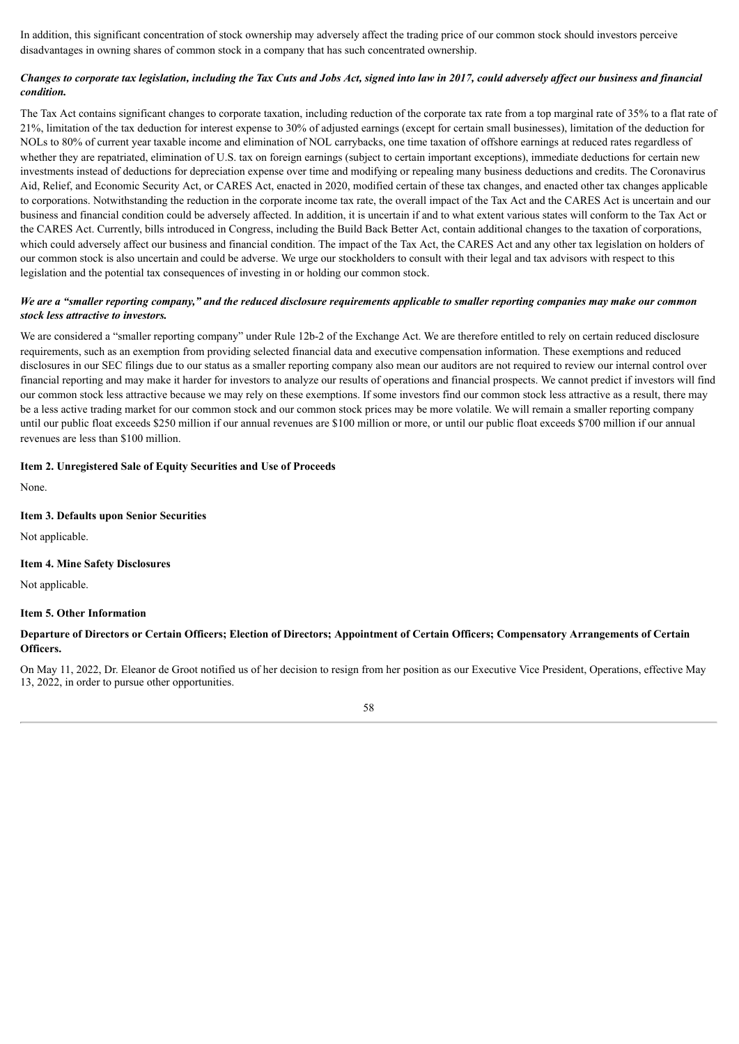In addition, this significant concentration of stock ownership may adversely affect the trading price of our common stock should investors perceive disadvantages in owning shares of common stock in a company that has such concentrated ownership.

***Changes to corporate tax legislation, including the Tax Cuts and Jobs Act, signed into law in 2017, could adversely affect our business and financial condition.***

The Tax Act contains significant changes to corporate taxation, including reduction of the corporate tax rate from a top marginal rate of 35% to a flat rate of 21%, limitation of the tax deduction for interest expense to 30% of adjusted earnings (except for certain small businesses), limitation of the deduction for NOLs to 80% of current year taxable income and elimination of NOL carrybacks, one time taxation of offshore earnings at reduced rates regardless of whether they are repatriated, elimination of U.S. tax on foreign earnings (subject to certain important exceptions), immediate deductions for certain new investments instead of deductions for depreciation expense over time and modifying or repealing many business deductions and credits. The Coronavirus Aid, Relief, and Economic Security Act, or CARES Act, enacted in 2020, modified certain of these tax changes, and enacted other tax changes applicable to corporations. Notwithstanding the reduction in the corporate income tax rate, the overall impact of the Tax Act and the CARES Act is uncertain and our business and financial condition could be adversely affected. In addition, it is uncertain if and to what extent various states will conform to the Tax Act or the CARES Act. Currently, bills introduced in Congress, including the Build Back Better Act, contain additional changes to the taxation of corporations, which could adversely affect our business and financial condition. The impact of the Tax Act, the CARES Act and any other tax legislation on holders of our common stock is also uncertain and could be adverse. We urge our stockholders to consult with their legal and tax advisors with respect to this legislation and the potential tax consequences of investing in or holding our common stock.

***We are a "smaller reporting company," and the reduced disclosure requirements applicable to smaller reporting companies may make our common stock less attractive to investors.***

We are considered a "smaller reporting company" under Rule 12b-2 of the Exchange Act. We are therefore entitled to rely on certain reduced disclosure requirements, such as an exemption from providing selected financial data and executive compensation information. These exemptions and reduced disclosures in our SEC filings due to our status as a smaller reporting company also mean our auditors are not required to review our internal control over financial reporting and may make it harder for investors to analyze our results of operations and financial prospects. We cannot predict if investors will find our common stock less attractive because we may rely on these exemptions. If some investors find our common stock less attractive as a result, there may be a less active trading market for our common stock and our common stock prices may be more volatile. We will remain a smaller reporting company until our public float exceeds $250 million if our annual revenues are $100 million or more, or until our public float exceeds $700 million if our annual revenues are less than $100 million.

**Item 2. Unregistered Sale of Equity Securities and Use of Proceeds**

None.

**Item 3. Defaults upon Senior Securities**

Not applicable.

**Item 4. Mine Safety Disclosures**

Not applicable.

**Item 5. Other Information**

**Departure of Directors or Certain Officers; Election of Directors; Appointment of Certain Officers; Compensatory Arrangements of Certain Officers.**

On May 11, 2022, Dr. Eleanor de Groot notified us of her decision to resign from her position as our Executive Vice President, Operations, effective May 13, 2022, in order to pursue other opportunities.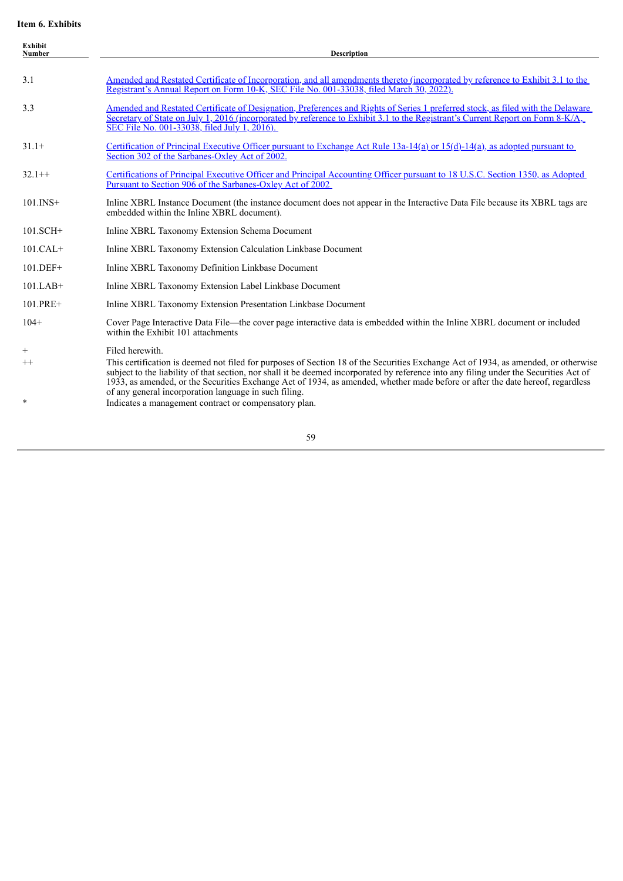**Item 6. Exhibits**

| Exhibit Number | Description |
|---|---|
| 3.1 | Amended and Restated Certificate of Incorporation, and all amendments thereto (incorporated by reference to Exhibit 3.1 to the Registrant's Annual Report on Form 10-K, SEC File No. 001-33038, filed March 30, 2022). |
| 3.3 | Amended and Restated Certificate of Designation, Preferences and Rights of Series 1 preferred stock, as filed with the Delaware Secretary of State on July 1, 2016 (incorporated by reference to Exhibit 3.1 to the Registrant's Current Report on Form 8-K/A, SEC File No. 001-33038, filed July 1, 2016). |
| 31.1+ | Certification of Principal Executive Officer pursuant to Exchange Act Rule 13a-14(a) or 15(d)-14(a), as adopted pursuant to Section 302 of the Sarbanes-Oxley Act of 2002. |
| 32.1++ | Certifications of Principal Executive Officer and Principal Accounting Officer pursuant to 18 U.S.C. Section 1350, as Adopted Pursuant to Section 906 of the Sarbanes-Oxley Act of 2002 |
| 101.INS+ | Inline XBRL Instance Document (the instance document does not appear in the Interactive Data File because its XBRL tags are embedded within the Inline XBRL document). |
| 101.SCH+ | Inline XBRL Taxonomy Extension Schema Document |
| 101.CAL+ | Inline XBRL Taxonomy Extension Calculation Linkbase Document |
| 101.DEF+ | Inline XBRL Taxonomy Definition Linkbase Document |
| 101.LAB+ | Inline XBRL Taxonomy Extension Label Linkbase Document |
| 101.PRE+ | Inline XBRL Taxonomy Extension Presentation Linkbase Document |
| 104+ | Cover Page Interactive Data File—the cover page interactive data is embedded within the Inline XBRL document or included within the Exhibit 101 attachments |

\+ Filed herewith.

++ This certification is deemed not filed for purposes of Section 18 of the Securities Exchange Act of 1934, as amended, or otherwise subject to the liability of that section, nor shall it be deemed incorporated by reference into any filing under the Securities Act of 1933, as amended, or the Securities Exchange Act of 1934, as amended, whether made before or after the date hereof, regardless of any general incorporation language in such filing.

\* Indicates a management contract or compensatory plan.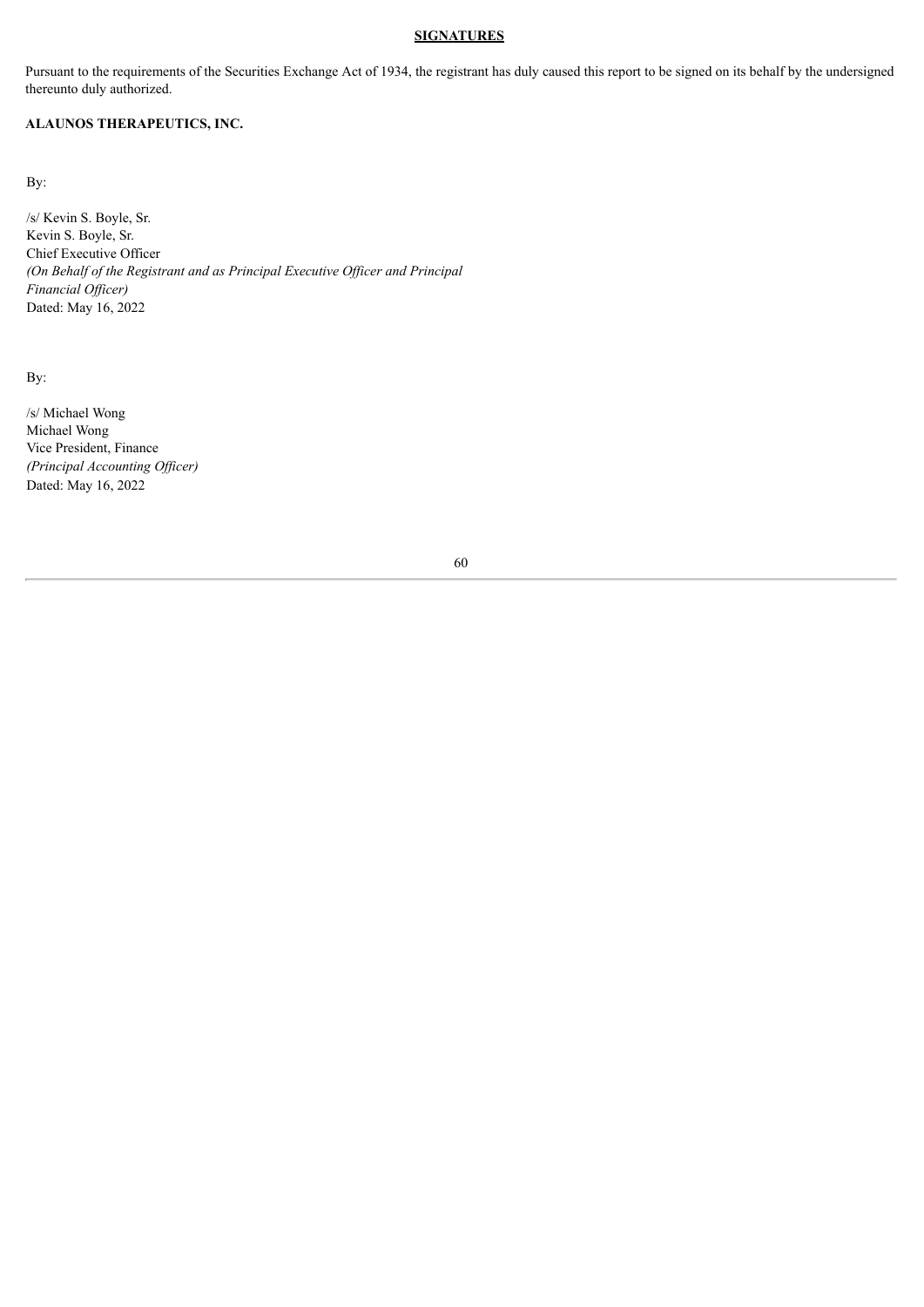**SIGNATURES**

Pursuant to the requirements of the Securities Exchange Act of 1934, the registrant has duly caused this report to be signed on its behalf by the undersigned thereunto duly authorized.

**ALAUNOS THERAPEUTICS, INC.**

By:

/s/ Kevin S. Boyle, Sr.
Kevin S. Boyle, Sr.
Chief Executive Officer
*(On Behalf of the Registrant and as Principal Executive Officer and Principal Financial Officer)*
Dated: May 16, 2022

By:

/s/ Michael Wong
Michael Wong
Vice President, Finance
*(Principal Accounting Officer)*
Dated: May 16, 2022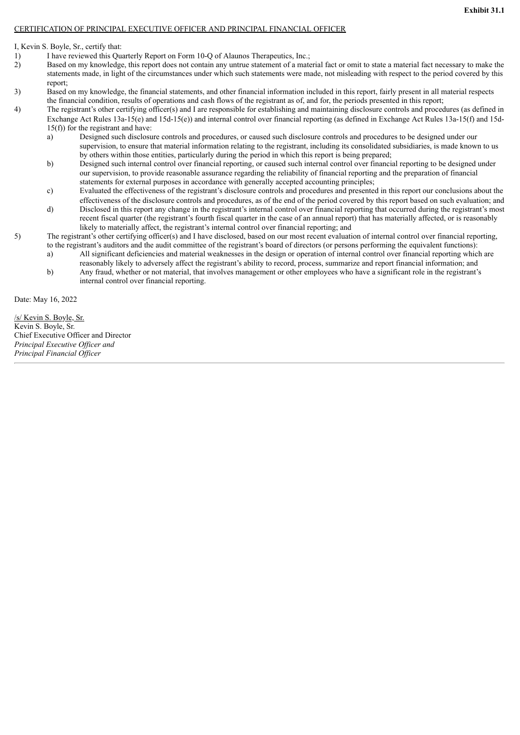**Exhibit 31.1**

CERTIFICATION OF PRINCIPAL EXECUTIVE OFFICER AND PRINCIPAL FINANCIAL OFFICER

I, Kevin S. Boyle, Sr., certify that:

1) I have reviewed this Quarterly Report on Form 10-Q of Alaunos Therapeutics, Inc.;
2) Based on my knowledge, this report does not contain any untrue statement of a material fact or omit to state a material fact necessary to make the statements made, in light of the circumstances under which such statements were made, not misleading with respect to the period covered by this report;
3) Based on my knowledge, the financial statements, and other financial information included in this report, fairly present in all material respects the financial condition, results of operations and cash flows of the registrant as of, and for, the periods presented in this report;
4) The registrant's other certifying officer(s) and I are responsible for establishing and maintaining disclosure controls and procedures (as defined in Exchange Act Rules 13a-15(e) and 15d-15(e)) and internal control over financial reporting (as defined in Exchange Act Rules 13a-15(f) and 15d-15(f)) for the registrant and have:
   a) Designed such disclosure controls and procedures, or caused such disclosure controls and procedures to be designed under our supervision, to ensure that material information relating to the registrant, including its consolidated subsidiaries, is made known to us by others within those entities, particularly during the period in which this report is being prepared;
   b) Designed such internal control over financial reporting, or caused such internal control over financial reporting to be designed under our supervision, to provide reasonable assurance regarding the reliability of financial reporting and the preparation of financial statements for external purposes in accordance with generally accepted accounting principles;
   c) Evaluated the effectiveness of the registrant's disclosure controls and procedures and presented in this report our conclusions about the effectiveness of the disclosure controls and procedures, as of the end of the period covered by this report based on such evaluation; and
   d) Disclosed in this report any change in the registrant's internal control over financial reporting that occurred during the registrant's most recent fiscal quarter (the registrant's fourth fiscal quarter in the case of an annual report) that has materially affected, or is reasonably likely to materially affect, the registrant's internal control over financial reporting; and
5) The registrant's other certifying officer(s) and I have disclosed, based on our most recent evaluation of internal control over financial reporting, to the registrant's auditors and the audit committee of the registrant's board of directors (or persons performing the equivalent functions):
   a) All significant deficiencies and material weaknesses in the design or operation of internal control over financial reporting which are reasonably likely to adversely affect the registrant's ability to record, process, summarize and report financial information; and
   b) Any fraud, whether or not material, that involves management or other employees who have a significant role in the registrant's internal control over financial reporting.

Date: May 16, 2022

/s/ Kevin S. Boyle, Sr.
Kevin S. Boyle, Sr.
Chief Executive Officer and Director
*Principal Executive Officer and*
*Principal Financial Officer*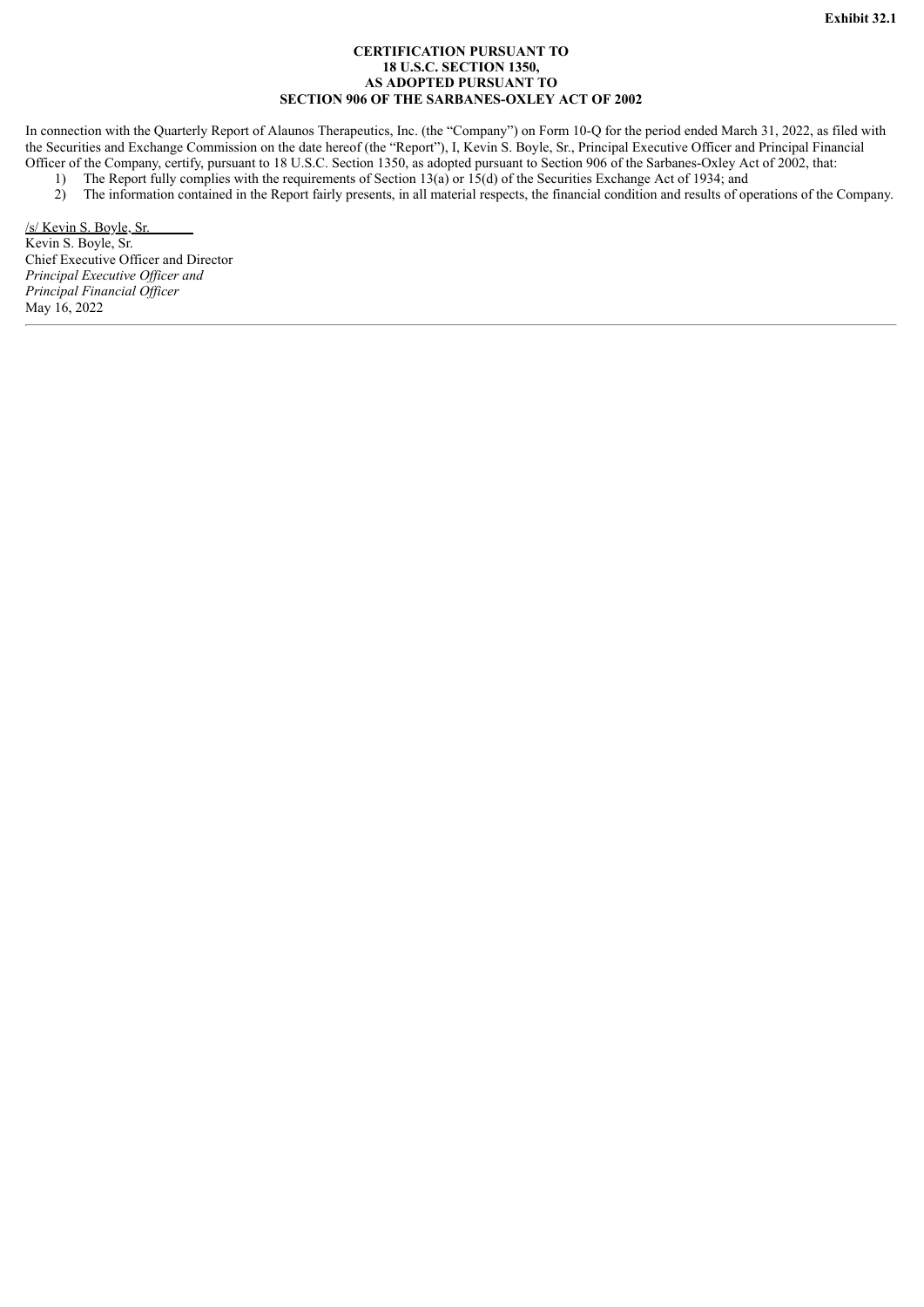**Exhibit 32.1**

**CERTIFICATION PURSUANT TO**
**18 U.S.C. SECTION 1350,**
**AS ADOPTED PURSUANT TO**
**SECTION 906 OF THE SARBANES-OXLEY ACT OF 2002**

In connection with the Quarterly Report of Alaunos Therapeutics, Inc. (the "Company") on Form 10-Q for the period ended March 31, 2022, as filed with the Securities and Exchange Commission on the date hereof (the "Report"), I, Kevin S. Boyle, Sr., Principal Executive Officer and Principal Financial Officer of the Company, certify, pursuant to 18 U.S.C. Section 1350, as adopted pursuant to Section 906 of the Sarbanes-Oxley Act of 2002, that:

1) The Report fully complies with the requirements of Section 13(a) or 15(d) of the Securities Exchange Act of 1934; and
2) The information contained in the Report fairly presents, in all material respects, the financial condition and results of operations of the Company.

/s/ Kevin S. Boyle, Sr.
Kevin S. Boyle, Sr.
Chief Executive Officer and Director
*Principal Executive Officer and*
*Principal Financial Officer*
May 16, 2022